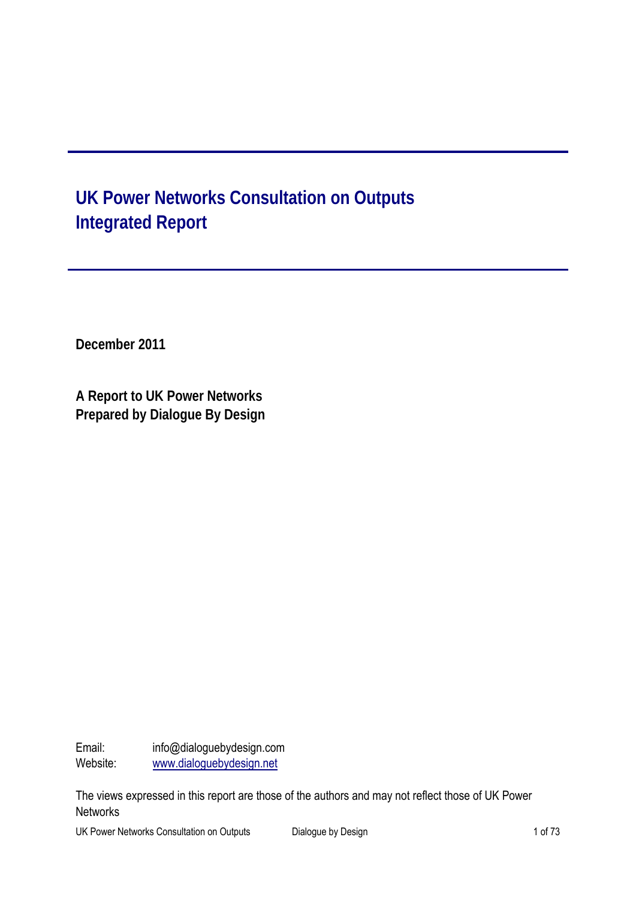# UK Power Networks Consultation on Outputs Integrated Report

**December 2011**

**A Report to UK Power Networks**
**Prepared by Dialogue By Design**

Email: info@dialoguebydesign.com
Website: www.dialoguebydesign.net

The views expressed in this report are those of the authors and may not reflect those of UK Power Networks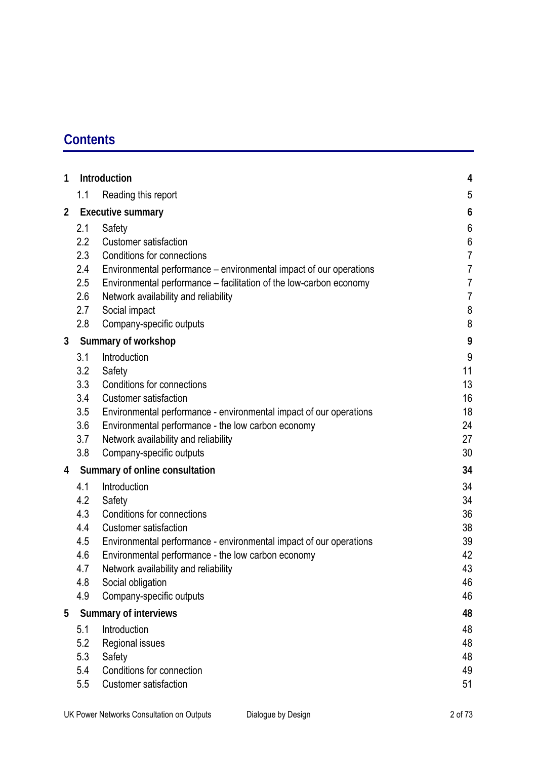# Contents

| | | |
|---|---|---|
| **1** | **Introduction** | **4** |
| 1.1 | Reading this report | 5 |
| **2** | **Executive summary** | **6** |
| 2.1 | Safety | 6 |
| 2.2 | Customer satisfaction | 6 |
| 2.3 | Conditions for connections | 7 |
| 2.4 | Environmental performance – environmental impact of our operations | 7 |
| 2.5 | Environmental performance – facilitation of the low-carbon economy | 7 |
| 2.6 | Network availability and reliability | 7 |
| 2.7 | Social impact | 8 |
| 2.8 | Company-specific outputs | 8 |
| **3** | **Summary of workshop** | **9** |
| 3.1 | Introduction | 9 |
| 3.2 | Safety | 11 |
| 3.3 | Conditions for connections | 13 |
| 3.4 | Customer satisfaction | 16 |
| 3.5 | Environmental performance - environmental impact of our operations | 18 |
| 3.6 | Environmental performance - the low carbon economy | 24 |
| 3.7 | Network availability and reliability | 27 |
| 3.8 | Company-specific outputs | 30 |
| **4** | **Summary of online consultation** | **34** |
| 4.1 | Introduction | 34 |
| 4.2 | Safety | 34 |
| 4.3 | Conditions for connections | 36 |
| 4.4 | Customer satisfaction | 38 |
| 4.5 | Environmental performance - environmental impact of our operations | 39 |
| 4.6 | Environmental performance - the low carbon economy | 42 |
| 4.7 | Network availability and reliability | 43 |
| 4.8 | Social obligation | 46 |
| 4.9 | Company-specific outputs | 46 |
| **5** | **Summary of interviews** | **48** |
| 5.1 | Introduction | 48 |
| 5.2 | Regional issues | 48 |
| 5.3 | Safety | 48 |
| 5.4 | Conditions for connection | 49 |
| 5.5 | Customer satisfaction | 51 |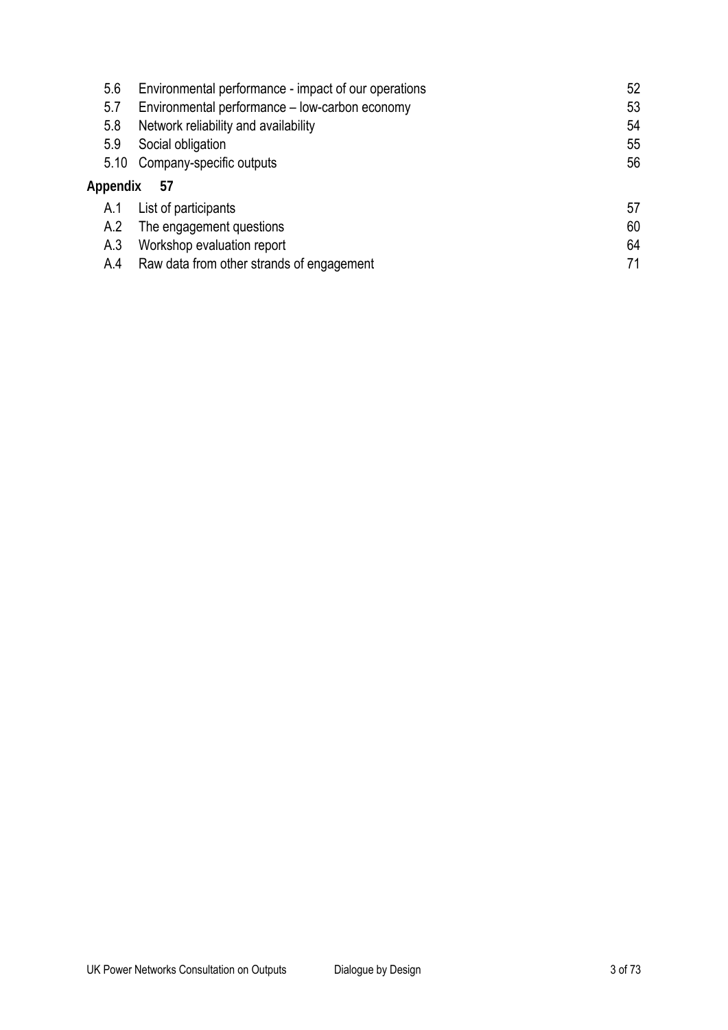| | | |
|---|---|---|
| 5.6 | Environmental performance - impact of our operations | 52 |
| 5.7 | Environmental performance – low-carbon economy | 53 |
| 5.8 | Network reliability and availability | 54 |
| 5.9 | Social obligation | 55 |
| 5.10 | Company-specific outputs | 56 |

**Appendix 57**

| | | |
|---|---|---|
| A.1 | List of participants | 57 |
| A.2 | The engagement questions | 60 |
| A.3 | Workshop evaluation report | 64 |
| A.4 | Raw data from other strands of engagement | 71 |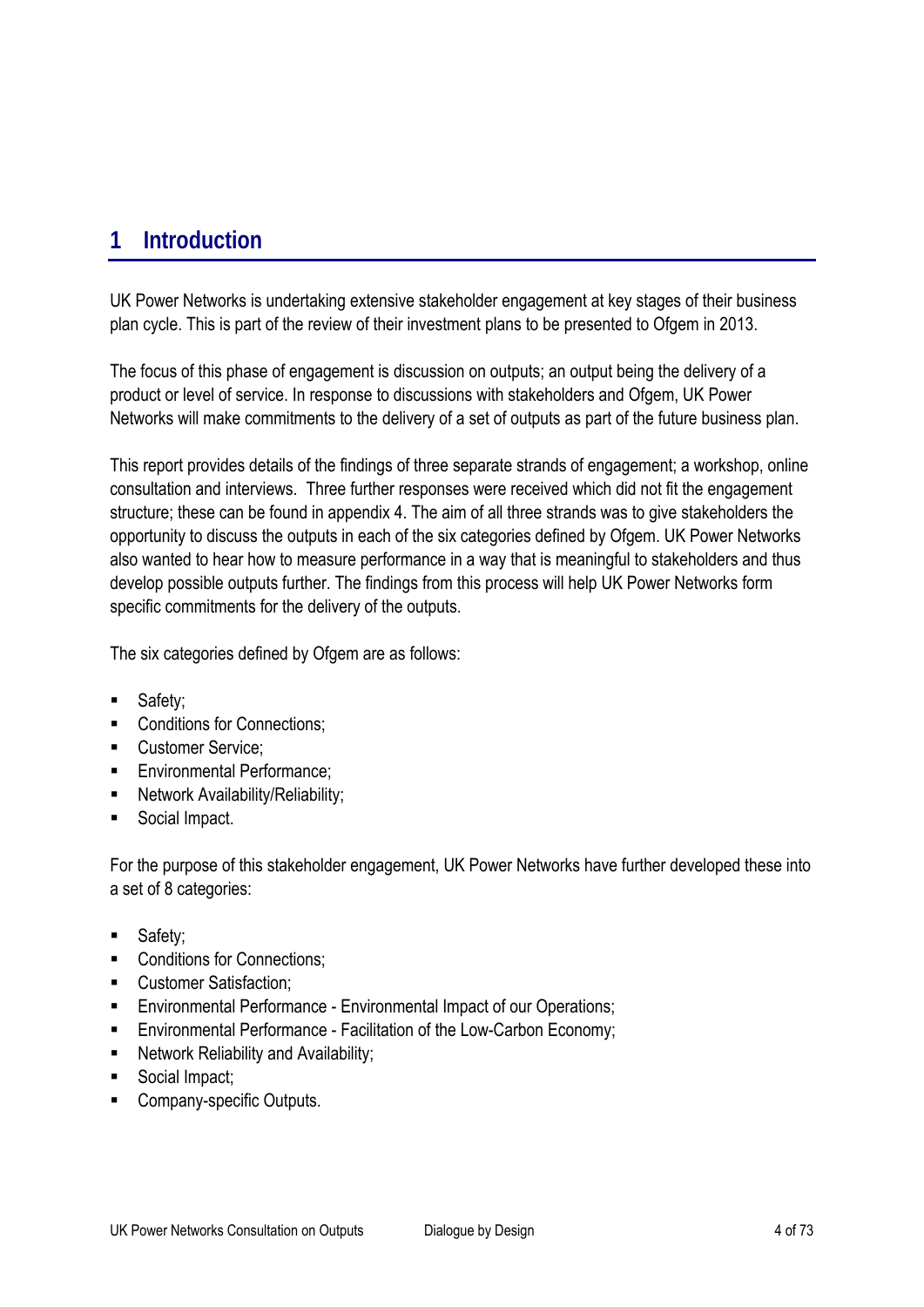# 1 Introduction

UK Power Networks is undertaking extensive stakeholder engagement at key stages of their business plan cycle. This is part of the review of their investment plans to be presented to Ofgem in 2013.

The focus of this phase of engagement is discussion on outputs; an output being the delivery of a product or level of service. In response to discussions with stakeholders and Ofgem, UK Power Networks will make commitments to the delivery of a set of outputs as part of the future business plan.

This report provides details of the findings of three separate strands of engagement; a workshop, online consultation and interviews. Three further responses were received which did not fit the engagement structure; these can be found in appendix 4. The aim of all three strands was to give stakeholders the opportunity to discuss the outputs in each of the six categories defined by Ofgem. UK Power Networks also wanted to hear how to measure performance in a way that is meaningful to stakeholders and thus develop possible outputs further. The findings from this process will help UK Power Networks form specific commitments for the delivery of the outputs.

The six categories defined by Ofgem are as follows:

- Safety;
- Conditions for Connections;
- Customer Service;
- Environmental Performance;
- Network Availability/Reliability;
- Social Impact.

For the purpose of this stakeholder engagement, UK Power Networks have further developed these into a set of 8 categories:

- Safety;
- Conditions for Connections;
- Customer Satisfaction;
- Environmental Performance - Environmental Impact of our Operations;
- Environmental Performance - Facilitation of the Low-Carbon Economy;
- Network Reliability and Availability;
- Social Impact;
- Company-specific Outputs.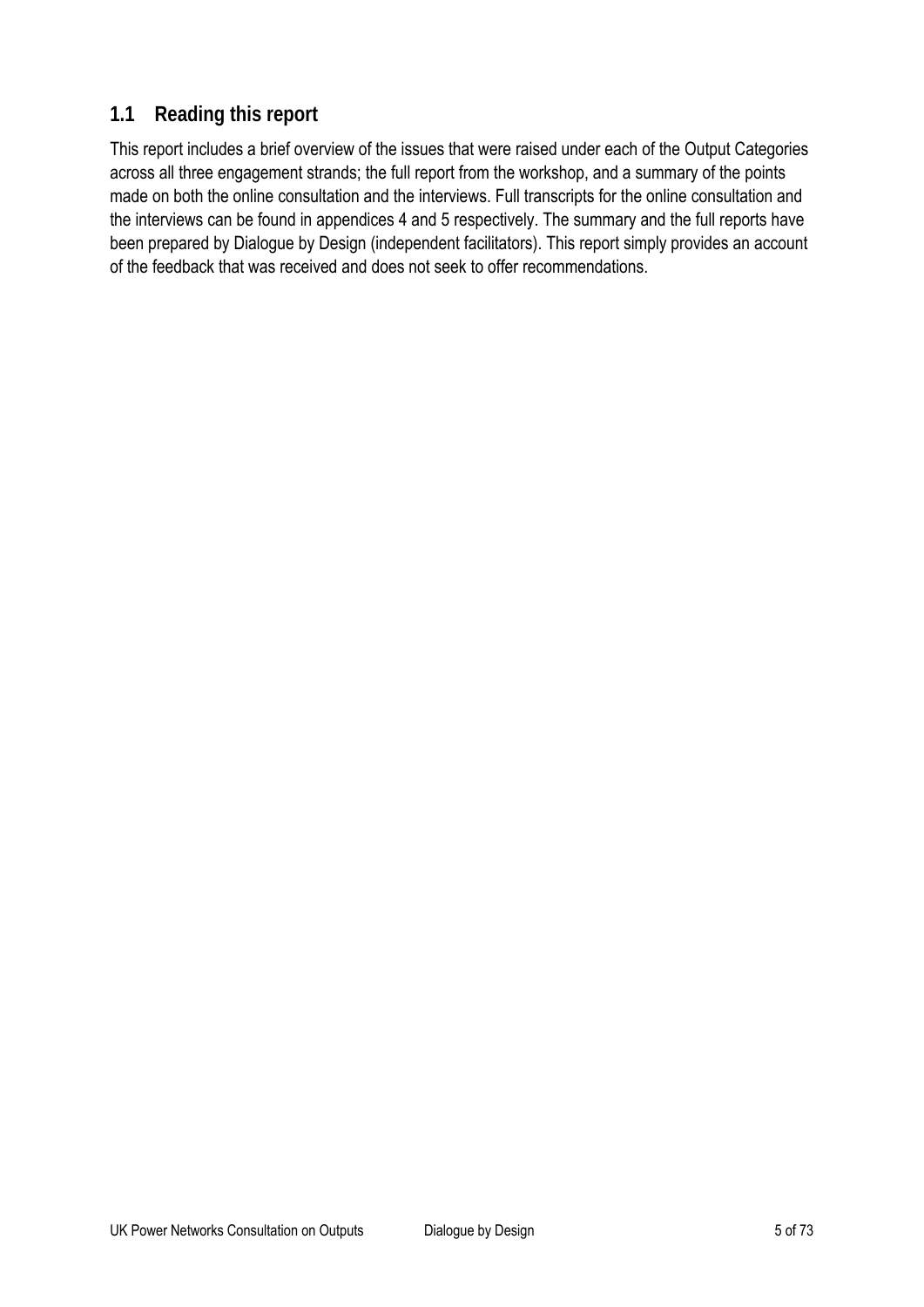## 1.1 Reading this report

This report includes a brief overview of the issues that were raised under each of the Output Categories across all three engagement strands; the full report from the workshop, and a summary of the points made on both the online consultation and the interviews. Full transcripts for the online consultation and the interviews can be found in appendices 4 and 5 respectively. The summary and the full reports have been prepared by Dialogue by Design (independent facilitators). This report simply provides an account of the feedback that was received and does not seek to offer recommendations.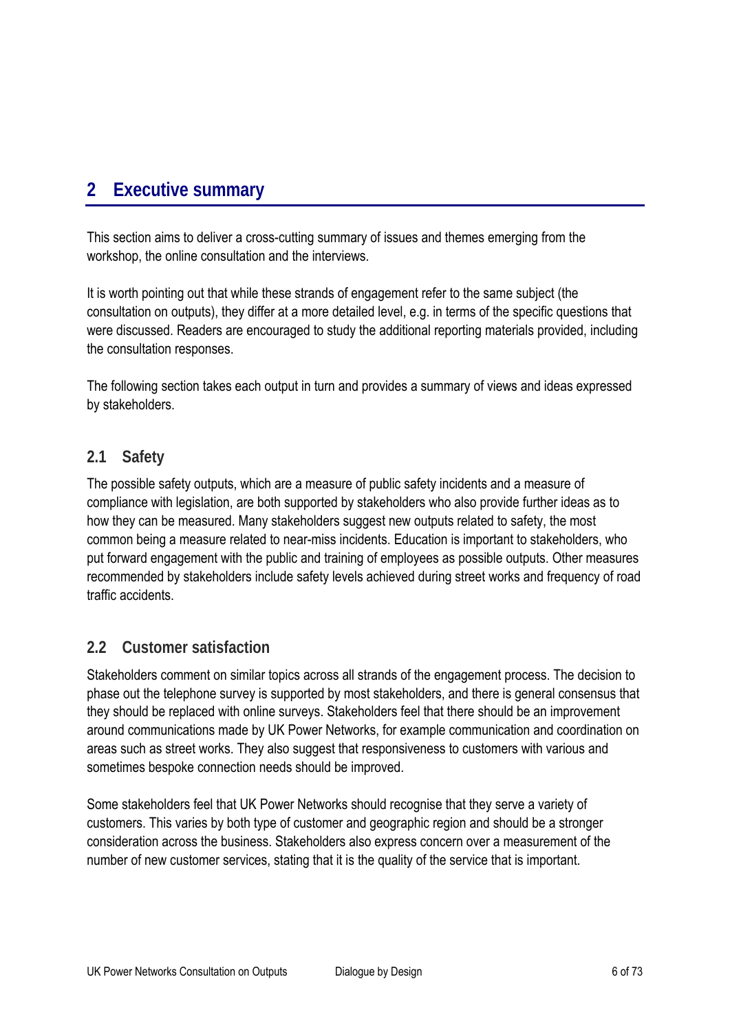# 2 Executive summary

This section aims to deliver a cross-cutting summary of issues and themes emerging from the workshop, the online consultation and the interviews.

It is worth pointing out that while these strands of engagement refer to the same subject (the consultation on outputs), they differ at a more detailed level, e.g. in terms of the specific questions that were discussed. Readers are encouraged to study the additional reporting materials provided, including the consultation responses.

The following section takes each output in turn and provides a summary of views and ideas expressed by stakeholders.

## 2.1 Safety

The possible safety outputs, which are a measure of public safety incidents and a measure of compliance with legislation, are both supported by stakeholders who also provide further ideas as to how they can be measured. Many stakeholders suggest new outputs related to safety, the most common being a measure related to near-miss incidents. Education is important to stakeholders, who put forward engagement with the public and training of employees as possible outputs. Other measures recommended by stakeholders include safety levels achieved during street works and frequency of road traffic accidents.

## 2.2 Customer satisfaction

Stakeholders comment on similar topics across all strands of the engagement process. The decision to phase out the telephone survey is supported by most stakeholders, and there is general consensus that they should be replaced with online surveys. Stakeholders feel that there should be an improvement around communications made by UK Power Networks, for example communication and coordination on areas such as street works. They also suggest that responsiveness to customers with various and sometimes bespoke connection needs should be improved.

Some stakeholders feel that UK Power Networks should recognise that they serve a variety of customers. This varies by both type of customer and geographic region and should be a stronger consideration across the business. Stakeholders also express concern over a measurement of the number of new customer services, stating that it is the quality of the service that is important.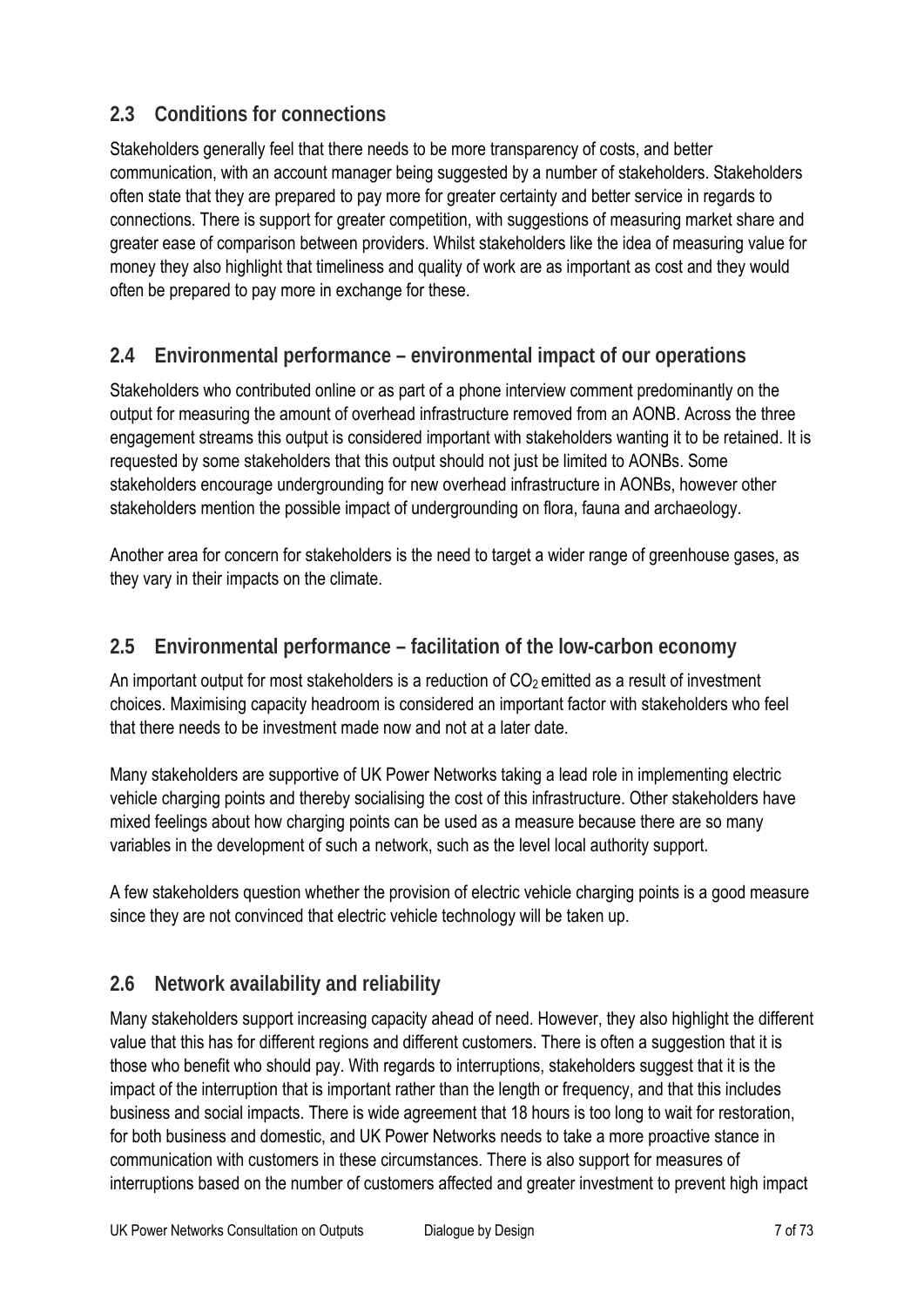## 2.3 Conditions for connections

Stakeholders generally feel that there needs to be more transparency of costs, and better communication, with an account manager being suggested by a number of stakeholders. Stakeholders often state that they are prepared to pay more for greater certainty and better service in regards to connections. There is support for greater competition, with suggestions of measuring market share and greater ease of comparison between providers. Whilst stakeholders like the idea of measuring value for money they also highlight that timeliness and quality of work are as important as cost and they would often be prepared to pay more in exchange for these.

## 2.4 Environmental performance – environmental impact of our operations

Stakeholders who contributed online or as part of a phone interview comment predominantly on the output for measuring the amount of overhead infrastructure removed from an AONB. Across the three engagement streams this output is considered important with stakeholders wanting it to be retained. It is requested by some stakeholders that this output should not just be limited to AONBs. Some stakeholders encourage undergrounding for new overhead infrastructure in AONBs, however other stakeholders mention the possible impact of undergrounding on flora, fauna and archaeology.

Another area for concern for stakeholders is the need to target a wider range of greenhouse gases, as they vary in their impacts on the climate.

## 2.5 Environmental performance – facilitation of the low-carbon economy

An important output for most stakeholders is a reduction of $CO_2$ emitted as a result of investment choices. Maximising capacity headroom is considered an important factor with stakeholders who feel that there needs to be investment made now and not at a later date.

Many stakeholders are supportive of UK Power Networks taking a lead role in implementing electric vehicle charging points and thereby socialising the cost of this infrastructure. Other stakeholders have mixed feelings about how charging points can be used as a measure because there are so many variables in the development of such a network, such as the level local authority support.

A few stakeholders question whether the provision of electric vehicle charging points is a good measure since they are not convinced that electric vehicle technology will be taken up.

## 2.6 Network availability and reliability

Many stakeholders support increasing capacity ahead of need. However, they also highlight the different value that this has for different regions and different customers. There is often a suggestion that it is those who benefit who should pay. With regards to interruptions, stakeholders suggest that it is the impact of the interruption that is important rather than the length or frequency, and that this includes business and social impacts. There is wide agreement that 18 hours is too long to wait for restoration, for both business and domestic, and UK Power Networks needs to take a more proactive stance in communication with customers in these circumstances. There is also support for measures of interruptions based on the number of customers affected and greater investment to prevent high impact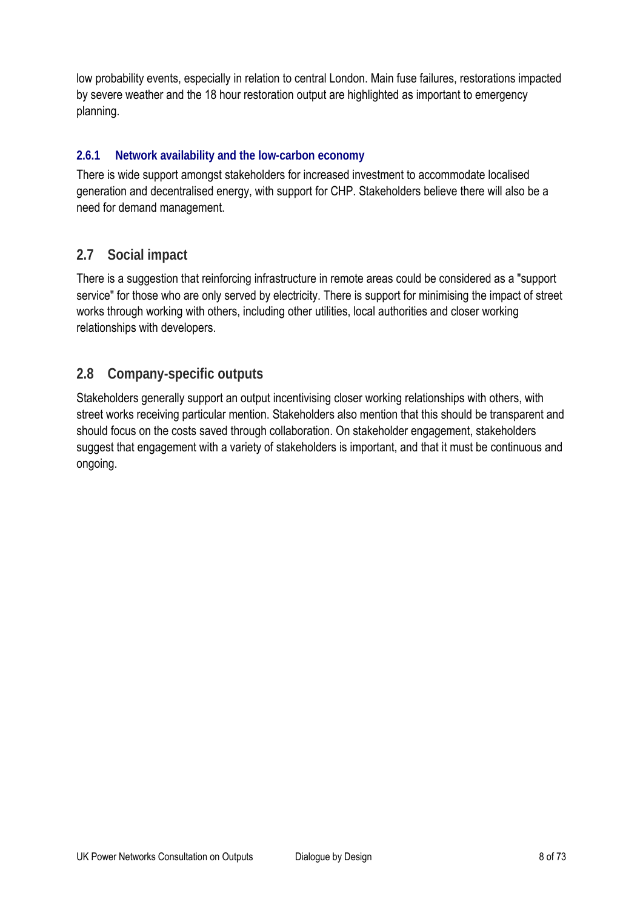low probability events, especially in relation to central London. Main fuse failures, restorations impacted by severe weather and the 18 hour restoration output are highlighted as important to emergency planning.

### 2.6.1 Network availability and the low-carbon economy

There is wide support amongst stakeholders for increased investment to accommodate localised generation and decentralised energy, with support for CHP. Stakeholders believe there will also be a need for demand management.

## 2.7 Social impact

There is a suggestion that reinforcing infrastructure in remote areas could be considered as a "support service" for those who are only served by electricity. There is support for minimising the impact of street works through working with others, including other utilities, local authorities and closer working relationships with developers.

## 2.8 Company-specific outputs

Stakeholders generally support an output incentivising closer working relationships with others, with street works receiving particular mention. Stakeholders also mention that this should be transparent and should focus on the costs saved through collaboration. On stakeholder engagement, stakeholders suggest that engagement with a variety of stakeholders is important, and that it must be continuous and ongoing.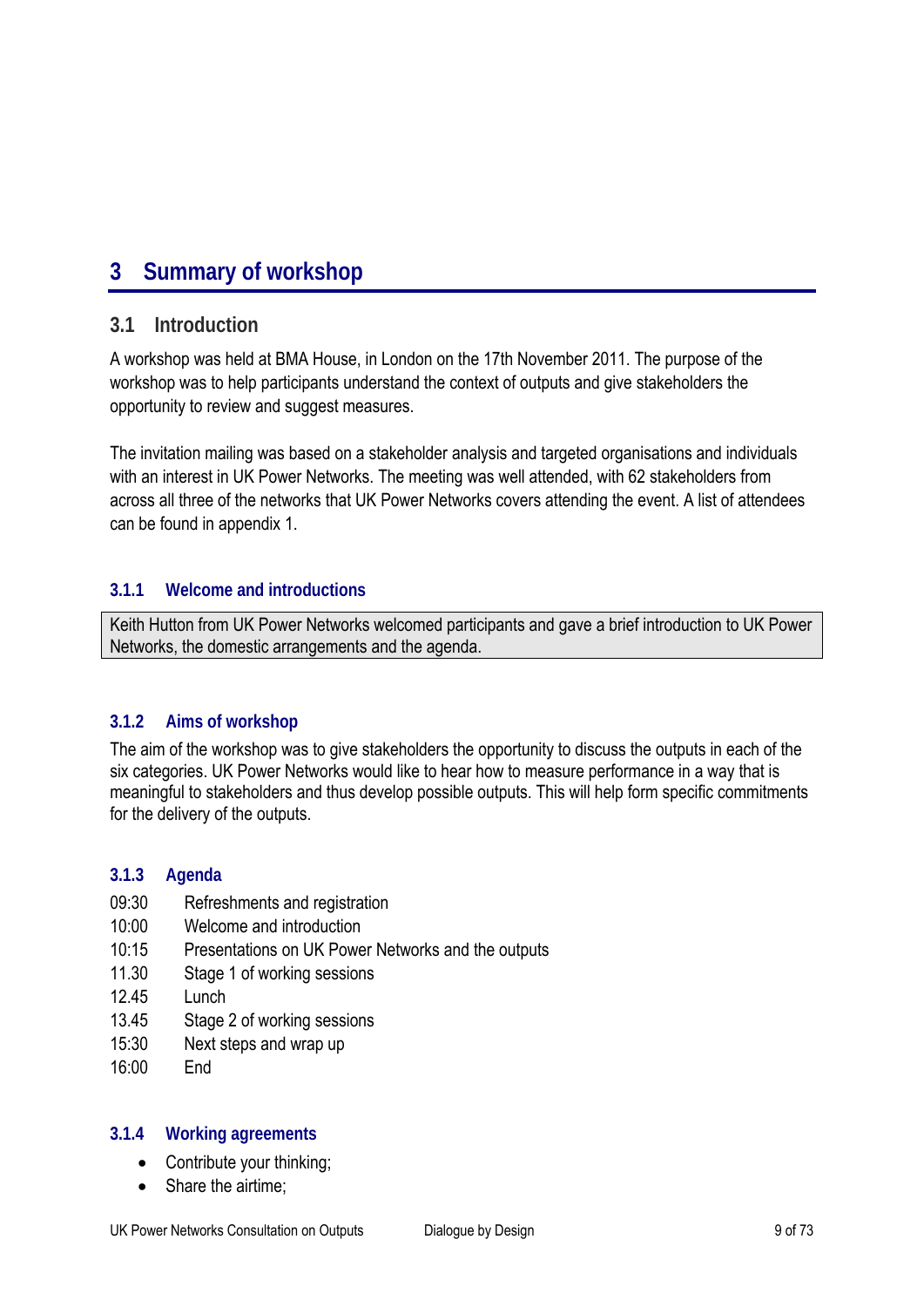# 3 Summary of workshop

## 3.1 Introduction

A workshop was held at BMA House, in London on the 17th November 2011. The purpose of the workshop was to help participants understand the context of outputs and give stakeholders the opportunity to review and suggest measures.

The invitation mailing was based on a stakeholder analysis and targeted organisations and individuals with an interest in UK Power Networks. The meeting was well attended, with 62 stakeholders from across all three of the networks that UK Power Networks covers attending the event. A list of attendees can be found in appendix 1.

### 3.1.1 Welcome and introductions

Keith Hutton from UK Power Networks welcomed participants and gave a brief introduction to UK Power Networks, the domestic arrangements and the agenda.

### 3.1.2 Aims of workshop

The aim of the workshop was to give stakeholders the opportunity to discuss the outputs in each of the six categories. UK Power Networks would like to hear how to measure performance in a way that is meaningful to stakeholders and thus develop possible outputs. This will help form specific commitments for the delivery of the outputs.

### 3.1.3 Agenda

| | |
|---|---|
| 09:30 | Refreshments and registration |
| 10:00 | Welcome and introduction |
| 10:15 | Presentations on UK Power Networks and the outputs |
| 11.30 | Stage 1 of working sessions |
| 12.45 | Lunch |
| 13.45 | Stage 2 of working sessions |
| 15:30 | Next steps and wrap up |
| 16:00 | End |

### 3.1.4 Working agreements

- Contribute your thinking;
- Share the airtime;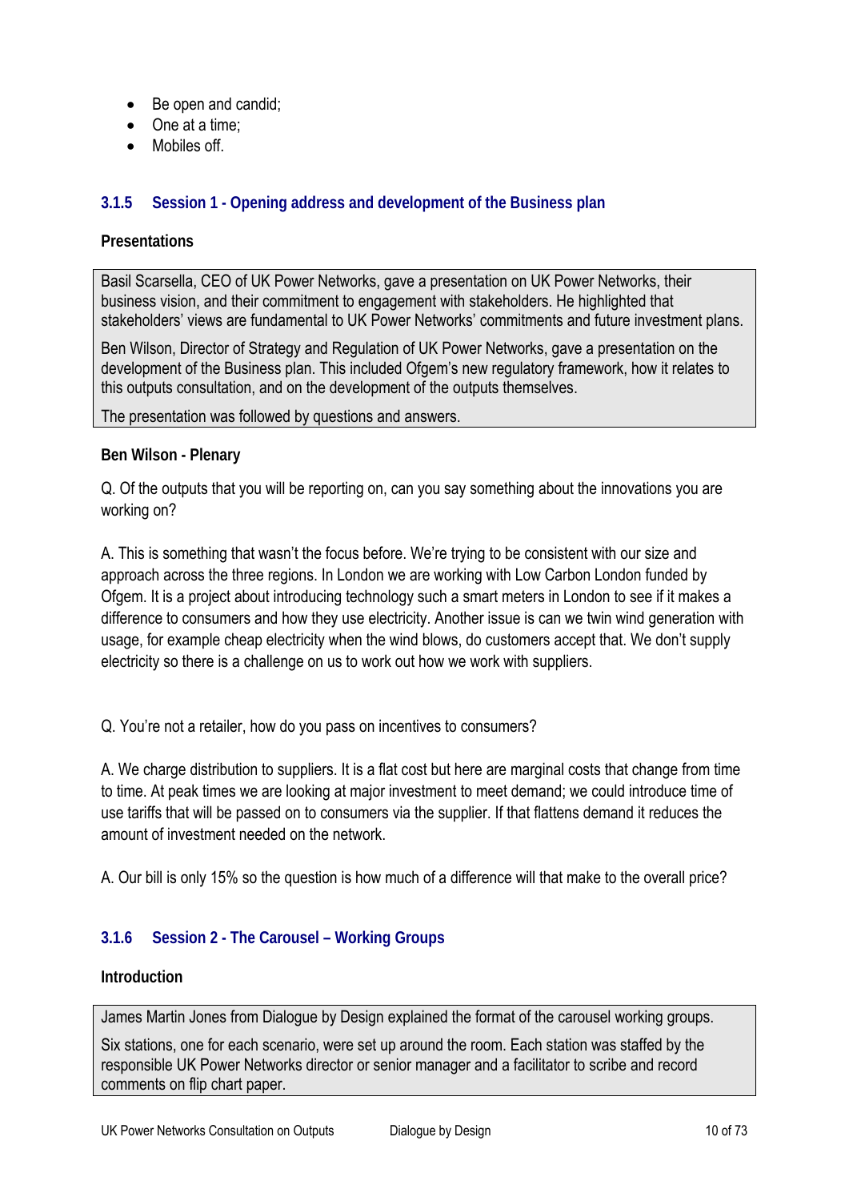- Be open and candid;
- One at a time;
- Mobiles off.

### 3.1.5 Session 1 - Opening address and development of the Business plan

**Presentations**

Basil Scarsella, CEO of UK Power Networks, gave a presentation on UK Power Networks, their business vision, and their commitment to engagement with stakeholders. He highlighted that stakeholders' views are fundamental to UK Power Networks' commitments and future investment plans.

Ben Wilson, Director of Strategy and Regulation of UK Power Networks, gave a presentation on the development of the Business plan. This included Ofgem's new regulatory framework, how it relates to this outputs consultation, and on the development of the outputs themselves.

The presentation was followed by questions and answers.

**Ben Wilson - Plenary**

Q. Of the outputs that you will be reporting on, can you say something about the innovations you are working on?

A. This is something that wasn't the focus before. We're trying to be consistent with our size and approach across the three regions. In London we are working with Low Carbon London funded by Ofgem. It is a project about introducing technology such a smart meters in London to see if it makes a difference to consumers and how they use electricity. Another issue is can we twin wind generation with usage, for example cheap electricity when the wind blows, do customers accept that. We don't supply electricity so there is a challenge on us to work out how we work with suppliers.

Q. You're not a retailer, how do you pass on incentives to consumers?

A. We charge distribution to suppliers. It is a flat cost but here are marginal costs that change from time to time. At peak times we are looking at major investment to meet demand; we could introduce time of use tariffs that will be passed on to consumers via the supplier. If that flattens demand it reduces the amount of investment needed on the network.

A. Our bill is only 15% so the question is how much of a difference will that make to the overall price?

### 3.1.6 Session 2 - The Carousel – Working Groups

**Introduction**

James Martin Jones from Dialogue by Design explained the format of the carousel working groups.

Six stations, one for each scenario, were set up around the room. Each station was staffed by the responsible UK Power Networks director or senior manager and a facilitator to scribe and record comments on flip chart paper.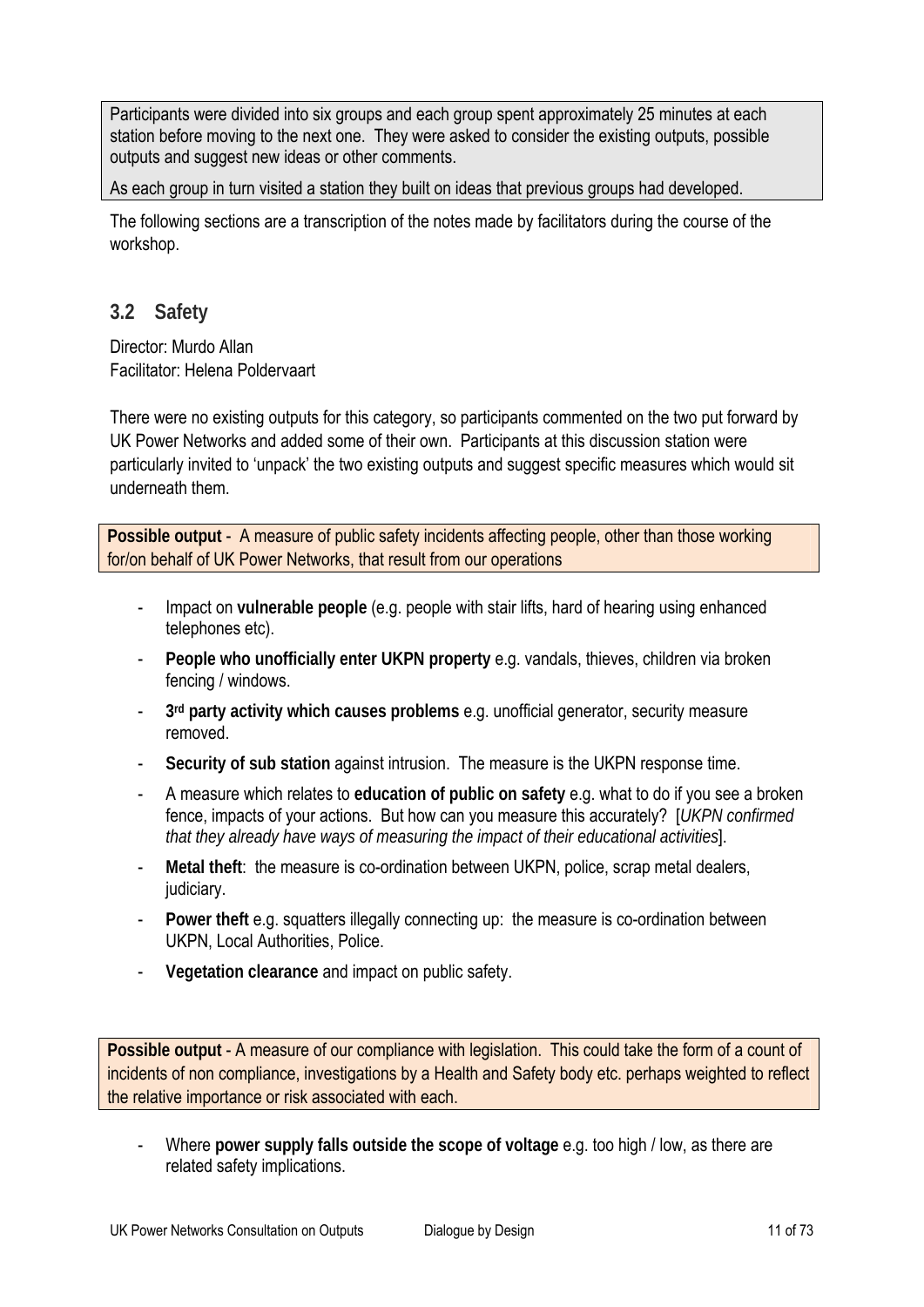Participants were divided into six groups and each group spent approximately 25 minutes at each station before moving to the next one. They were asked to consider the existing outputs, possible outputs and suggest new ideas or other comments.

As each group in turn visited a station they built on ideas that previous groups had developed.

The following sections are a transcription of the notes made by facilitators during the course of the workshop.

## 3.2 Safety

Director: Murdo Allan
Facilitator: Helena Poldervaart

There were no existing outputs for this category, so participants commented on the two put forward by UK Power Networks and added some of their own. Participants at this discussion station were particularly invited to 'unpack' the two existing outputs and suggest specific measures which would sit underneath them.

**Possible output** - A measure of public safety incidents affecting people, other than those working for/on behalf of UK Power Networks, that result from our operations

- Impact on **vulnerable people** (e.g. people with stair lifts, hard of hearing using enhanced telephones etc).
- **People who unofficially enter UKPN property** e.g. vandals, thieves, children via broken fencing / windows.
- **3rd party activity which causes problems** e.g. unofficial generator, security measure removed.
- **Security of sub station** against intrusion. The measure is the UKPN response time.
- A measure which relates to **education of public on safety** e.g. what to do if you see a broken fence, impacts of your actions. But how can you measure this accurately? [*UKPN confirmed that they already have ways of measuring the impact of their educational activities*].
- **Metal theft**: the measure is co-ordination between UKPN, police, scrap metal dealers, judiciary.
- **Power theft** e.g. squatters illegally connecting up: the measure is co-ordination between UKPN, Local Authorities, Police.
- **Vegetation clearance** and impact on public safety.

**Possible output** - A measure of our compliance with legislation. This could take the form of a count of incidents of non compliance, investigations by a Health and Safety body etc. perhaps weighted to reflect the relative importance or risk associated with each.

- Where **power supply falls outside the scope of voltage** e.g. too high / low, as there are related safety implications.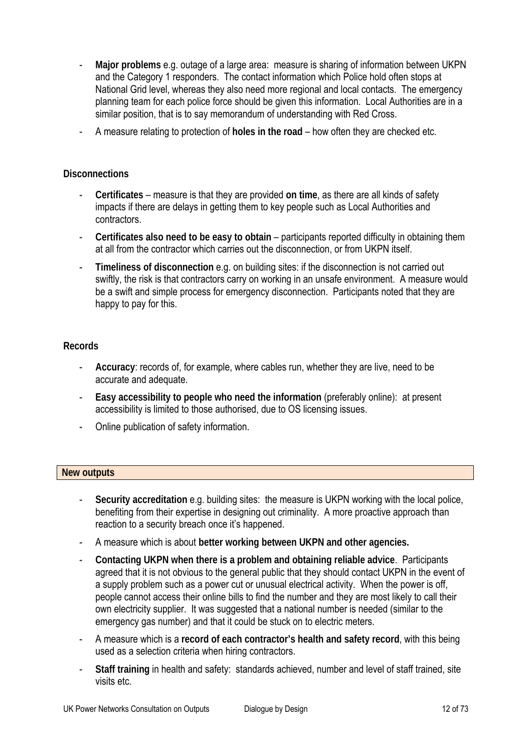- **Major problems** e.g. outage of a large area: measure is sharing of information between UKPN and the Category 1 responders. The contact information which Police hold often stops at National Grid level, whereas they also need more regional and local contacts. The emergency planning team for each police force should be given this information. Local Authorities are in a similar position, that is to say memorandum of understanding with Red Cross.
- A measure relating to protection of **holes in the road** – how often they are checked etc.

**Disconnections**

- **Certificates** – measure is that they are provided **on time**, as there are all kinds of safety impacts if there are delays in getting them to key people such as Local Authorities and contractors.
- **Certificates also need to be easy to obtain** – participants reported difficulty in obtaining them at all from the contractor which carries out the disconnection, or from UKPN itself.
- **Timeliness of disconnection** e.g. on building sites: if the disconnection is not carried out swiftly, the risk is that contractors carry on working in an unsafe environment. A measure would be a swift and simple process for emergency disconnection. Participants noted that they are happy to pay for this.

**Records**

- **Accuracy**: records of, for example, where cables run, whether they are live, need to be accurate and adequate.
- **Easy accessibility to people who need the information** (preferably online): at present accessibility is limited to those authorised, due to OS licensing issues.
- Online publication of safety information.

**New outputs**

- **Security accreditation** e.g. building sites: the measure is UKPN working with the local police, benefiting from their expertise in designing out criminality. A more proactive approach than reaction to a security breach once it's happened.
- A measure which is about **better working between UKPN and other agencies.**
- **Contacting UKPN when there is a problem and obtaining reliable advice**. Participants agreed that it is not obvious to the general public that they should contact UKPN in the event of a supply problem such as a power cut or unusual electrical activity. When the power is off, people cannot access their online bills to find the number and they are most likely to call their own electricity supplier. It was suggested that a national number is needed (similar to the emergency gas number) and that it could be stuck on to electric meters.
- A measure which is a **record of each contractor's health and safety record**, with this being used as a selection criteria when hiring contractors.
- **Staff training** in health and safety: standards achieved, number and level of staff trained, site visits etc.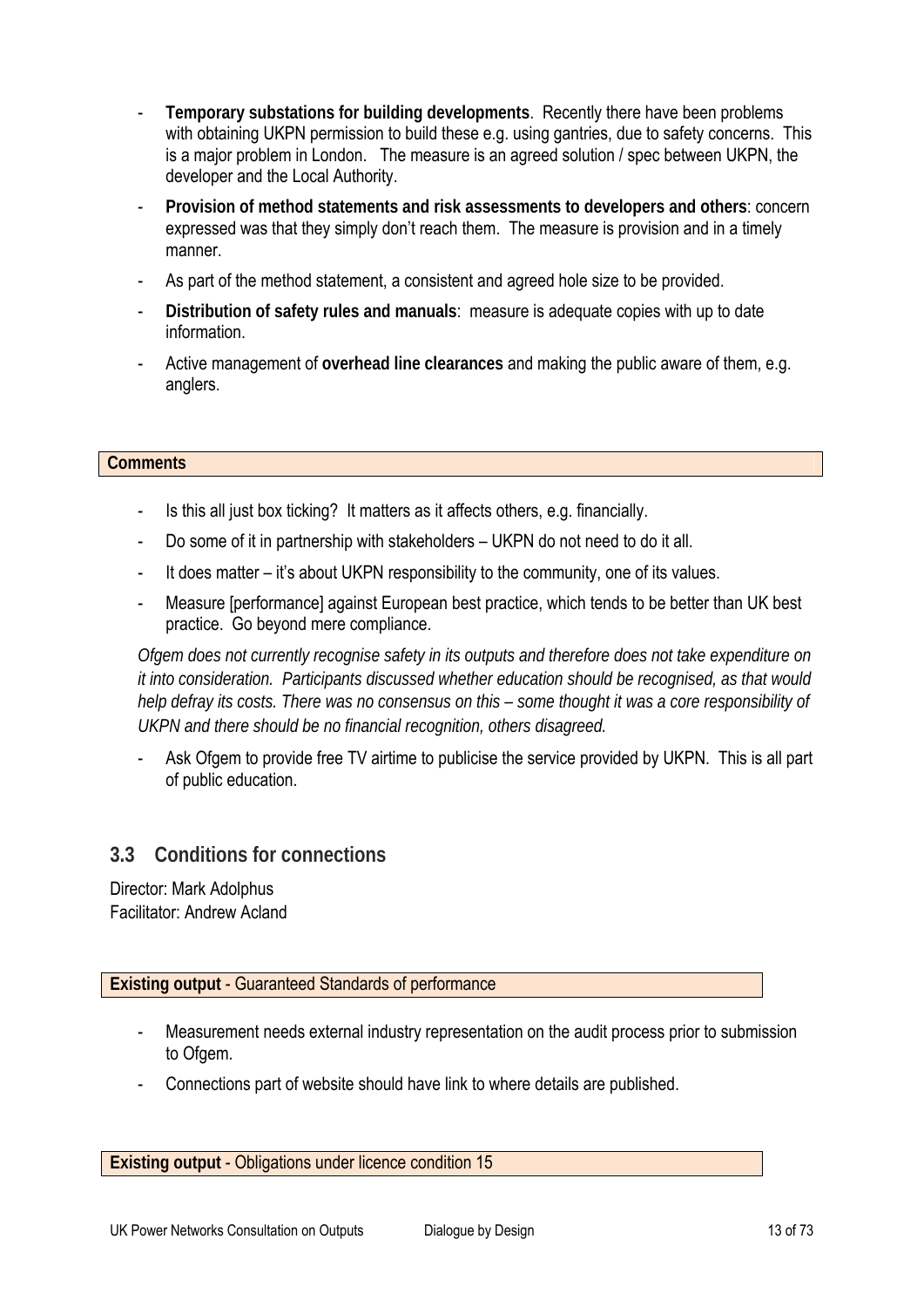- **Temporary substations for building developments**. Recently there have been problems with obtaining UKPN permission to build these e.g. using gantries, due to safety concerns. This is a major problem in London. The measure is an agreed solution / spec between UKPN, the developer and the Local Authority.
- **Provision of method statements and risk assessments to developers and others**: concern expressed was that they simply don't reach them. The measure is provision and in a timely manner.
- As part of the method statement, a consistent and agreed hole size to be provided.
- **Distribution of safety rules and manuals**: measure is adequate copies with up to date information.
- Active management of **overhead line clearances** and making the public aware of them, e.g. anglers.

**Comments**

- Is this all just box ticking? It matters as it affects others, e.g. financially.
- Do some of it in partnership with stakeholders – UKPN do not need to do it all.
- It does matter – it's about UKPN responsibility to the community, one of its values.
- Measure [performance] against European best practice, which tends to be better than UK best practice. Go beyond mere compliance.

*Ofgem does not currently recognise safety in its outputs and therefore does not take expenditure on it into consideration. Participants discussed whether education should be recognised, as that would help defray its costs. There was no consensus on this – some thought it was a core responsibility of UKPN and there should be no financial recognition, others disagreed.*

- Ask Ofgem to provide free TV airtime to publicise the service provided by UKPN. This is all part of public education.

## 3.3 Conditions for connections

Director: Mark Adolphus
Facilitator: Andrew Acland

**Existing output** - Guaranteed Standards of performance

- Measurement needs external industry representation on the audit process prior to submission to Ofgem.
- Connections part of website should have link to where details are published.

**Existing output** - Obligations under licence condition 15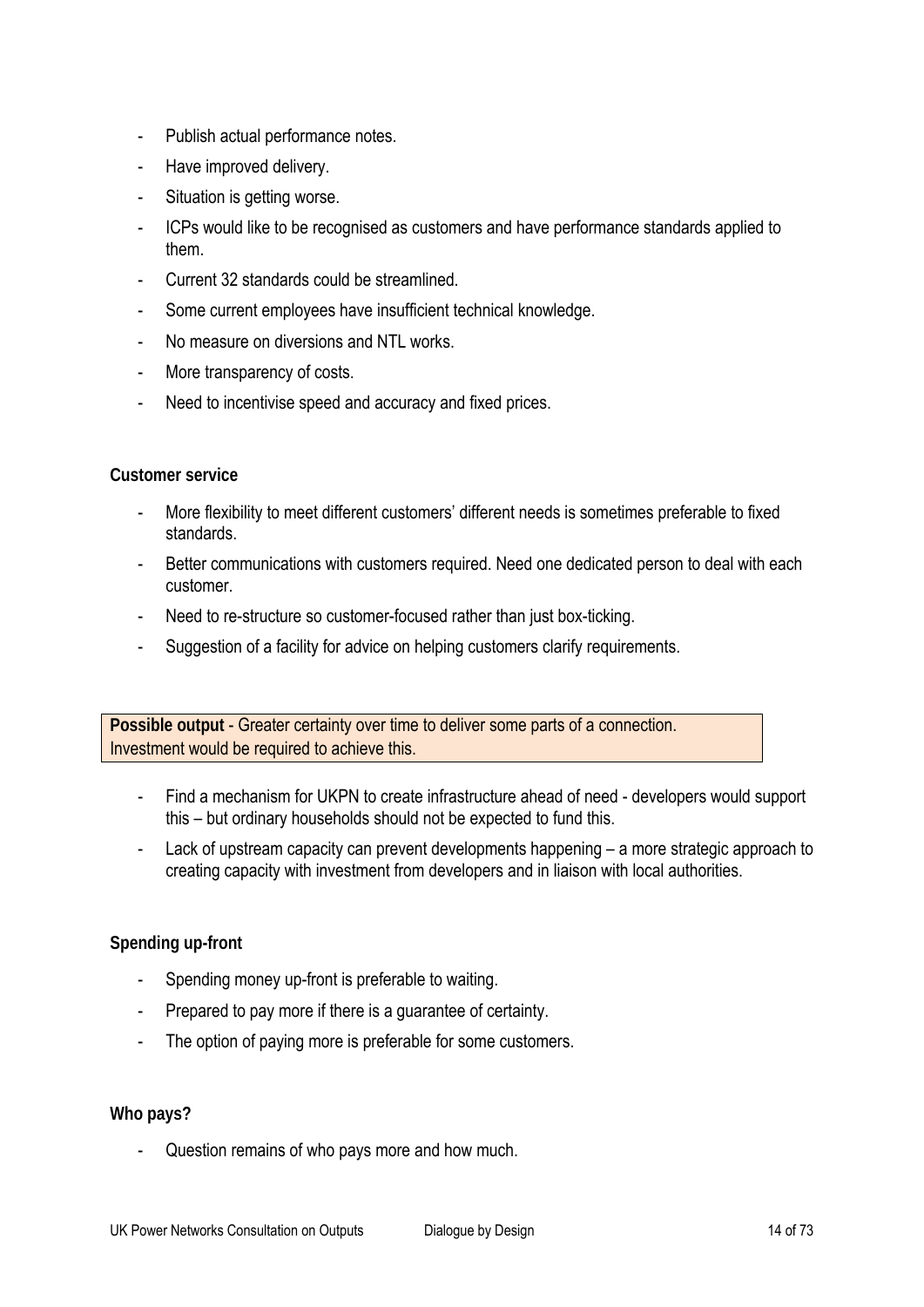- Publish actual performance notes.
- Have improved delivery.
- Situation is getting worse.
- ICPs would like to be recognised as customers and have performance standards applied to them.
- Current 32 standards could be streamlined.
- Some current employees have insufficient technical knowledge.
- No measure on diversions and NTL works.
- More transparency of costs.
- Need to incentivise speed and accuracy and fixed prices.

**Customer service**

- More flexibility to meet different customers' different needs is sometimes preferable to fixed standards.
- Better communications with customers required. Need one dedicated person to deal with each customer.
- Need to re-structure so customer-focused rather than just box-ticking.
- Suggestion of a facility for advice on helping customers clarify requirements.

**Possible output** - Greater certainty over time to deliver some parts of a connection. Investment would be required to achieve this.

- Find a mechanism for UKPN to create infrastructure ahead of need - developers would support this – but ordinary households should not be expected to fund this.
- Lack of upstream capacity can prevent developments happening – a more strategic approach to creating capacity with investment from developers and in liaison with local authorities.

**Spending up-front**

- Spending money up-front is preferable to waiting.
- Prepared to pay more if there is a guarantee of certainty.
- The option of paying more is preferable for some customers.

**Who pays?**

- Question remains of who pays more and how much.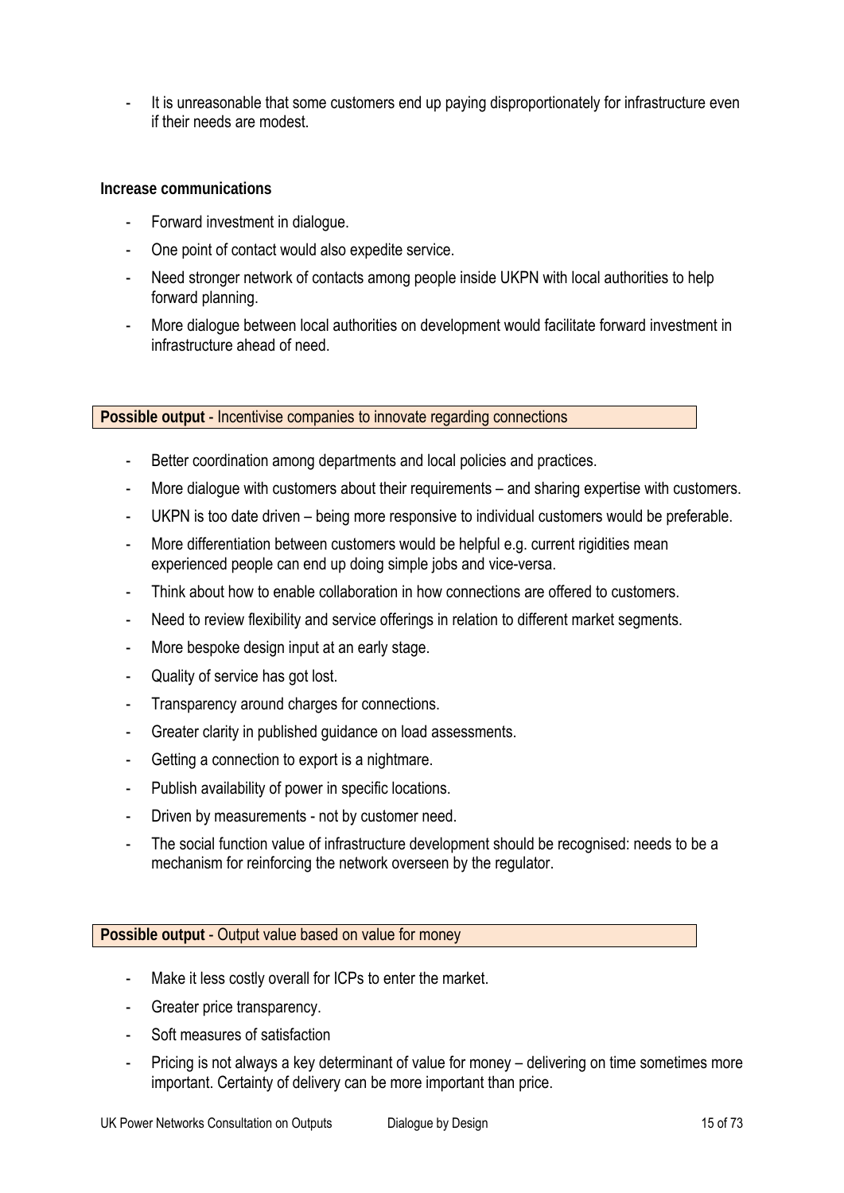- It is unreasonable that some customers end up paying disproportionately for infrastructure even if their needs are modest.

**Increase communications**

- Forward investment in dialogue.
- One point of contact would also expedite service.
- Need stronger network of contacts among people inside UKPN with local authorities to help forward planning.
- More dialogue between local authorities on development would facilitate forward investment in infrastructure ahead of need.

**Possible output** - Incentivise companies to innovate regarding connections

- Better coordination among departments and local policies and practices.
- More dialogue with customers about their requirements – and sharing expertise with customers.
- UKPN is too date driven – being more responsive to individual customers would be preferable.
- More differentiation between customers would be helpful e.g. current rigidities mean experienced people can end up doing simple jobs and vice-versa.
- Think about how to enable collaboration in how connections are offered to customers.
- Need to review flexibility and service offerings in relation to different market segments.
- More bespoke design input at an early stage.
- Quality of service has got lost.
- Transparency around charges for connections.
- Greater clarity in published guidance on load assessments.
- Getting a connection to export is a nightmare.
- Publish availability of power in specific locations.
- Driven by measurements - not by customer need.
- The social function value of infrastructure development should be recognised: needs to be a mechanism for reinforcing the network overseen by the regulator.

**Possible output** - Output value based on value for money

- Make it less costly overall for ICPs to enter the market.
- Greater price transparency.
- Soft measures of satisfaction
- Pricing is not always a key determinant of value for money – delivering on time sometimes more important. Certainty of delivery can be more important than price.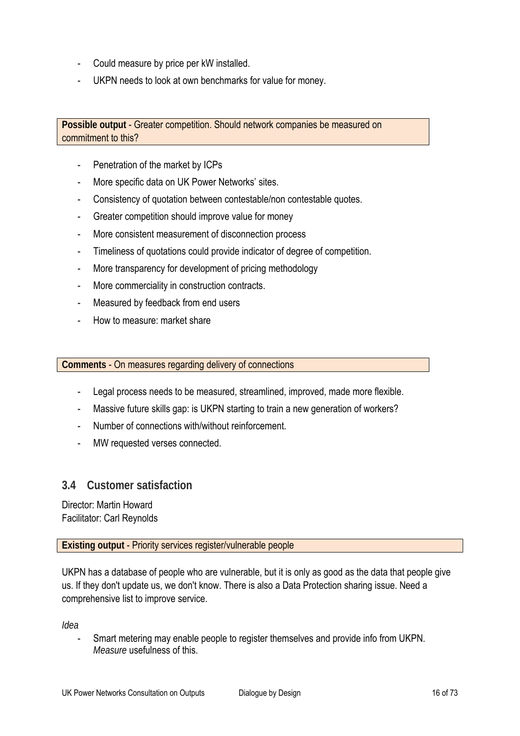- Could measure by price per kW installed.
- UKPN needs to look at own benchmarks for value for money.

**Possible output** - Greater competition. Should network companies be measured on commitment to this?

- Penetration of the market by ICPs
- More specific data on UK Power Networks' sites.
- Consistency of quotation between contestable/non contestable quotes.
- Greater competition should improve value for money
- More consistent measurement of disconnection process
- Timeliness of quotations could provide indicator of degree of competition.
- More transparency for development of pricing methodology
- More commerciality in construction contracts.
- Measured by feedback from end users
- How to measure: market share

**Comments** - On measures regarding delivery of connections

- Legal process needs to be measured, streamlined, improved, made more flexible.
- Massive future skills gap: is UKPN starting to train a new generation of workers?
- Number of connections with/without reinforcement.
- MW requested verses connected.

## 3.4 Customer satisfaction

Director: Martin Howard
Facilitator: Carl Reynolds

**Existing output** - Priority services register/vulnerable people

UKPN has a database of people who are vulnerable, but it is only as good as the data that people give us. If they don't update us, we don't know. There is also a Data Protection sharing issue. Need a comprehensive list to improve service.

*Idea*

- Smart metering may enable people to register themselves and provide info from UKPN. *Measure* usefulness of this.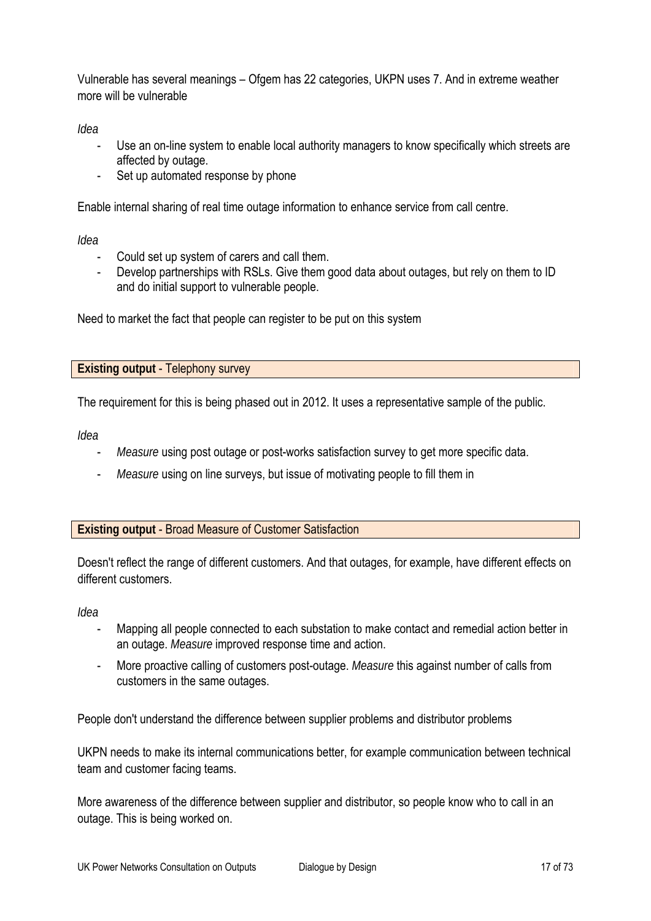Vulnerable has several meanings – Ofgem has 22 categories, UKPN uses 7. And in extreme weather more will be vulnerable

*Idea*

- Use an on-line system to enable local authority managers to know specifically which streets are affected by outage.
- Set up automated response by phone

Enable internal sharing of real time outage information to enhance service from call centre.

*Idea*

- Could set up system of carers and call them.
- Develop partnerships with RSLs. Give them good data about outages, but rely on them to ID and do initial support to vulnerable people.

Need to market the fact that people can register to be put on this system

**Existing output** - Telephony survey

The requirement for this is being phased out in 2012. It uses a representative sample of the public.

*Idea*

- *Measure* using post outage or post-works satisfaction survey to get more specific data.
- *Measure* using on line surveys, but issue of motivating people to fill them in

**Existing output** - Broad Measure of Customer Satisfaction

Doesn't reflect the range of different customers. And that outages, for example, have different effects on different customers.

*Idea*

- Mapping all people connected to each substation to make contact and remedial action better in an outage. *Measure* improved response time and action.
- More proactive calling of customers post-outage. *Measure* this against number of calls from customers in the same outages.

People don't understand the difference between supplier problems and distributor problems

UKPN needs to make its internal communications better, for example communication between technical team and customer facing teams.

More awareness of the difference between supplier and distributor, so people know who to call in an outage. This is being worked on.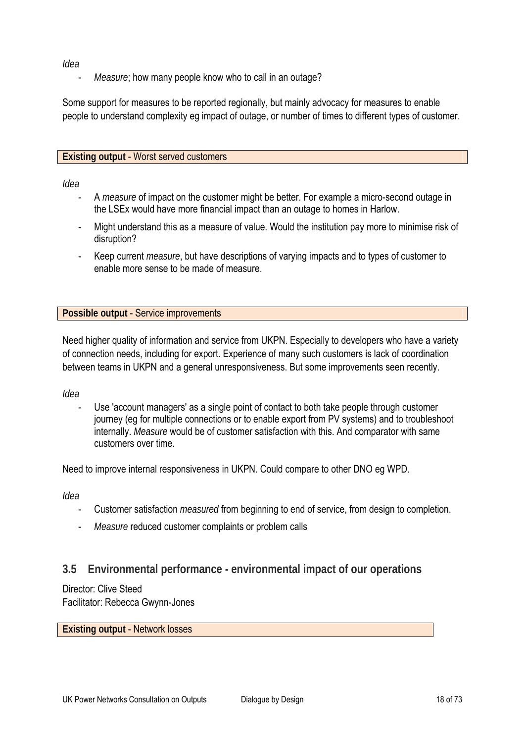*Idea*

- *Measure*; how many people know who to call in an outage?

Some support for measures to be reported regionally, but mainly advocacy for measures to enable people to understand complexity eg impact of outage, or number of times to different types of customer.

**Existing output** - Worst served customers

*Idea*

- A *measure* of impact on the customer might be better. For example a micro-second outage in the LSEx would have more financial impact than an outage to homes in Harlow.
- Might understand this as a measure of value. Would the institution pay more to minimise risk of disruption?
- Keep current *measure*, but have descriptions of varying impacts and to types of customer to enable more sense to be made of measure.

**Possible output** - Service improvements

Need higher quality of information and service from UKPN. Especially to developers who have a variety of connection needs, including for export. Experience of many such customers is lack of coordination between teams in UKPN and a general unresponsiveness. But some improvements seen recently.

*Idea*

- Use 'account managers' as a single point of contact to both take people through customer journey (eg for multiple connections or to enable export from PV systems) and to troubleshoot internally. *Measure* would be of customer satisfaction with this. And comparator with same customers over time.

Need to improve internal responsiveness in UKPN. Could compare to other DNO eg WPD.

*Idea*

- Customer satisfaction *measured* from beginning to end of service, from design to completion.
- *Measure* reduced customer complaints or problem calls

## 3.5 Environmental performance - environmental impact of our operations

Director: Clive Steed
Facilitator: Rebecca Gwynn-Jones

**Existing output** - Network losses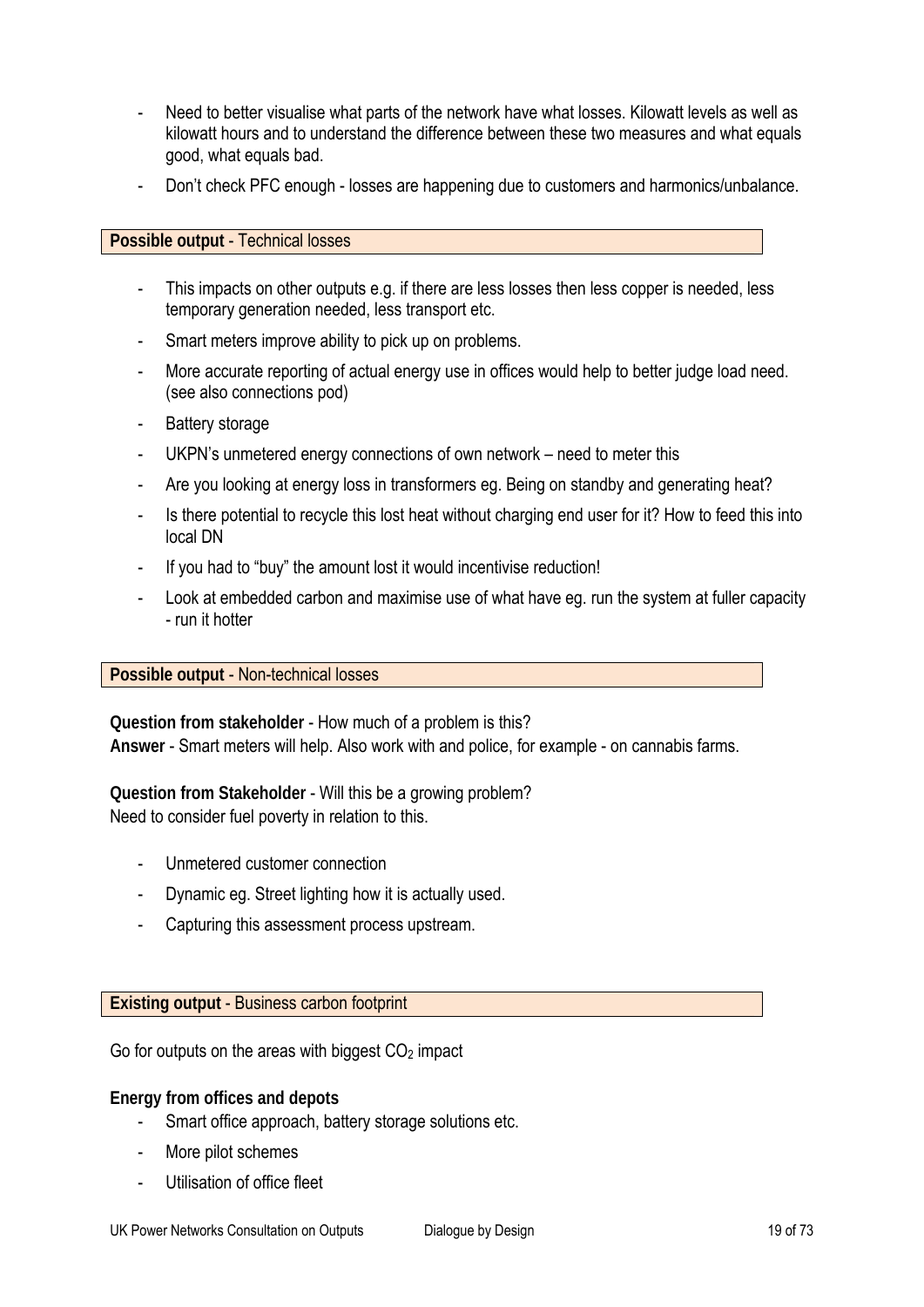- Need to better visualise what parts of the network have what losses. Kilowatt levels as well as kilowatt hours and to understand the difference between these two measures and what equals good, what equals bad.
- Don't check PFC enough - losses are happening due to customers and harmonics/unbalance.

**Possible output** - Technical losses

- This impacts on other outputs e.g. if there are less losses then less copper is needed, less temporary generation needed, less transport etc.
- Smart meters improve ability to pick up on problems.
- More accurate reporting of actual energy use in offices would help to better judge load need. (see also connections pod)
- Battery storage
- UKPN's unmetered energy connections of own network – need to meter this
- Are you looking at energy loss in transformers eg. Being on standby and generating heat?
- Is there potential to recycle this lost heat without charging end user for it? How to feed this into local DN
- If you had to "buy" the amount lost it would incentivise reduction!
- Look at embedded carbon and maximise use of what have eg. run the system at fuller capacity - run it hotter

**Possible output** - Non-technical losses

**Question from stakeholder** - How much of a problem is this?
**Answer** - Smart meters will help. Also work with and police, for example - on cannabis farms.

**Question from Stakeholder** - Will this be a growing problem?
Need to consider fuel poverty in relation to this.

- Unmetered customer connection
- Dynamic eg. Street lighting how it is actually used.
- Capturing this assessment process upstream.

**Existing output** - Business carbon footprint

Go for outputs on the areas with biggest $CO_2$ impact

**Energy from offices and depots**

- Smart office approach, battery storage solutions etc.
- More pilot schemes
- Utilisation of office fleet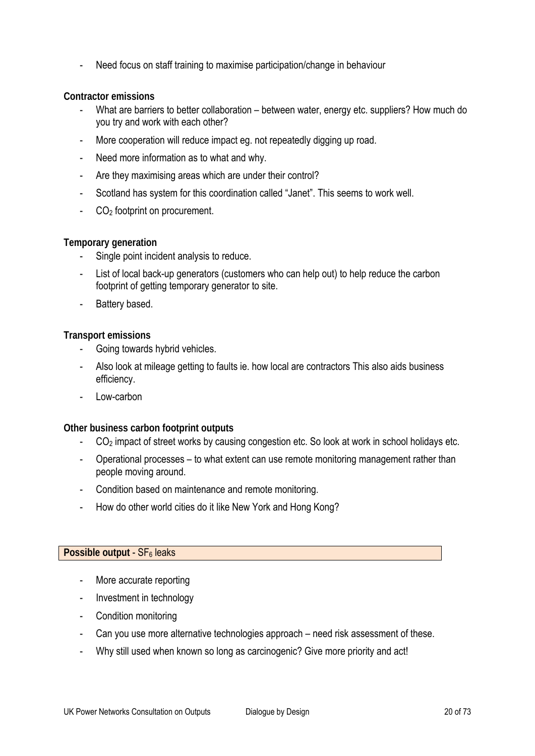- Need focus on staff training to maximise participation/change in behaviour

**Contractor emissions**

- What are barriers to better collaboration – between water, energy etc. suppliers? How much do you try and work with each other?
- More cooperation will reduce impact eg. not repeatedly digging up road.
- Need more information as to what and why.
- Are they maximising areas which are under their control?
- Scotland has system for this coordination called “Janet”. This seems to work well.
- $CO_2$ footprint on procurement.

**Temporary generation**

- Single point incident analysis to reduce.
- List of local back-up generators (customers who can help out) to help reduce the carbon footprint of getting temporary generator to site.
- Battery based.

**Transport emissions**

- Going towards hybrid vehicles.
- Also look at mileage getting to faults ie. how local are contractors This also aids business efficiency.
- Low-carbon

**Other business carbon footprint outputs**

- $CO_2$ impact of street works by causing congestion etc. So look at work in school holidays etc.
- Operational processes – to what extent can use remote monitoring management rather than people moving around.
- Condition based on maintenance and remote monitoring.
- How do other world cities do it like New York and Hong Kong?

**Possible output** - $SF_6$ leaks

- More accurate reporting
- Investment in technology
- Condition monitoring
- Can you use more alternative technologies approach – need risk assessment of these.
- Why still used when known so long as carcinogenic? Give more priority and act!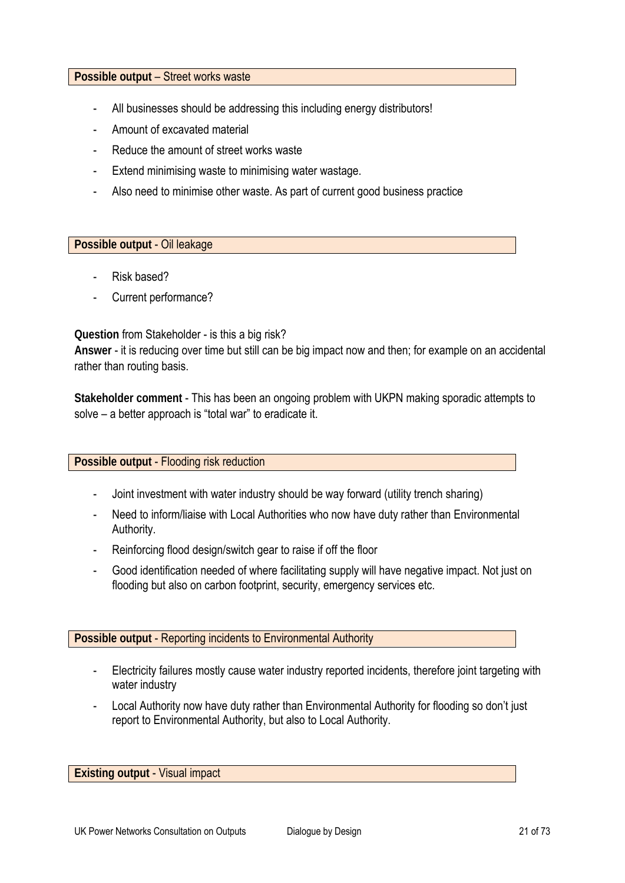**Possible output** – Street works waste

- All businesses should be addressing this including energy distributors!
- Amount of excavated material
- Reduce the amount of street works waste
- Extend minimising waste to minimising water wastage.
- Also need to minimise other waste. As part of current good business practice

**Possible output** - Oil leakage

- Risk based?
- Current performance?

**Question** from Stakeholder - is this a big risk?
**Answer** - it is reducing over time but still can be big impact now and then; for example on an accidental rather than routing basis.

**Stakeholder comment** - This has been an ongoing problem with UKPN making sporadic attempts to solve – a better approach is "total war" to eradicate it.

**Possible output** - Flooding risk reduction

- Joint investment with water industry should be way forward (utility trench sharing)
- Need to inform/liaise with Local Authorities who now have duty rather than Environmental Authority.
- Reinforcing flood design/switch gear to raise if off the floor
- Good identification needed of where facilitating supply will have negative impact. Not just on flooding but also on carbon footprint, security, emergency services etc.

**Possible output** - Reporting incidents to Environmental Authority

- Electricity failures mostly cause water industry reported incidents, therefore joint targeting with water industry
- Local Authority now have duty rather than Environmental Authority for flooding so don't just report to Environmental Authority, but also to Local Authority.

**Existing output** - Visual impact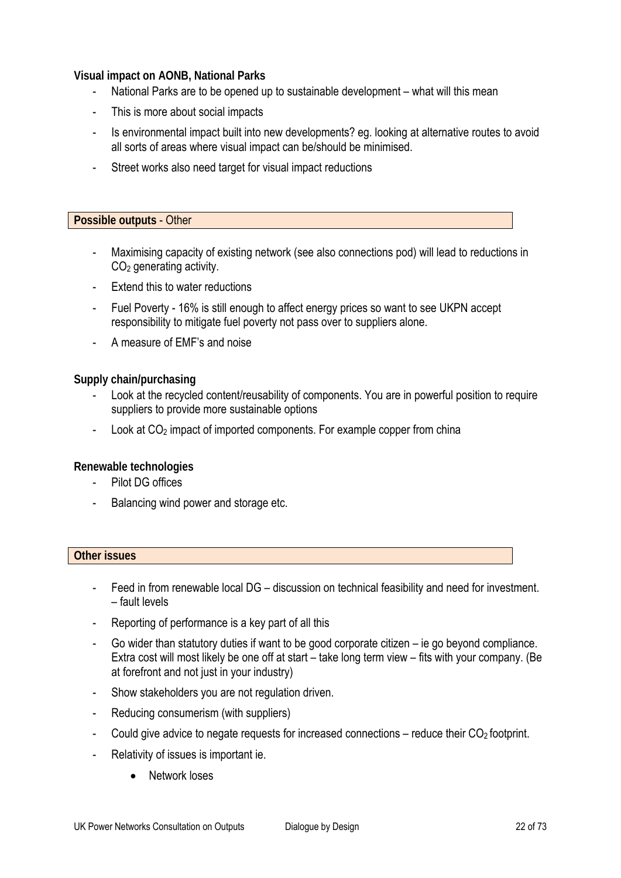**Visual impact on AONB, National Parks**

- National Parks are to be opened up to sustainable development – what will this mean
- This is more about social impacts
- Is environmental impact built into new developments? eg. looking at alternative routes to avoid all sorts of areas where visual impact can be/should be minimised.
- Street works also need target for visual impact reductions

**Possible outputs** - Other

- Maximising capacity of existing network (see also connections pod) will lead to reductions in $CO_2$ generating activity.
- Extend this to water reductions
- Fuel Poverty - 16% is still enough to affect energy prices so want to see UKPN accept responsibility to mitigate fuel poverty not pass over to suppliers alone.
- A measure of EMF's and noise

**Supply chain/purchasing**

- Look at the recycled content/reusability of components. You are in powerful position to require suppliers to provide more sustainable options
- Look at $CO_2$ impact of imported components. For example copper from china

**Renewable technologies**

- Pilot DG offices
- Balancing wind power and storage etc.

**Other issues**

- Feed in from renewable local DG – discussion on technical feasibility and need for investment. – fault levels
- Reporting of performance is a key part of all this
- Go wider than statutory duties if want to be good corporate citizen – ie go beyond compliance. Extra cost will most likely be one off at start – take long term view – fits with your company. (Be at forefront and not just in your industry)
- Show stakeholders you are not regulation driven.
- Reducing consumerism (with suppliers)
- Could give advice to negate requests for increased connections – reduce their $CO_2$ footprint.
- Relativity of issues is important ie.
    - Network loses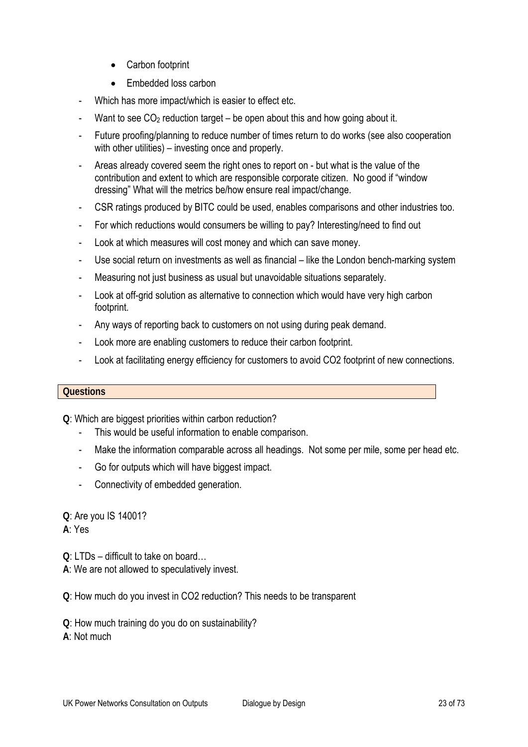- Carbon footprint
    - Embedded loss carbon
- Which has more impact/which is easier to effect etc.
- Want to see $CO_2$ reduction target – be open about this and how going about it.
- Future proofing/planning to reduce number of times return to do works (see also cooperation with other utilities) – investing once and properly.
- Areas already covered seem the right ones to report on - but what is the value of the contribution and extent to which are responsible corporate citizen. No good if "window dressing" What will the metrics be/how ensure real impact/change.
- CSR ratings produced by BITC could be used, enables comparisons and other industries too.
- For which reductions would consumers be willing to pay? Interesting/need to find out
- Look at which measures will cost money and which can save money.
- Use social return on investments as well as financial – like the London bench-marking system
- Measuring not just business as usual but unavoidable situations separately.
- Look at off-grid solution as alternative to connection which would have very high carbon footprint.
- Any ways of reporting back to customers on not using during peak demand.
- Look more are enabling customers to reduce their carbon footprint.
- Look at facilitating energy efficiency for customers to avoid CO2 footprint of new connections.

**Questions**

**Q**: Which are biggest priorities within carbon reduction?

- This would be useful information to enable comparison.
- Make the information comparable across all headings. Not some per mile, some per head etc.
- Go for outputs which will have biggest impact.
- Connectivity of embedded generation.

**Q**: Are you IS 14001?
**A**: Yes

**Q**: LTDs – difficult to take on board…
**A**: We are not allowed to speculatively invest.

**Q**: How much do you invest in CO2 reduction? This needs to be transparent

**Q**: How much training do you do on sustainability?
**A**: Not much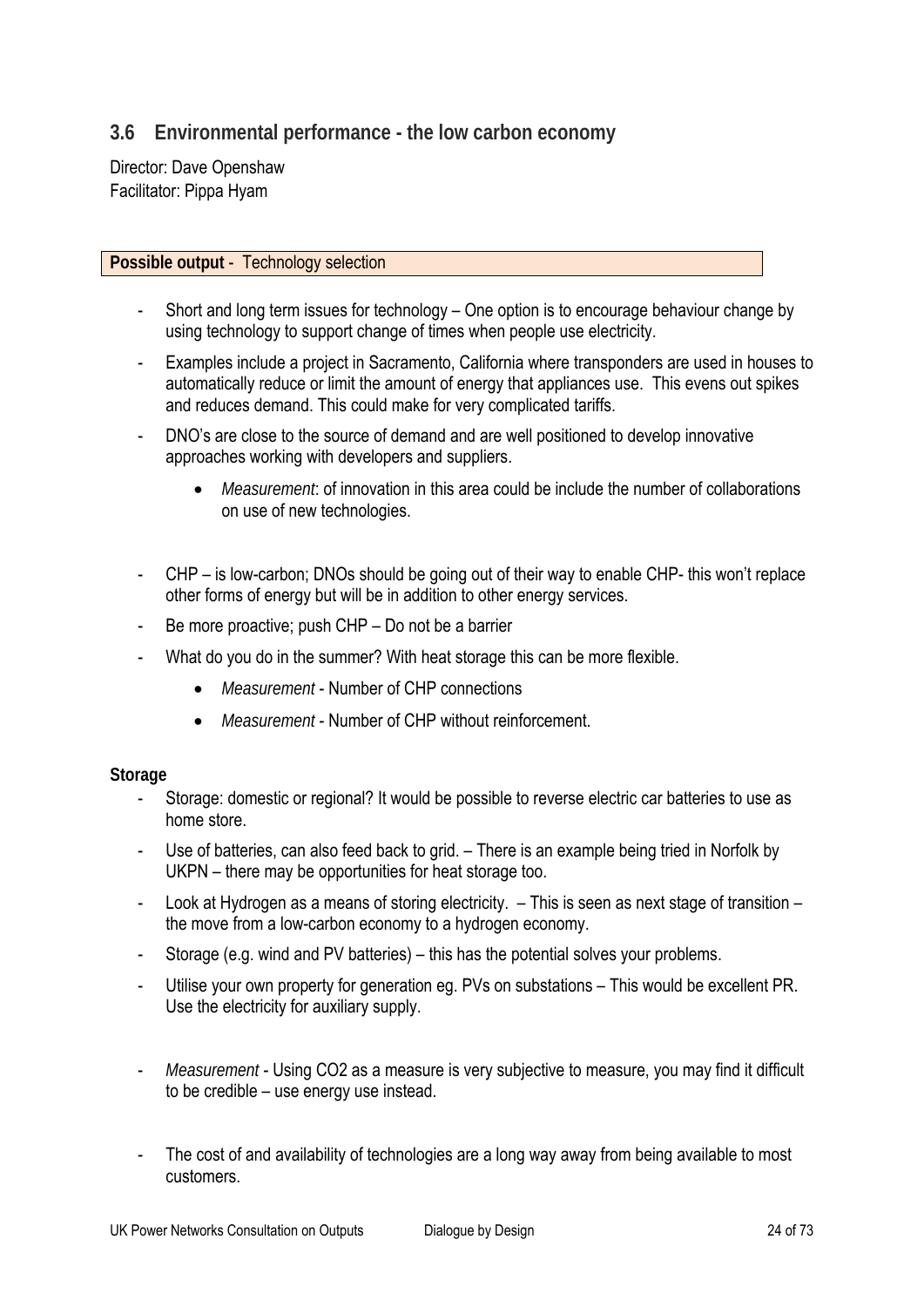## 3.6 Environmental performance - the low carbon economy

Director: Dave Openshaw
Facilitator: Pippa Hyam

**Possible output** - Technology selection

- Short and long term issues for technology – One option is to encourage behaviour change by using technology to support change of times when people use electricity.
- Examples include a project in Sacramento, California where transponders are used in houses to automatically reduce or limit the amount of energy that appliances use. This evens out spikes and reduces demand. This could make for very complicated tariffs.
- DNO's are close to the source of demand and are well positioned to develop innovative approaches working with developers and suppliers.
    - *Measurement*: of innovation in this area could be include the number of collaborations on use of new technologies.

- CHP – is low-carbon; DNOs should be going out of their way to enable CHP- this won't replace other forms of energy but will be in addition to other energy services.
- Be more proactive; push CHP – Do not be a barrier
- What do you do in the summer? With heat storage this can be more flexible.
    - *Measurement* - Number of CHP connections
    - *Measurement* - Number of CHP without reinforcement.

**Storage**

- Storage: domestic or regional? It would be possible to reverse electric car batteries to use as home store.
- Use of batteries, can also feed back to grid. – There is an example being tried in Norfolk by UKPN – there may be opportunities for heat storage too.
- Look at Hydrogen as a means of storing electricity. – This is seen as next stage of transition – the move from a low-carbon economy to a hydrogen economy.
- Storage (e.g. wind and PV batteries) – this has the potential solves your problems.
- Utilise your own property for generation eg. PVs on substations – This would be excellent PR. Use the electricity for auxiliary supply.

- *Measurement* - Using $CO_2$ as a measure is very subjective to measure, you may find it difficult to be credible – use energy use instead.

- The cost of and availability of technologies are a long way away from being available to most customers.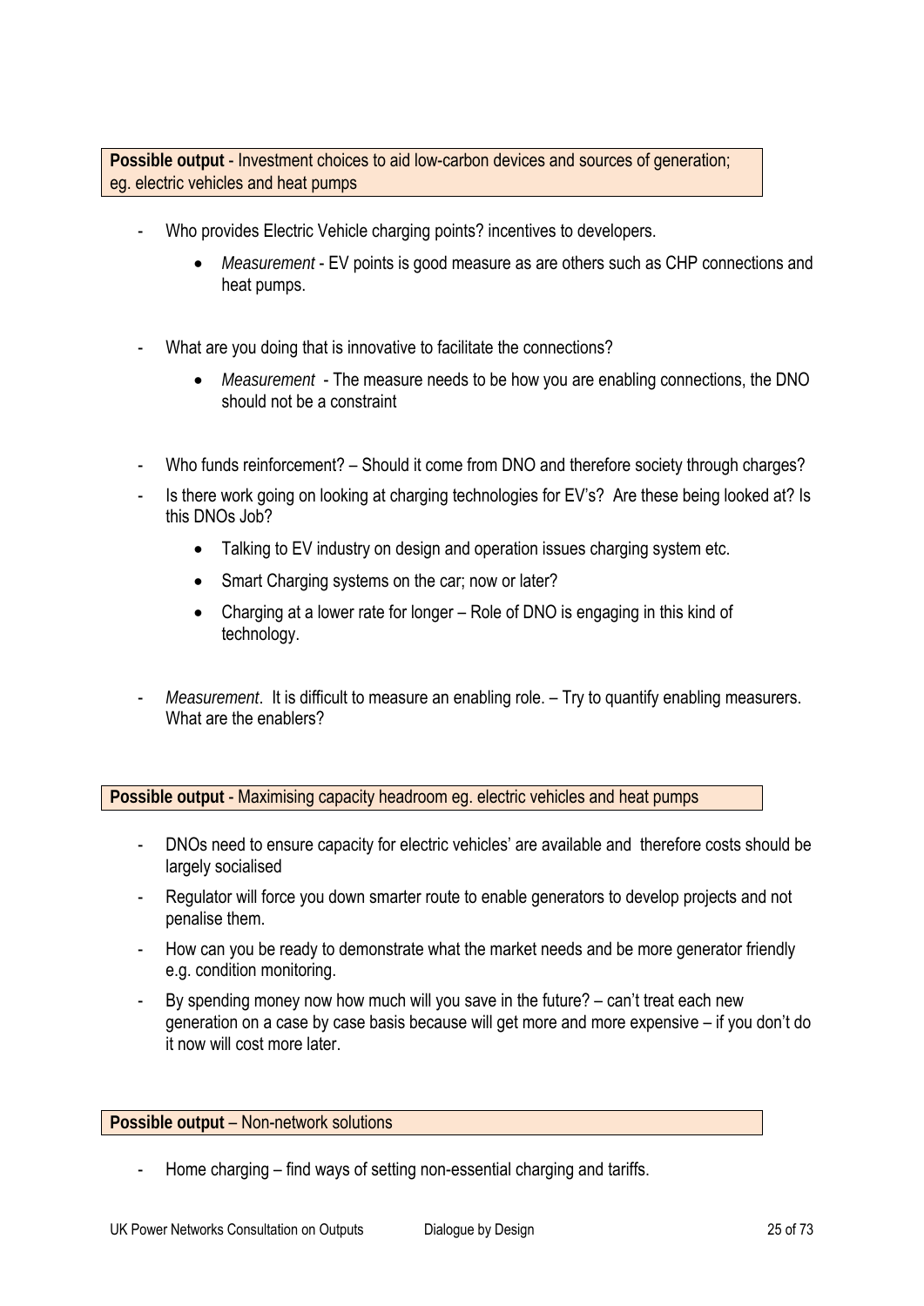**Possible output** - Investment choices to aid low-carbon devices and sources of generation; eg. electric vehicles and heat pumps

- Who provides Electric Vehicle charging points? incentives to developers.
    - *Measurement* - EV points is good measure as are others such as CHP connections and heat pumps.
- What are you doing that is innovative to facilitate the connections?
    - *Measurement* - The measure needs to be how you are enabling connections, the DNO should not be a constraint
- Who funds reinforcement? – Should it come from DNO and therefore society through charges?
- Is there work going on looking at charging technologies for EV's? Are these being looked at? Is this DNOs Job?
    - Talking to EV industry on design and operation issues charging system etc.
    - Smart Charging systems on the car; now or later?
    - Charging at a lower rate for longer – Role of DNO is engaging in this kind of technology.
- *Measurement*. It is difficult to measure an enabling role. – Try to quantify enabling measurers. What are the enablers?

**Possible output** - Maximising capacity headroom eg. electric vehicles and heat pumps

- DNOs need to ensure capacity for electric vehicles' are available and therefore costs should be largely socialised
- Regulator will force you down smarter route to enable generators to develop projects and not penalise them.
- How can you be ready to demonstrate what the market needs and be more generator friendly e.g. condition monitoring.
- By spending money now how much will you save in the future? – can't treat each new generation on a case by case basis because will get more and more expensive – if you don't do it now will cost more later.

**Possible output** – Non-network solutions

- Home charging – find ways of setting non-essential charging and tariffs.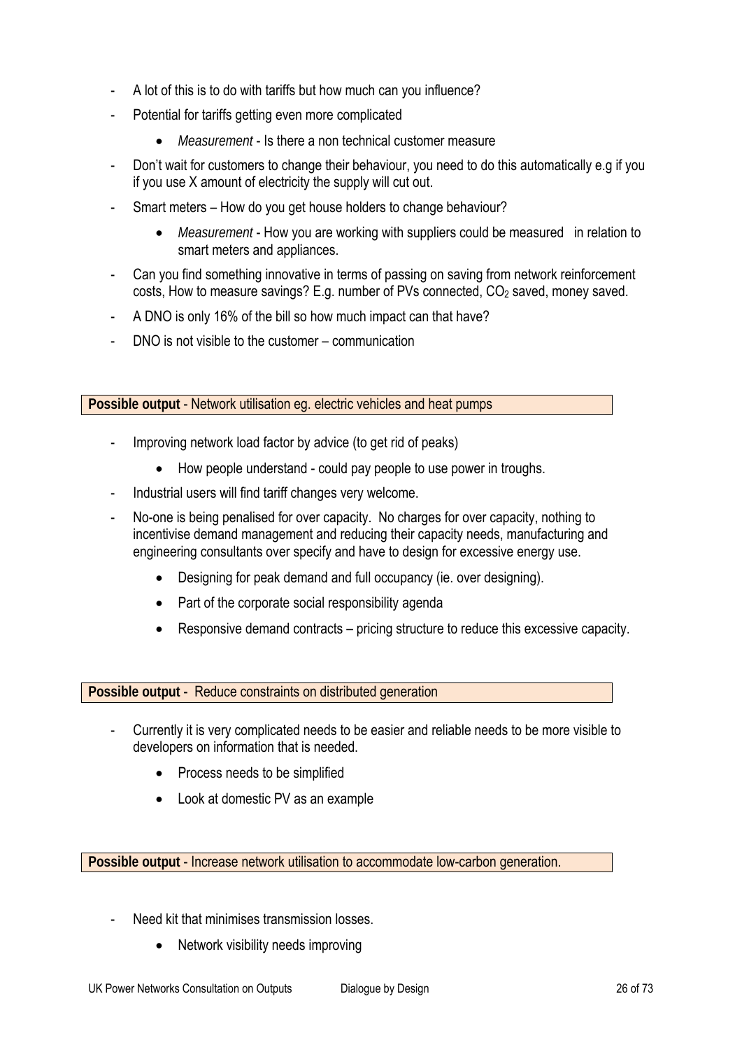- A lot of this is to do with tariffs but how much can you influence?
- Potential for tariffs getting even more complicated
    - *Measurement* - Is there a non technical customer measure
- Don't wait for customers to change their behaviour, you need to do this automatically e.g if you if you use X amount of electricity the supply will cut out.
- Smart meters – How do you get house holders to change behaviour?
    - *Measurement* - How you are working with suppliers could be measured in relation to smart meters and appliances.
- Can you find something innovative in terms of passing on saving from network reinforcement costs, How to measure savings? E.g. number of PVs connected, $CO_2$ saved, money saved.
- A DNO is only 16% of the bill so how much impact can that have?
- DNO is not visible to the customer – communication

**Possible output** - Network utilisation eg. electric vehicles and heat pumps

- Improving network load factor by advice (to get rid of peaks)
    - How people understand - could pay people to use power in troughs.
- Industrial users will find tariff changes very welcome.
- No-one is being penalised for over capacity. No charges for over capacity, nothing to incentivise demand management and reducing their capacity needs, manufacturing and engineering consultants over specify and have to design for excessive energy use.
    - Designing for peak demand and full occupancy (ie. over designing).
    - Part of the corporate social responsibility agenda
    - Responsive demand contracts – pricing structure to reduce this excessive capacity.

**Possible output** - Reduce constraints on distributed generation

- Currently it is very complicated needs to be easier and reliable needs to be more visible to developers on information that is needed.
    - Process needs to be simplified
    - Look at domestic PV as an example

**Possible output** - Increase network utilisation to accommodate low-carbon generation.

- Need kit that minimises transmission losses.
    - Network visibility needs improving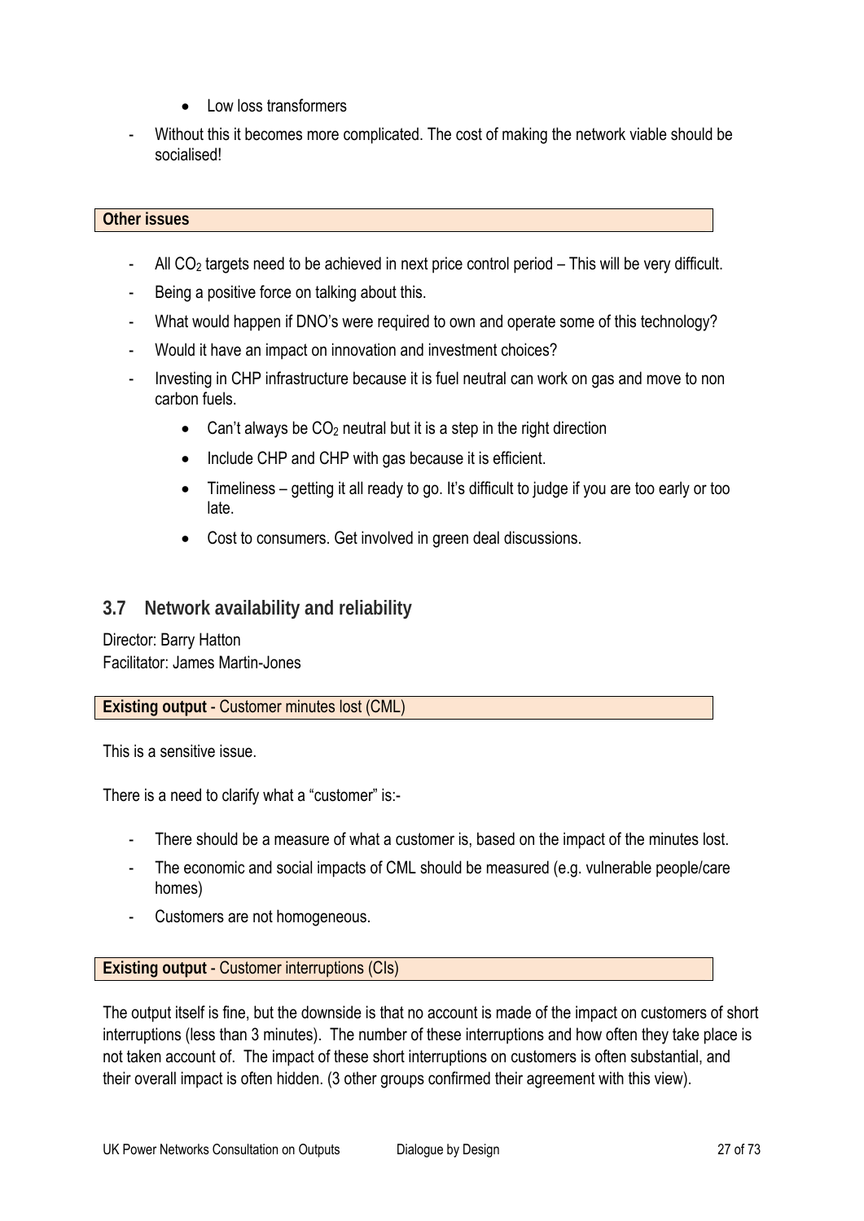- Low loss transformers

- Without this it becomes more complicated. The cost of making the network viable should be socialised!

**Other issues**

- All $CO_2$ targets need to be achieved in next price control period – This will be very difficult.
- Being a positive force on talking about this.
- What would happen if DNO's were required to own and operate some of this technology?
- Would it have an impact on innovation and investment choices?
- Investing in CHP infrastructure because it is fuel neutral can work on gas and move to non carbon fuels.
  - Can't always be $CO_2$ neutral but it is a step in the right direction
  - Include CHP and CHP with gas because it is efficient.
  - Timeliness – getting it all ready to go. It's difficult to judge if you are too early or too late.
  - Cost to consumers. Get involved in green deal discussions.

## 3.7 Network availability and reliability

Director: Barry Hatton
Facilitator: James Martin-Jones

**Existing output** - Customer minutes lost (CML)

This is a sensitive issue.

There is a need to clarify what a "customer" is:-

- There should be a measure of what a customer is, based on the impact of the minutes lost.
- The economic and social impacts of CML should be measured (e.g. vulnerable people/care homes)
- Customers are not homogeneous.

**Existing output** - Customer interruptions (CIs)

The output itself is fine, but the downside is that no account is made of the impact on customers of short interruptions (less than 3 minutes). The number of these interruptions and how often they take place is not taken account of. The impact of these short interruptions on customers is often substantial, and their overall impact is often hidden. (3 other groups confirmed their agreement with this view).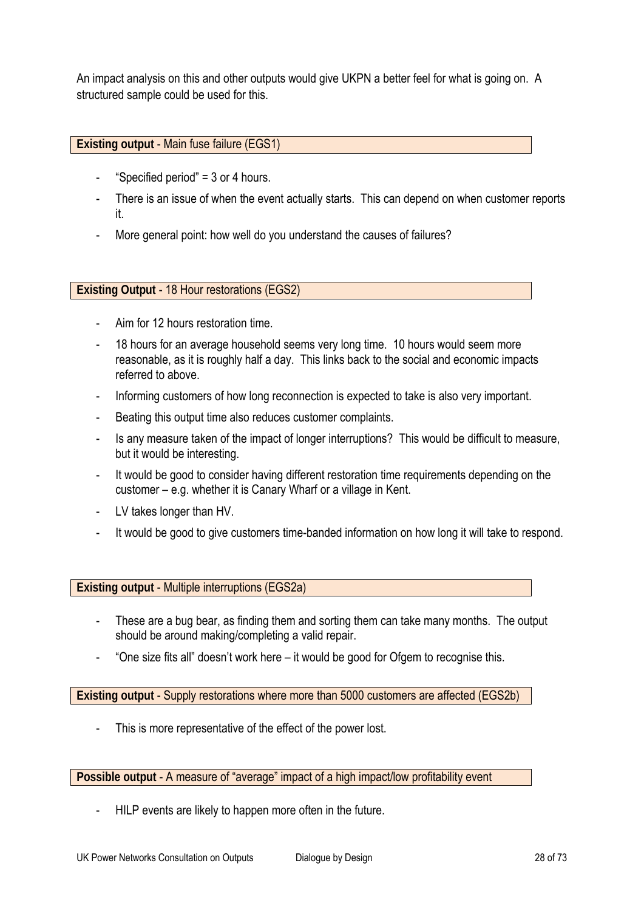An impact analysis on this and other outputs would give UKPN a better feel for what is going on. A structured sample could be used for this.

**Existing output** - Main fuse failure (EGS1)

- "Specified period" = 3 or 4 hours.
- There is an issue of when the event actually starts. This can depend on when customer reports it.
- More general point: how well do you understand the causes of failures?

**Existing Output** - 18 Hour restorations (EGS2)

- Aim for 12 hours restoration time.
- 18 hours for an average household seems very long time. 10 hours would seem more reasonable, as it is roughly half a day. This links back to the social and economic impacts referred to above.
- Informing customers of how long reconnection is expected to take is also very important.
- Beating this output time also reduces customer complaints.
- Is any measure taken of the impact of longer interruptions? This would be difficult to measure, but it would be interesting.
- It would be good to consider having different restoration time requirements depending on the customer – e.g. whether it is Canary Wharf or a village in Kent.
- LV takes longer than HV.
- It would be good to give customers time-banded information on how long it will take to respond.

**Existing output** - Multiple interruptions (EGS2a)

- These are a bug bear, as finding them and sorting them can take many months. The output should be around making/completing a valid repair.
- "One size fits all" doesn't work here – it would be good for Ofgem to recognise this.

**Existing output** - Supply restorations where more than 5000 customers are affected (EGS2b)

- This is more representative of the effect of the power lost.

**Possible output** - A measure of "average" impact of a high impact/low profitability event

- HILP events are likely to happen more often in the future.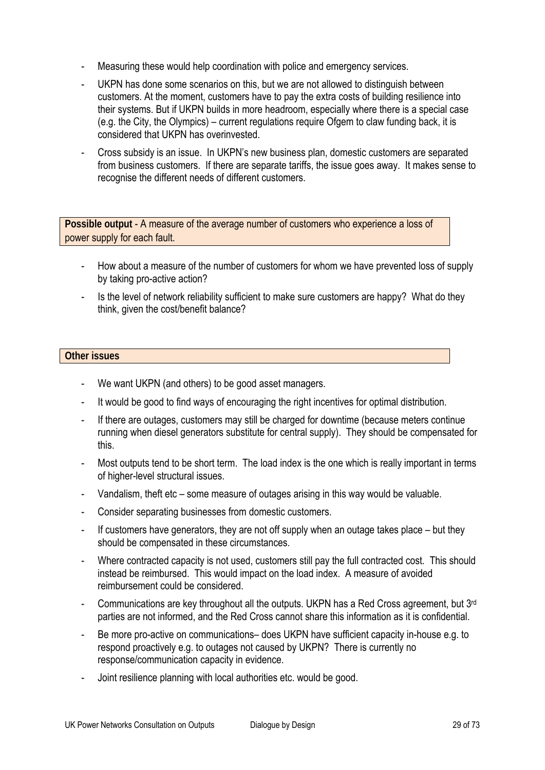- Measuring these would help coordination with police and emergency services.
- UKPN has done some scenarios on this, but we are not allowed to distinguish between customers. At the moment, customers have to pay the extra costs of building resilience into their systems. But if UKPN builds in more headroom, especially where there is a special case (e.g. the City, the Olympics) – current regulations require Ofgem to claw funding back, it is considered that UKPN has overinvested.
- Cross subsidy is an issue. In UKPN's new business plan, domestic customers are separated from business customers. If there are separate tariffs, the issue goes away. It makes sense to recognise the different needs of different customers.

**Possible output** - A measure of the average number of customers who experience a loss of power supply for each fault.

- How about a measure of the number of customers for whom we have prevented loss of supply by taking pro-active action?
- Is the level of network reliability sufficient to make sure customers are happy? What do they think, given the cost/benefit balance?

**Other issues**

- We want UKPN (and others) to be good asset managers.
- It would be good to find ways of encouraging the right incentives for optimal distribution.
- If there are outages, customers may still be charged for downtime (because meters continue running when diesel generators substitute for central supply). They should be compensated for this.
- Most outputs tend to be short term. The load index is the one which is really important in terms of higher-level structural issues.
- Vandalism, theft etc – some measure of outages arising in this way would be valuable.
- Consider separating businesses from domestic customers.
- If customers have generators, they are not off supply when an outage takes place – but they should be compensated in these circumstances.
- Where contracted capacity is not used, customers still pay the full contracted cost. This should instead be reimbursed. This would impact on the load index. A measure of avoided reimbursement could be considered.
- Communications are key throughout all the outputs. UKPN has a Red Cross agreement, but 3rd parties are not informed, and the Red Cross cannot share this information as it is confidential.
- Be more pro-active on communications– does UKPN have sufficient capacity in-house e.g. to respond proactively e.g. to outages not caused by UKPN? There is currently no response/communication capacity in evidence.
- Joint resilience planning with local authorities etc. would be good.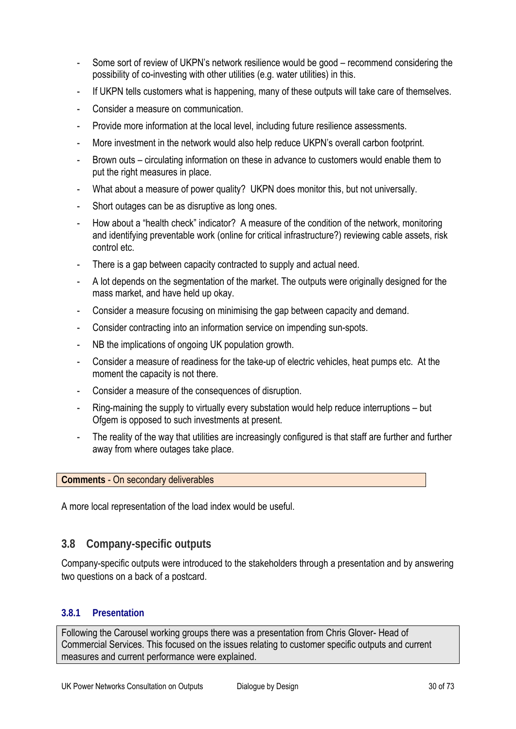- Some sort of review of UKPN's network resilience would be good – recommend considering the possibility of co-investing with other utilities (e.g. water utilities) in this.
- If UKPN tells customers what is happening, many of these outputs will take care of themselves.
- Consider a measure on communication.
- Provide more information at the local level, including future resilience assessments.
- More investment in the network would also help reduce UKPN's overall carbon footprint.
- Brown outs – circulating information on these in advance to customers would enable them to put the right measures in place.
- What about a measure of power quality? UKPN does monitor this, but not universally.
- Short outages can be as disruptive as long ones.
- How about a "health check" indicator? A measure of the condition of the network, monitoring and identifying preventable work (online for critical infrastructure?) reviewing cable assets, risk control etc.
- There is a gap between capacity contracted to supply and actual need.
- A lot depends on the segmentation of the market. The outputs were originally designed for the mass market, and have held up okay.
- Consider a measure focusing on minimising the gap between capacity and demand.
- Consider contracting into an information service on impending sun-spots.
- NB the implications of ongoing UK population growth.
- Consider a measure of readiness for the take-up of electric vehicles, heat pumps etc. At the moment the capacity is not there.
- Consider a measure of the consequences of disruption.
- Ring-maining the supply to virtually every substation would help reduce interruptions – but Ofgem is opposed to such investments at present.
- The reality of the way that utilities are increasingly configured is that staff are further and further away from where outages take place.

**Comments** - On secondary deliverables

A more local representation of the load index would be useful.

## 3.8 Company-specific outputs

Company-specific outputs were introduced to the stakeholders through a presentation and by answering two questions on a back of a postcard.

### 3.8.1 Presentation

Following the Carousel working groups there was a presentation from Chris Glover- Head of Commercial Services. This focused on the issues relating to customer specific outputs and current measures and current performance were explained.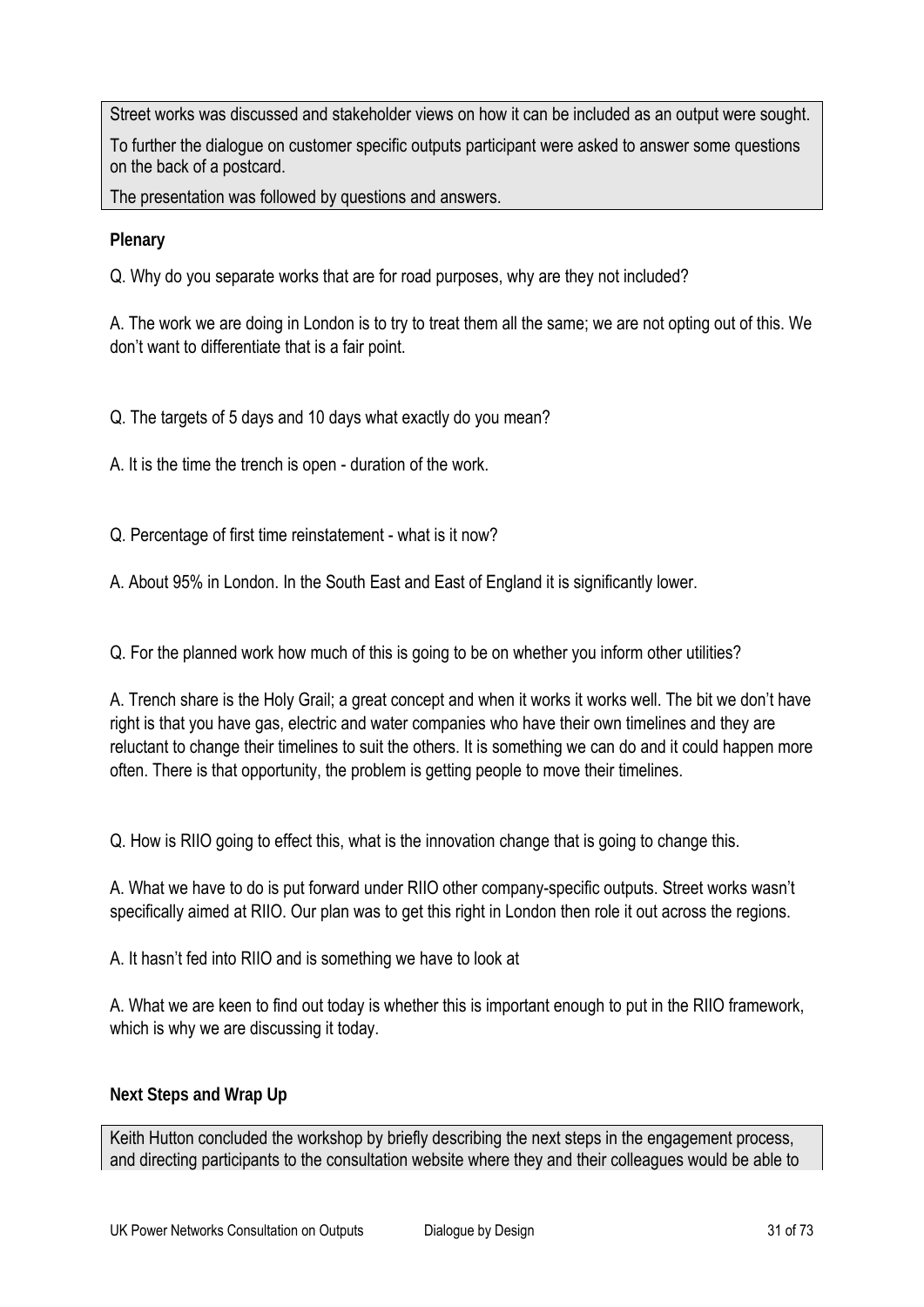Street works was discussed and stakeholder views on how it can be included as an output were sought.

To further the dialogue on customer specific outputs participant were asked to answer some questions on the back of a postcard.

The presentation was followed by questions and answers.

**Plenary**

Q. Why do you separate works that are for road purposes, why are they not included?

A. The work we are doing in London is to try to treat them all the same; we are not opting out of this. We don't want to differentiate that is a fair point.

Q. The targets of 5 days and 10 days what exactly do you mean?

A. It is the time the trench is open - duration of the work.

Q. Percentage of first time reinstatement - what is it now?

A. About 95% in London. In the South East and East of England it is significantly lower.

Q. For the planned work how much of this is going to be on whether you inform other utilities?

A. Trench share is the Holy Grail; a great concept and when it works it works well. The bit we don't have right is that you have gas, electric and water companies who have their own timelines and they are reluctant to change their timelines to suit the others. It is something we can do and it could happen more often. There is that opportunity, the problem is getting people to move their timelines.

Q. How is RIIO going to effect this, what is the innovation change that is going to change this.

A. What we have to do is put forward under RIIO other company-specific outputs. Street works wasn't specifically aimed at RIIO. Our plan was to get this right in London then role it out across the regions.

A. It hasn't fed into RIIO and is something we have to look at

A. What we are keen to find out today is whether this is important enough to put in the RIIO framework, which is why we are discussing it today.

**Next Steps and Wrap Up**

Keith Hutton concluded the workshop by briefly describing the next steps in the engagement process, and directing participants to the consultation website where they and their colleagues would be able to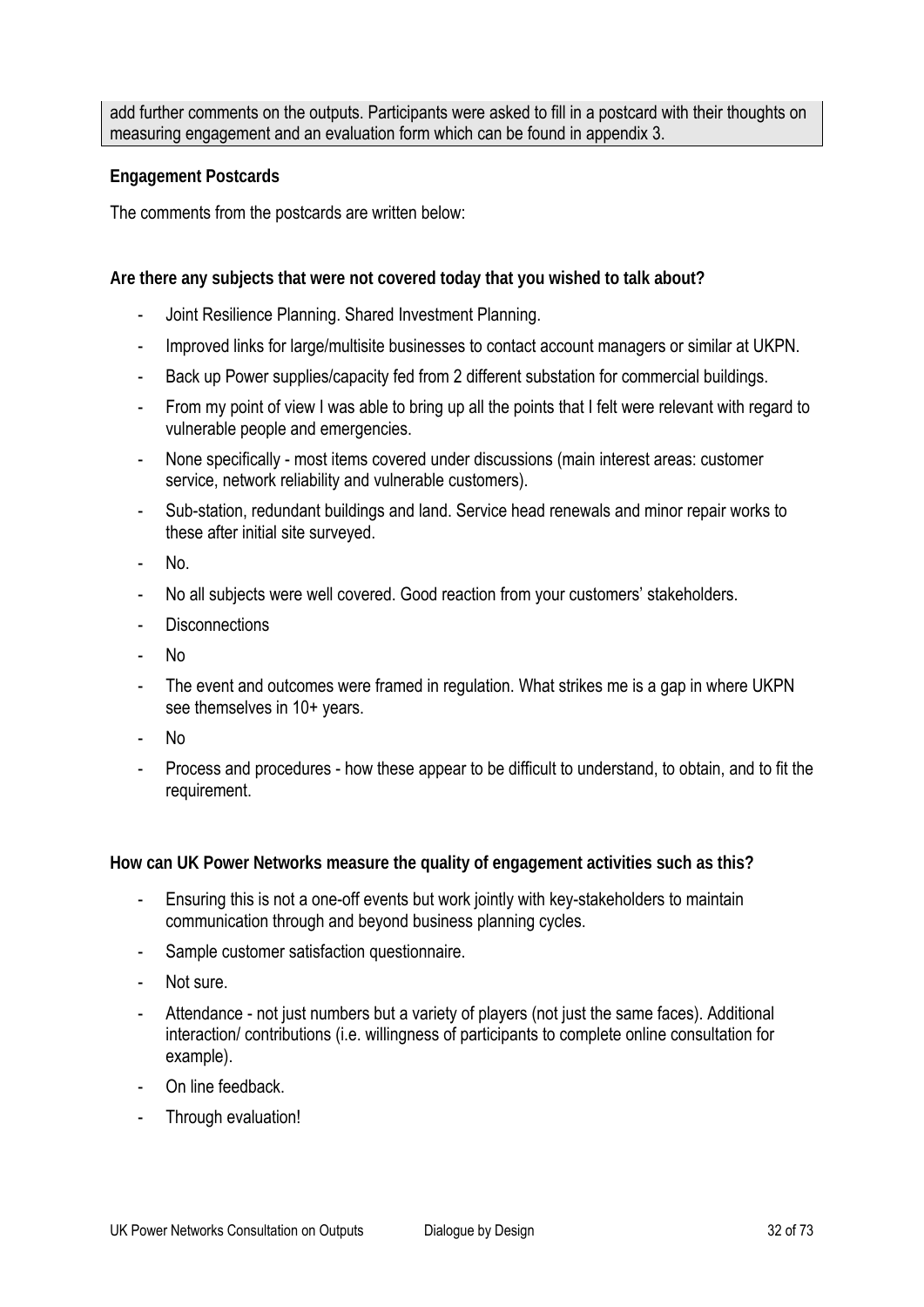add further comments on the outputs. Participants were asked to fill in a postcard with their thoughts on measuring engagement and an evaluation form which can be found in appendix 3.

**Engagement Postcards**

The comments from the postcards are written below:

**Are there any subjects that were not covered today that you wished to talk about?**

- Joint Resilience Planning. Shared Investment Planning.
- Improved links for large/multisite businesses to contact account managers or similar at UKPN.
- Back up Power supplies/capacity fed from 2 different substation for commercial buildings.
- From my point of view I was able to bring up all the points that I felt were relevant with regard to vulnerable people and emergencies.
- None specifically - most items covered under discussions (main interest areas: customer service, network reliability and vulnerable customers).
- Sub-station, redundant buildings and land. Service head renewals and minor repair works to these after initial site surveyed.
- No.
- No all subjects were well covered. Good reaction from your customers' stakeholders.
- Disconnections
- No
- The event and outcomes were framed in regulation. What strikes me is a gap in where UKPN see themselves in 10+ years.
- No
- Process and procedures - how these appear to be difficult to understand, to obtain, and to fit the requirement.

**How can UK Power Networks measure the quality of engagement activities such as this?**

- Ensuring this is not a one-off events but work jointly with key-stakeholders to maintain communication through and beyond business planning cycles.
- Sample customer satisfaction questionnaire.
- Not sure.
- Attendance - not just numbers but a variety of players (not just the same faces). Additional interaction/ contributions (i.e. willingness of participants to complete online consultation for example).
- On line feedback.
- Through evaluation!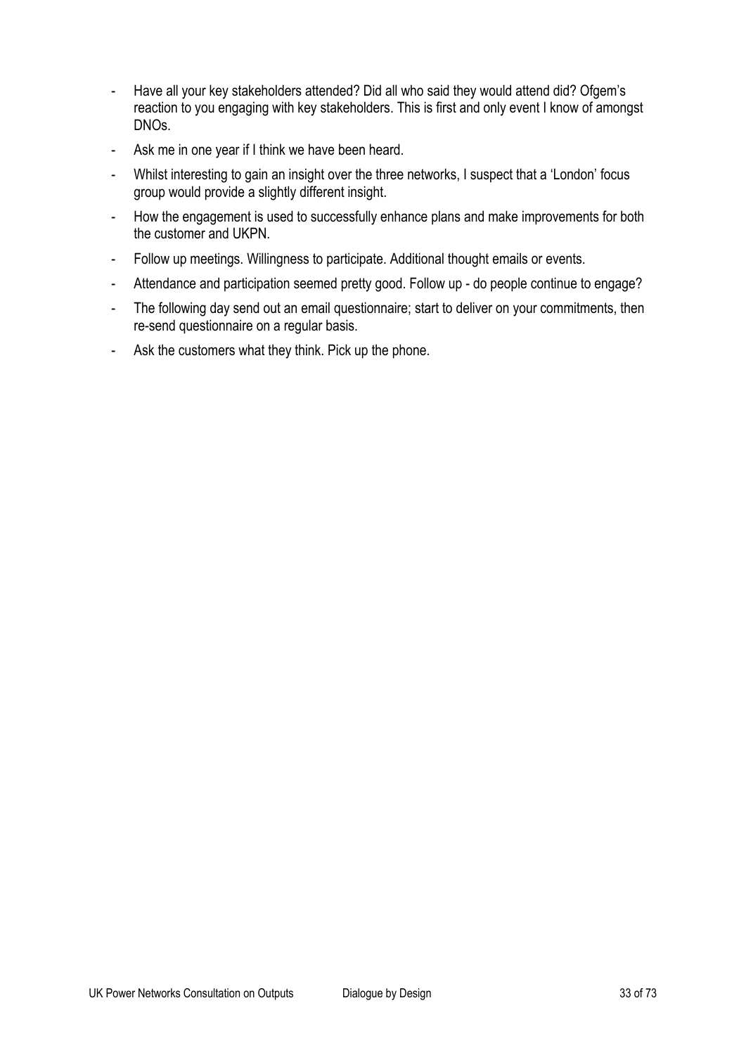- Have all your key stakeholders attended? Did all who said they would attend did? Ofgem's reaction to you engaging with key stakeholders. This is first and only event I know of amongst DNOs.
- Ask me in one year if I think we have been heard.
- Whilst interesting to gain an insight over the three networks, I suspect that a 'London' focus group would provide a slightly different insight.
- How the engagement is used to successfully enhance plans and make improvements for both the customer and UKPN.
- Follow up meetings. Willingness to participate. Additional thought emails or events.
- Attendance and participation seemed pretty good. Follow up - do people continue to engage?
- The following day send out an email questionnaire; start to deliver on your commitments, then re-send questionnaire on a regular basis.
- Ask the customers what they think. Pick up the phone.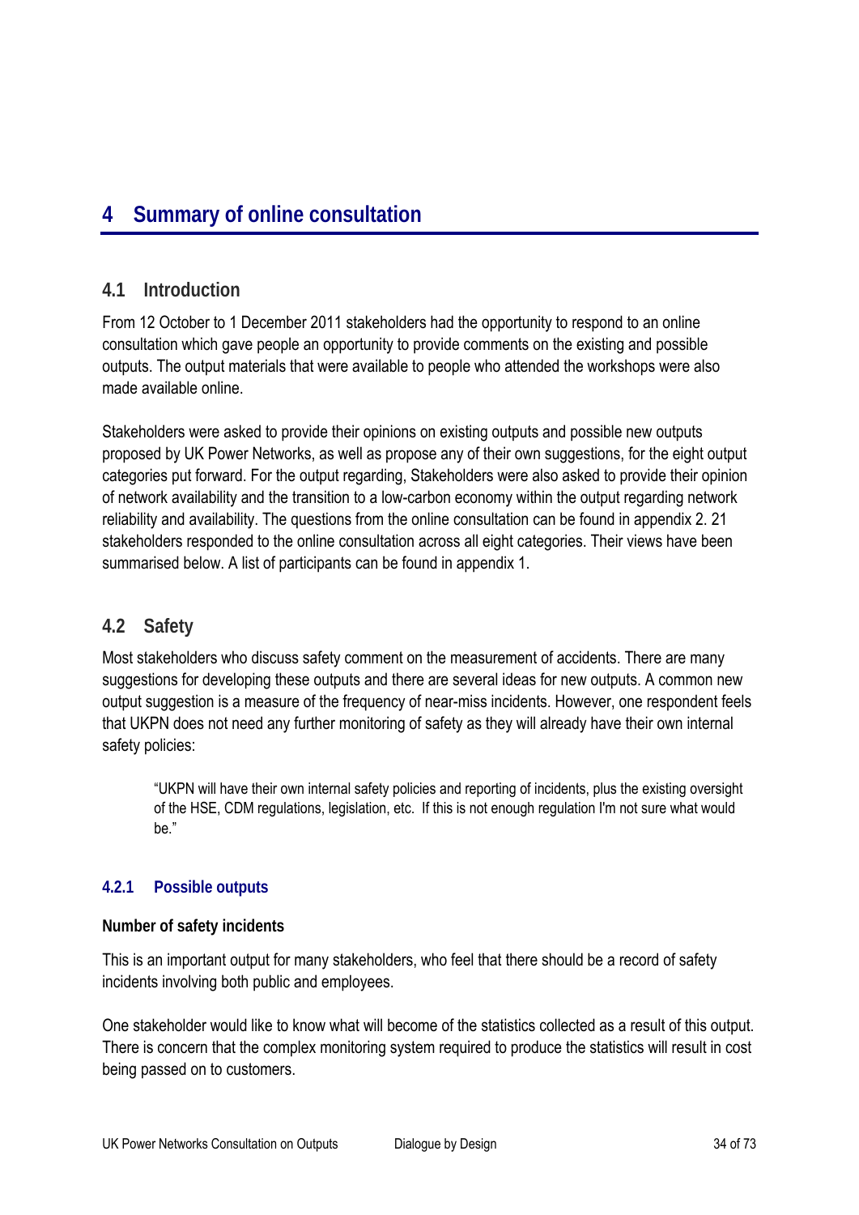# 4 Summary of online consultation

## 4.1 Introduction

From 12 October to 1 December 2011 stakeholders had the opportunity to respond to an online consultation which gave people an opportunity to provide comments on the existing and possible outputs. The output materials that were available to people who attended the workshops were also made available online.

Stakeholders were asked to provide their opinions on existing outputs and possible new outputs proposed by UK Power Networks, as well as propose any of their own suggestions, for the eight output categories put forward. For the output regarding, Stakeholders were also asked to provide their opinion of network availability and the transition to a low-carbon economy within the output regarding network reliability and availability. The questions from the online consultation can be found in appendix 2. 21 stakeholders responded to the online consultation across all eight categories. Their views have been summarised below. A list of participants can be found in appendix 1.

## 4.2 Safety

Most stakeholders who discuss safety comment on the measurement of accidents. There are many suggestions for developing these outputs and there are several ideas for new outputs. A common new output suggestion is a measure of the frequency of near-miss incidents. However, one respondent feels that UKPN does not need any further monitoring of safety as they will already have their own internal safety policies:

> "UKPN will have their own internal safety policies and reporting of incidents, plus the existing oversight of the HSE, CDM regulations, legislation, etc. If this is not enough regulation I'm not sure what would be."

### 4.2.1 Possible outputs

**Number of safety incidents**

This is an important output for many stakeholders, who feel that there should be a record of safety incidents involving both public and employees.

One stakeholder would like to know what will become of the statistics collected as a result of this output. There is concern that the complex monitoring system required to produce the statistics will result in cost being passed on to customers.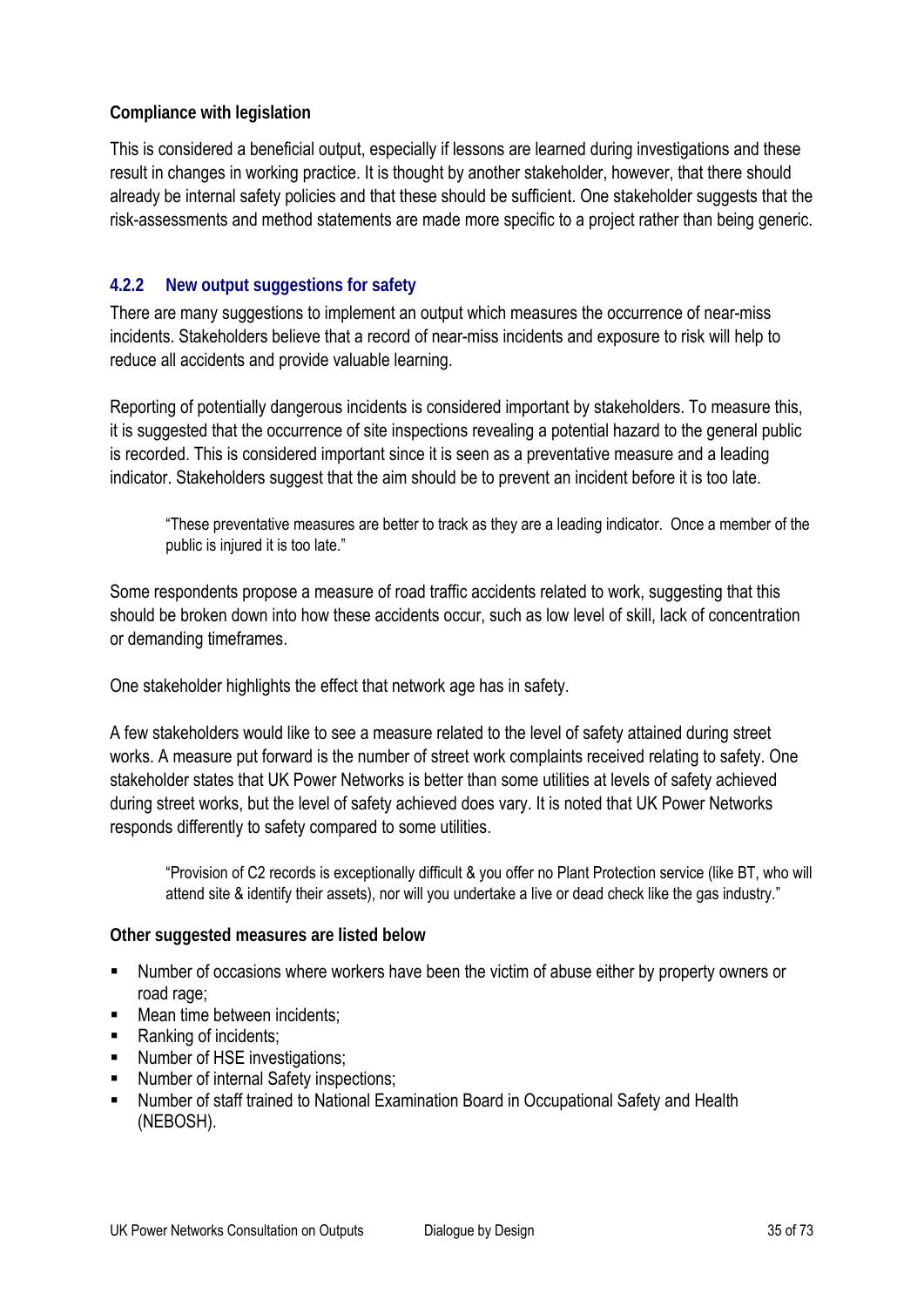**Compliance with legislation**

This is considered a beneficial output, especially if lessons are learned during investigations and these result in changes in working practice. It is thought by another stakeholder, however, that there should already be internal safety policies and that these should be sufficient. One stakeholder suggests that the risk-assessments and method statements are made more specific to a project rather than being generic.

### 4.2.2 New output suggestions for safety

There are many suggestions to implement an output which measures the occurrence of near-miss incidents. Stakeholders believe that a record of near-miss incidents and exposure to risk will help to reduce all accidents and provide valuable learning.

Reporting of potentially dangerous incidents is considered important by stakeholders. To measure this, it is suggested that the occurrence of site inspections revealing a potential hazard to the general public is recorded. This is considered important since it is seen as a preventative measure and a leading indicator. Stakeholders suggest that the aim should be to prevent an incident before it is too late.

> "These preventative measures are better to track as they are a leading indicator. Once a member of the public is injured it is too late."

Some respondents propose a measure of road traffic accidents related to work, suggesting that this should be broken down into how these accidents occur, such as low level of skill, lack of concentration or demanding timeframes.

One stakeholder highlights the effect that network age has in safety.

A few stakeholders would like to see a measure related to the level of safety attained during street works. A measure put forward is the number of street work complaints received relating to safety. One stakeholder states that UK Power Networks is better than some utilities at levels of safety achieved during street works, but the level of safety achieved does vary. It is noted that UK Power Networks responds differently to safety compared to some utilities.

> "Provision of C2 records is exceptionally difficult & you offer no Plant Protection service (like BT, who will attend site & identify their assets), nor will you undertake a live or dead check like the gas industry."

**Other suggested measures are listed below**

- Number of occasions where workers have been the victim of abuse either by property owners or road rage;
- Mean time between incidents;
- Ranking of incidents;
- Number of HSE investigations;
- Number of internal Safety inspections;
- Number of staff trained to National Examination Board in Occupational Safety and Health (NEBOSH).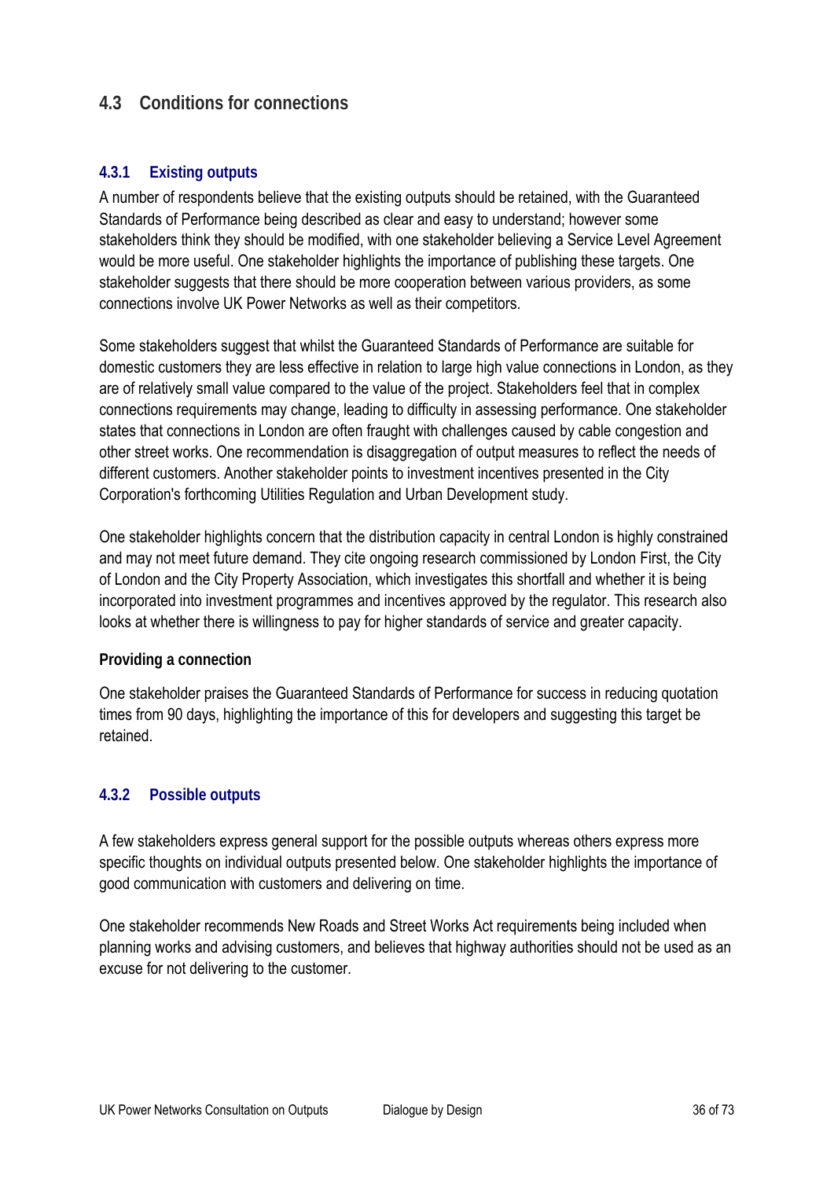## 4.3 Conditions for connections

### 4.3.1 Existing outputs

A number of respondents believe that the existing outputs should be retained, with the Guaranteed Standards of Performance being described as clear and easy to understand; however some stakeholders think they should be modified, with one stakeholder believing a Service Level Agreement would be more useful. One stakeholder highlights the importance of publishing these targets. One stakeholder suggests that there should be more cooperation between various providers, as some connections involve UK Power Networks as well as their competitors.

Some stakeholders suggest that whilst the Guaranteed Standards of Performance are suitable for domestic customers they are less effective in relation to large high value connections in London, as they are of relatively small value compared to the value of the project. Stakeholders feel that in complex connections requirements may change, leading to difficulty in assessing performance. One stakeholder states that connections in London are often fraught with challenges caused by cable congestion and other street works. One recommendation is disaggregation of output measures to reflect the needs of different customers. Another stakeholder points to investment incentives presented in the City Corporation's forthcoming Utilities Regulation and Urban Development study.

One stakeholder highlights concern that the distribution capacity in central London is highly constrained and may not meet future demand. They cite ongoing research commissioned by London First, the City of London and the City Property Association, which investigates this shortfall and whether it is being incorporated into investment programmes and incentives approved by the regulator. This research also looks at whether there is willingness to pay for higher standards of service and greater capacity.

**Providing a connection**

One stakeholder praises the Guaranteed Standards of Performance for success in reducing quotation times from 90 days, highlighting the importance of this for developers and suggesting this target be retained.

### 4.3.2 Possible outputs

A few stakeholders express general support for the possible outputs whereas others express more specific thoughts on individual outputs presented below. One stakeholder highlights the importance of good communication with customers and delivering on time.

One stakeholder recommends New Roads and Street Works Act requirements being included when planning works and advising customers, and believes that highway authorities should not be used as an excuse for not delivering to the customer.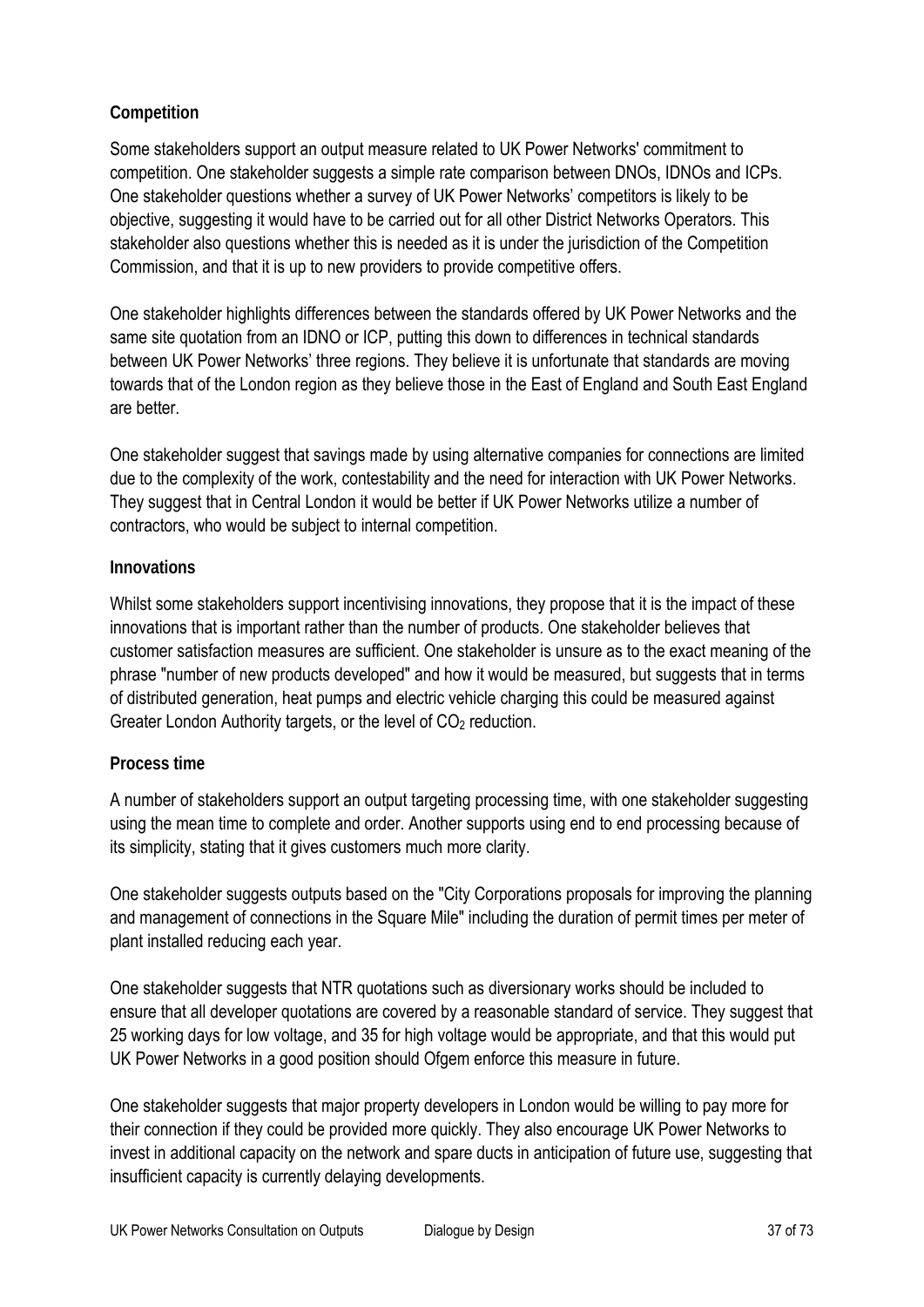**Competition**

Some stakeholders support an output measure related to UK Power Networks' commitment to competition. One stakeholder suggests a simple rate comparison between DNOs, IDNOs and ICPs. One stakeholder questions whether a survey of UK Power Networks' competitors is likely to be objective, suggesting it would have to be carried out for all other District Networks Operators. This stakeholder also questions whether this is needed as it is under the jurisdiction of the Competition Commission, and that it is up to new providers to provide competitive offers.

One stakeholder highlights differences between the standards offered by UK Power Networks and the same site quotation from an IDNO or ICP, putting this down to differences in technical standards between UK Power Networks' three regions. They believe it is unfortunate that standards are moving towards that of the London region as they believe those in the East of England and South East England are better.

One stakeholder suggest that savings made by using alternative companies for connections are limited due to the complexity of the work, contestability and the need for interaction with UK Power Networks. They suggest that in Central London it would be better if UK Power Networks utilize a number of contractors, who would be subject to internal competition.

**Innovations**

Whilst some stakeholders support incentivising innovations, they propose that it is the impact of these innovations that is important rather than the number of products. One stakeholder believes that customer satisfaction measures are sufficient. One stakeholder is unsure as to the exact meaning of the phrase "number of new products developed" and how it would be measured, but suggests that in terms of distributed generation, heat pumps and electric vehicle charging this could be measured against Greater London Authority targets, or the level of $CO_2$ reduction.

**Process time**

A number of stakeholders support an output targeting processing time, with one stakeholder suggesting using the mean time to complete and order. Another supports using end to end processing because of its simplicity, stating that it gives customers much more clarity.

One stakeholder suggests outputs based on the "City Corporations proposals for improving the planning and management of connections in the Square Mile" including the duration of permit times per meter of plant installed reducing each year.

One stakeholder suggests that NTR quotations such as diversionary works should be included to ensure that all developer quotations are covered by a reasonable standard of service. They suggest that 25 working days for low voltage, and 35 for high voltage would be appropriate, and that this would put UK Power Networks in a good position should Ofgem enforce this measure in future.

One stakeholder suggests that major property developers in London would be willing to pay more for their connection if they could be provided more quickly. They also encourage UK Power Networks to invest in additional capacity on the network and spare ducts in anticipation of future use, suggesting that insufficient capacity is currently delaying developments.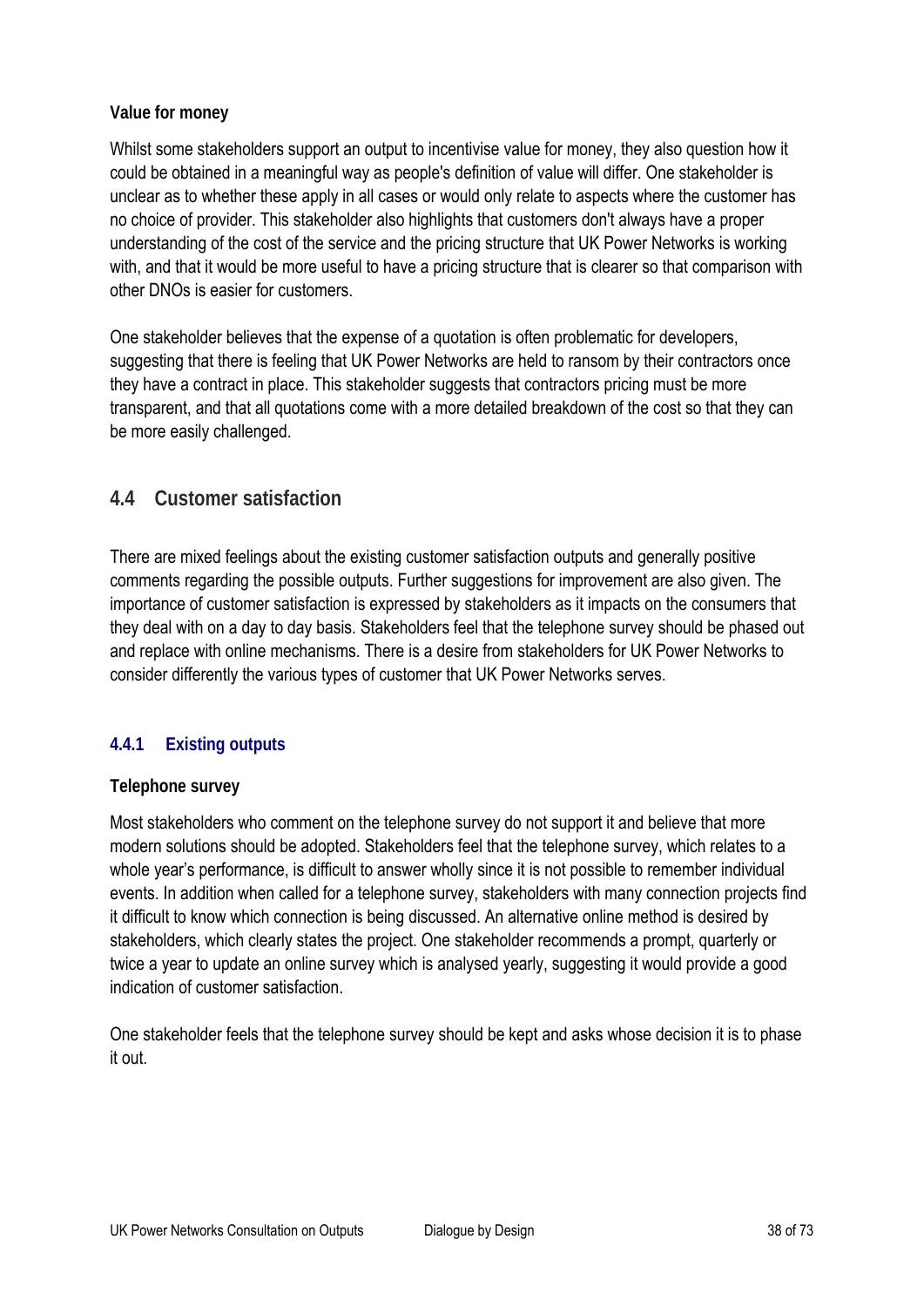**Value for money**

Whilst some stakeholders support an output to incentivise value for money, they also question how it could be obtained in a meaningful way as people's definition of value will differ. One stakeholder is unclear as to whether these apply in all cases or would only relate to aspects where the customer has no choice of provider. This stakeholder also highlights that customers don't always have a proper understanding of the cost of the service and the pricing structure that UK Power Networks is working with, and that it would be more useful to have a pricing structure that is clearer so that comparison with other DNOs is easier for customers.

One stakeholder believes that the expense of a quotation is often problematic for developers, suggesting that there is feeling that UK Power Networks are held to ransom by their contractors once they have a contract in place. This stakeholder suggests that contractors pricing must be more transparent, and that all quotations come with a more detailed breakdown of the cost so that they can be more easily challenged.

## 4.4 Customer satisfaction

There are mixed feelings about the existing customer satisfaction outputs and generally positive comments regarding the possible outputs. Further suggestions for improvement are also given. The importance of customer satisfaction is expressed by stakeholders as it impacts on the consumers that they deal with on a day to day basis. Stakeholders feel that the telephone survey should be phased out and replace with online mechanisms. There is a desire from stakeholders for UK Power Networks to consider differently the various types of customer that UK Power Networks serves.

### 4.4.1 Existing outputs

**Telephone survey**

Most stakeholders who comment on the telephone survey do not support it and believe that more modern solutions should be adopted. Stakeholders feel that the telephone survey, which relates to a whole year's performance, is difficult to answer wholly since it is not possible to remember individual events. In addition when called for a telephone survey, stakeholders with many connection projects find it difficult to know which connection is being discussed. An alternative online method is desired by stakeholders, which clearly states the project. One stakeholder recommends a prompt, quarterly or twice a year to update an online survey which is analysed yearly, suggesting it would provide a good indication of customer satisfaction.

One stakeholder feels that the telephone survey should be kept and asks whose decision it is to phase it out.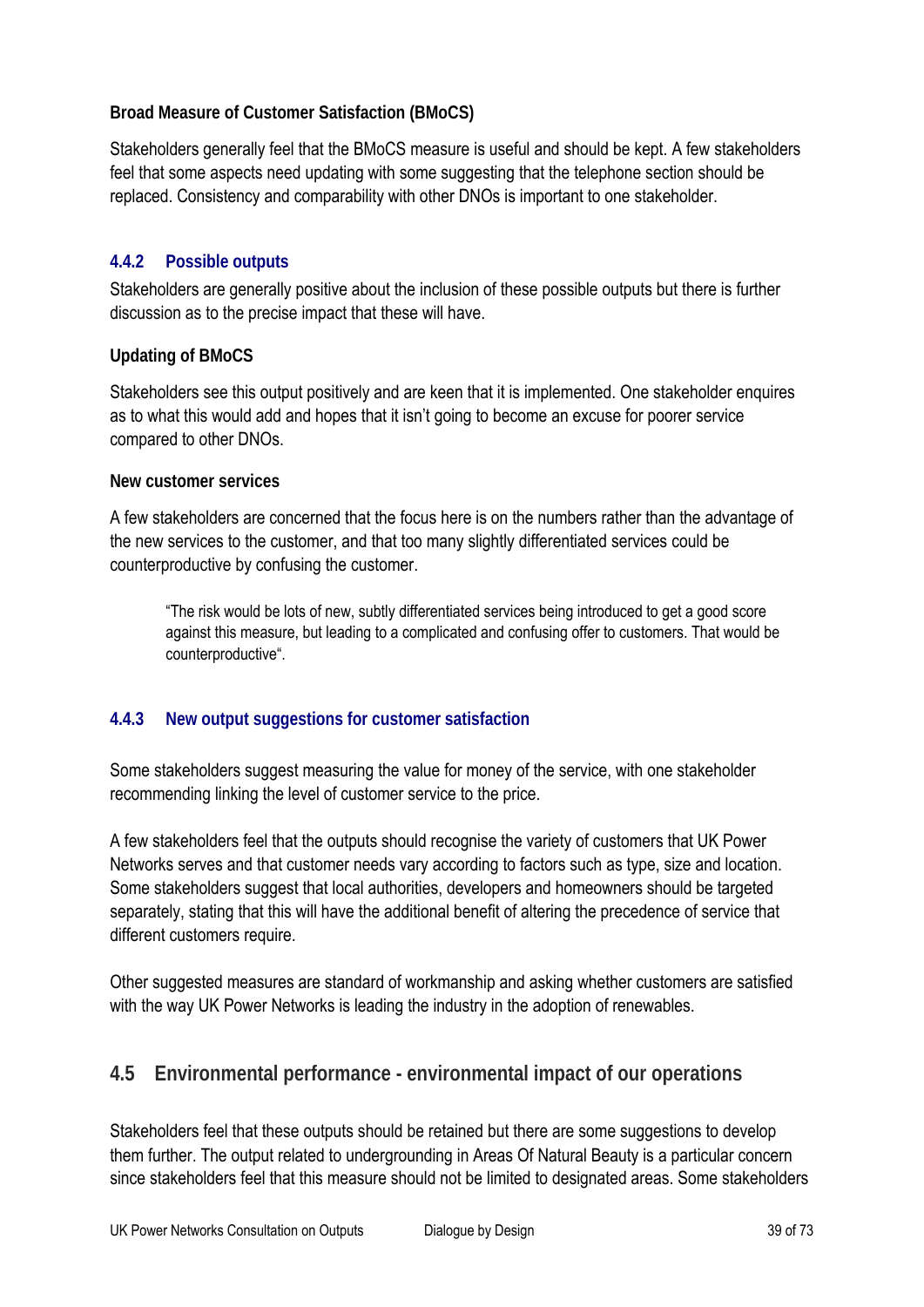**Broad Measure of Customer Satisfaction (BMoCS)**

Stakeholders generally feel that the BMoCS measure is useful and should be kept. A few stakeholders feel that some aspects need updating with some suggesting that the telephone section should be replaced. Consistency and comparability with other DNOs is important to one stakeholder.

### 4.4.2 Possible outputs

Stakeholders are generally positive about the inclusion of these possible outputs but there is further discussion as to the precise impact that these will have.

**Updating of BMoCS**

Stakeholders see this output positively and are keen that it is implemented. One stakeholder enquires as to what this would add and hopes that it isn't going to become an excuse for poorer service compared to other DNOs.

**New customer services**

A few stakeholders are concerned that the focus here is on the numbers rather than the advantage of the new services to the customer, and that too many slightly differentiated services could be counterproductive by confusing the customer.

> "The risk would be lots of new, subtly differentiated services being introduced to get a good score against this measure, but leading to a complicated and confusing offer to customers. That would be counterproductive".

### 4.4.3 New output suggestions for customer satisfaction

Some stakeholders suggest measuring the value for money of the service, with one stakeholder recommending linking the level of customer service to the price.

A few stakeholders feel that the outputs should recognise the variety of customers that UK Power Networks serves and that customer needs vary according to factors such as type, size and location. Some stakeholders suggest that local authorities, developers and homeowners should be targeted separately, stating that this will have the additional benefit of altering the precedence of service that different customers require.

Other suggested measures are standard of workmanship and asking whether customers are satisfied with the way UK Power Networks is leading the industry in the adoption of renewables.

## 4.5 Environmental performance - environmental impact of our operations

Stakeholders feel that these outputs should be retained but there are some suggestions to develop them further. The output related to undergrounding in Areas Of Natural Beauty is a particular concern since stakeholders feel that this measure should not be limited to designated areas. Some stakeholders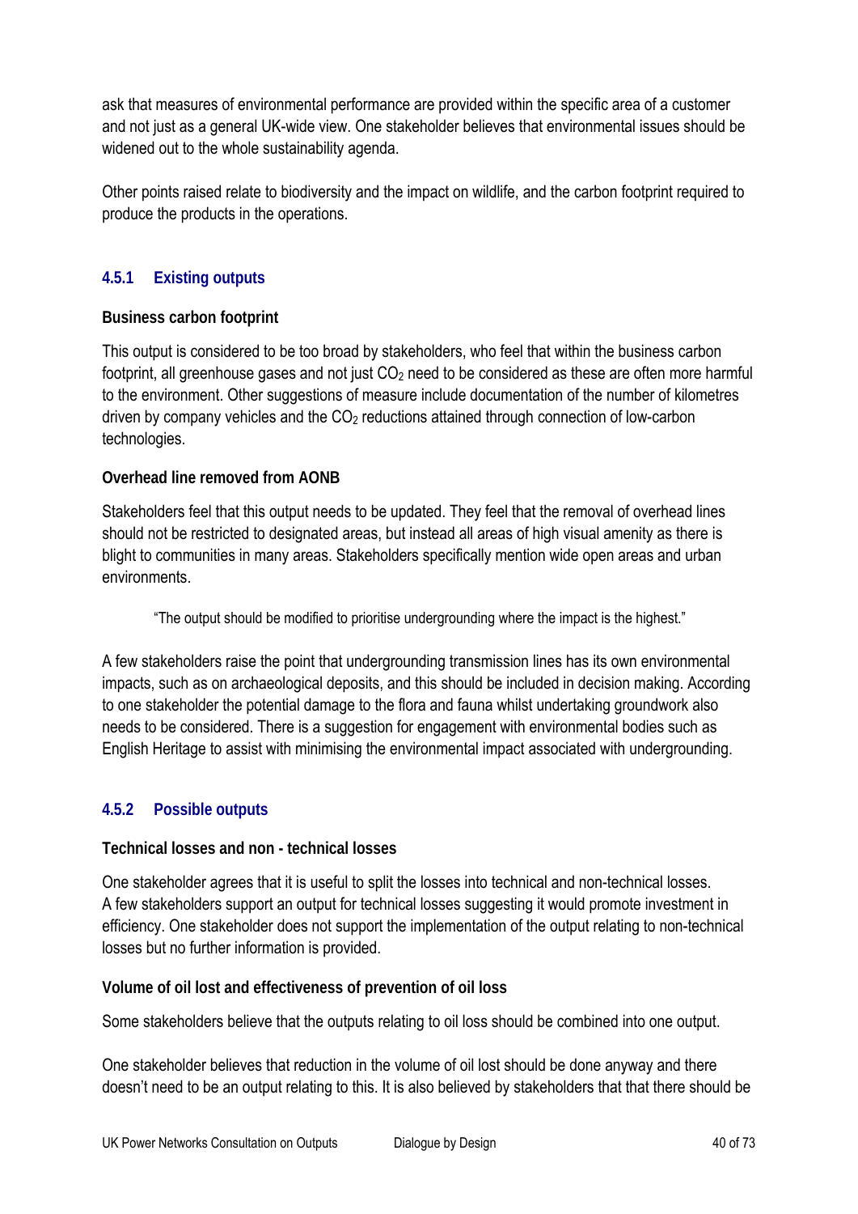ask that measures of environmental performance are provided within the specific area of a customer and not just as a general UK-wide view. One stakeholder believes that environmental issues should be widened out to the whole sustainability agenda.

Other points raised relate to biodiversity and the impact on wildlife, and the carbon footprint required to produce the products in the operations.

### 4.5.1 Existing outputs

**Business carbon footprint**

This output is considered to be too broad by stakeholders, who feel that within the business carbon footprint, all greenhouse gases and not just $CO_2$ need to be considered as these are often more harmful to the environment. Other suggestions of measure include documentation of the number of kilometres driven by company vehicles and the $CO_2$ reductions attained through connection of low-carbon technologies.

**Overhead line removed from AONB**

Stakeholders feel that this output needs to be updated. They feel that the removal of overhead lines should not be restricted to designated areas, but instead all areas of high visual amenity as there is blight to communities in many areas. Stakeholders specifically mention wide open areas and urban environments.

> "The output should be modified to prioritise undergrounding where the impact is the highest."

A few stakeholders raise the point that undergrounding transmission lines has its own environmental impacts, such as on archaeological deposits, and this should be included in decision making. According to one stakeholder the potential damage to the flora and fauna whilst undertaking groundwork also needs to be considered. There is a suggestion for engagement with environmental bodies such as English Heritage to assist with minimising the environmental impact associated with undergrounding.

### 4.5.2 Possible outputs

**Technical losses and non - technical losses**

One stakeholder agrees that it is useful to split the losses into technical and non-technical losses. A few stakeholders support an output for technical losses suggesting it would promote investment in efficiency. One stakeholder does not support the implementation of the output relating to non-technical losses but no further information is provided.

**Volume of oil lost and effectiveness of prevention of oil loss**

Some stakeholders believe that the outputs relating to oil loss should be combined into one output.

One stakeholder believes that reduction in the volume of oil lost should be done anyway and there doesn't need to be an output relating to this. It is also believed by stakeholders that that there should be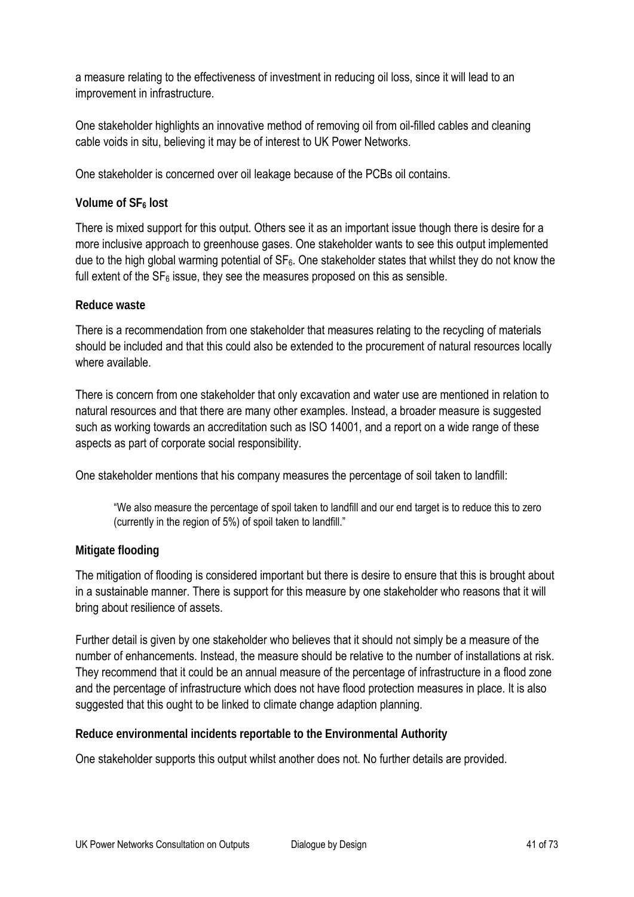a measure relating to the effectiveness of investment in reducing oil loss, since it will lead to an improvement in infrastructure.

One stakeholder highlights an innovative method of removing oil from oil-filled cables and cleaning cable voids in situ, believing it may be of interest to UK Power Networks.

One stakeholder is concerned over oil leakage because of the PCBs oil contains.

**Volume of $SF_6$ lost**

There is mixed support for this output. Others see it as an important issue though there is desire for a more inclusive approach to greenhouse gases. One stakeholder wants to see this output implemented due to the high global warming potential of $SF_6$. One stakeholder states that whilst they do not know the full extent of the $SF_6$ issue, they see the measures proposed on this as sensible.

**Reduce waste**

There is a recommendation from one stakeholder that measures relating to the recycling of materials should be included and that this could also be extended to the procurement of natural resources locally where available.

There is concern from one stakeholder that only excavation and water use are mentioned in relation to natural resources and that there are many other examples. Instead, a broader measure is suggested such as working towards an accreditation such as ISO 14001, and a report on a wide range of these aspects as part of corporate social responsibility.

One stakeholder mentions that his company measures the percentage of soil taken to landfill:

> "We also measure the percentage of spoil taken to landfill and our end target is to reduce this to zero (currently in the region of 5%) of spoil taken to landfill."

**Mitigate flooding**

The mitigation of flooding is considered important but there is desire to ensure that this is brought about in a sustainable manner. There is support for this measure by one stakeholder who reasons that it will bring about resilience of assets.

Further detail is given by one stakeholder who believes that it should not simply be a measure of the number of enhancements. Instead, the measure should be relative to the number of installations at risk. They recommend that it could be an annual measure of the percentage of infrastructure in a flood zone and the percentage of infrastructure which does not have flood protection measures in place. It is also suggested that this ought to be linked to climate change adaption planning.

**Reduce environmental incidents reportable to the Environmental Authority**

One stakeholder supports this output whilst another does not. No further details are provided.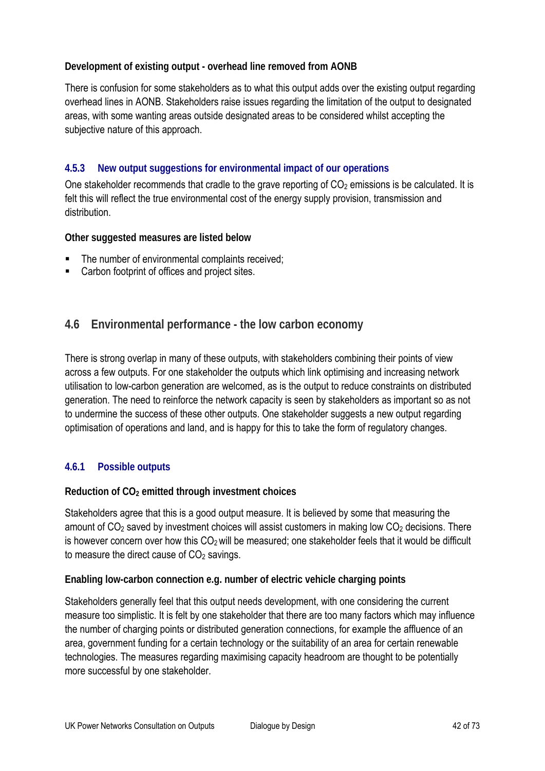**Development of existing output - overhead line removed from AONB**

There is confusion for some stakeholders as to what this output adds over the existing output regarding overhead lines in AONB. Stakeholders raise issues regarding the limitation of the output to designated areas, with some wanting areas outside designated areas to be considered whilst accepting the subjective nature of this approach.

### 4.5.3 New output suggestions for environmental impact of our operations

One stakeholder recommends that cradle to the grave reporting of $CO_2$ emissions is be calculated. It is felt this will reflect the true environmental cost of the energy supply provision, transmission and distribution.

**Other suggested measures are listed below**

- The number of environmental complaints received;
- Carbon footprint of offices and project sites.

## 4.6 Environmental performance - the low carbon economy

There is strong overlap in many of these outputs, with stakeholders combining their points of view across a few outputs. For one stakeholder the outputs which link optimising and increasing network utilisation to low-carbon generation are welcomed, as is the output to reduce constraints on distributed generation. The need to reinforce the network capacity is seen by stakeholders as important so as not to undermine the success of these other outputs. One stakeholder suggests a new output regarding optimisation of operations and land, and is happy for this to take the form of regulatory changes.

### 4.6.1 Possible outputs

**Reduction of $CO_2$ emitted through investment choices**

Stakeholders agree that this is a good output measure. It is believed by some that measuring the amount of $CO_2$ saved by investment choices will assist customers in making low $CO_2$ decisions. There is however concern over how this $CO_2$ will be measured; one stakeholder feels that it would be difficult to measure the direct cause of $CO_2$ savings.

**Enabling low-carbon connection e.g. number of electric vehicle charging points**

Stakeholders generally feel that this output needs development, with one considering the current measure too simplistic. It is felt by one stakeholder that there are too many factors which may influence the number of charging points or distributed generation connections, for example the affluence of an area, government funding for a certain technology or the suitability of an area for certain renewable technologies. The measures regarding maximising capacity headroom are thought to be potentially more successful by one stakeholder.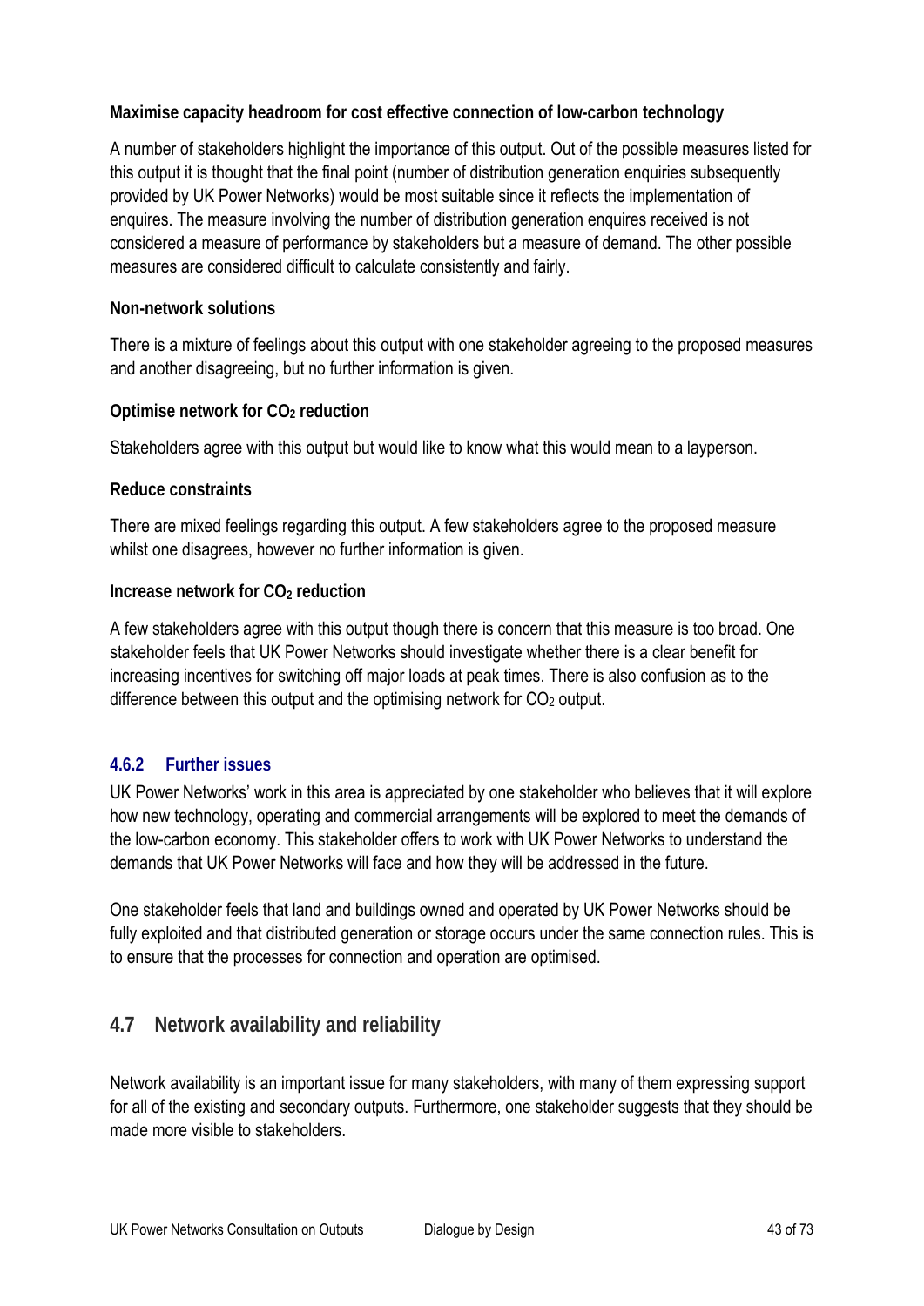**Maximise capacity headroom for cost effective connection of low-carbon technology**

A number of stakeholders highlight the importance of this output. Out of the possible measures listed for this output it is thought that the final point (number of distribution generation enquiries subsequently provided by UK Power Networks) would be most suitable since it reflects the implementation of enquires. The measure involving the number of distribution generation enquires received is not considered a measure of performance by stakeholders but a measure of demand. The other possible measures are considered difficult to calculate consistently and fairly.

**Non-network solutions**

There is a mixture of feelings about this output with one stakeholder agreeing to the proposed measures and another disagreeing, but no further information is given.

**Optimise network for $CO_2$ reduction**

Stakeholders agree with this output but would like to know what this would mean to a layperson.

**Reduce constraints**

There are mixed feelings regarding this output. A few stakeholders agree to the proposed measure whilst one disagrees, however no further information is given.

**Increase network for $CO_2$ reduction**

A few stakeholders agree with this output though there is concern that this measure is too broad. One stakeholder feels that UK Power Networks should investigate whether there is a clear benefit for increasing incentives for switching off major loads at peak times. There is also confusion as to the difference between this output and the optimising network for $CO_2$ output.

### 4.6.2 Further issues

UK Power Networks' work in this area is appreciated by one stakeholder who believes that it will explore how new technology, operating and commercial arrangements will be explored to meet the demands of the low-carbon economy. This stakeholder offers to work with UK Power Networks to understand the demands that UK Power Networks will face and how they will be addressed in the future.

One stakeholder feels that land and buildings owned and operated by UK Power Networks should be fully exploited and that distributed generation or storage occurs under the same connection rules. This is to ensure that the processes for connection and operation are optimised.

## 4.7 Network availability and reliability

Network availability is an important issue for many stakeholders, with many of them expressing support for all of the existing and secondary outputs. Furthermore, one stakeholder suggests that they should be made more visible to stakeholders.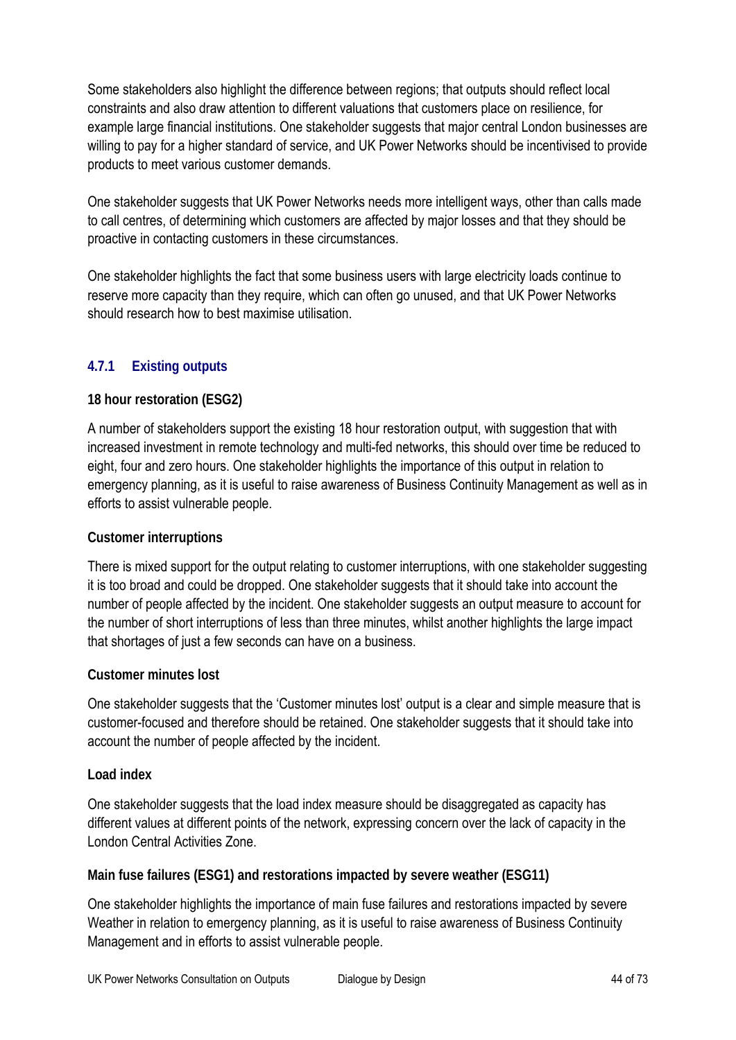Some stakeholders also highlight the difference between regions; that outputs should reflect local constraints and also draw attention to different valuations that customers place on resilience, for example large financial institutions. One stakeholder suggests that major central London businesses are willing to pay for a higher standard of service, and UK Power Networks should be incentivised to provide products to meet various customer demands.

One stakeholder suggests that UK Power Networks needs more intelligent ways, other than calls made to call centres, of determining which customers are affected by major losses and that they should be proactive in contacting customers in these circumstances.

One stakeholder highlights the fact that some business users with large electricity loads continue to reserve more capacity than they require, which can often go unused, and that UK Power Networks should research how to best maximise utilisation.

### 4.7.1 Existing outputs

**18 hour restoration (ESG2)**

A number of stakeholders support the existing 18 hour restoration output, with suggestion that with increased investment in remote technology and multi-fed networks, this should over time be reduced to eight, four and zero hours. One stakeholder highlights the importance of this output in relation to emergency planning, as it is useful to raise awareness of Business Continuity Management as well as in efforts to assist vulnerable people.

**Customer interruptions**

There is mixed support for the output relating to customer interruptions, with one stakeholder suggesting it is too broad and could be dropped. One stakeholder suggests that it should take into account the number of people affected by the incident. One stakeholder suggests an output measure to account for the number of short interruptions of less than three minutes, whilst another highlights the large impact that shortages of just a few seconds can have on a business.

**Customer minutes lost**

One stakeholder suggests that the 'Customer minutes lost' output is a clear and simple measure that is customer-focused and therefore should be retained. One stakeholder suggests that it should take into account the number of people affected by the incident.

**Load index**

One stakeholder suggests that the load index measure should be disaggregated as capacity has different values at different points of the network, expressing concern over the lack of capacity in the London Central Activities Zone.

**Main fuse failures (ESG1) and restorations impacted by severe weather (ESG11)**

One stakeholder highlights the importance of main fuse failures and restorations impacted by severe Weather in relation to emergency planning, as it is useful to raise awareness of Business Continuity Management and in efforts to assist vulnerable people.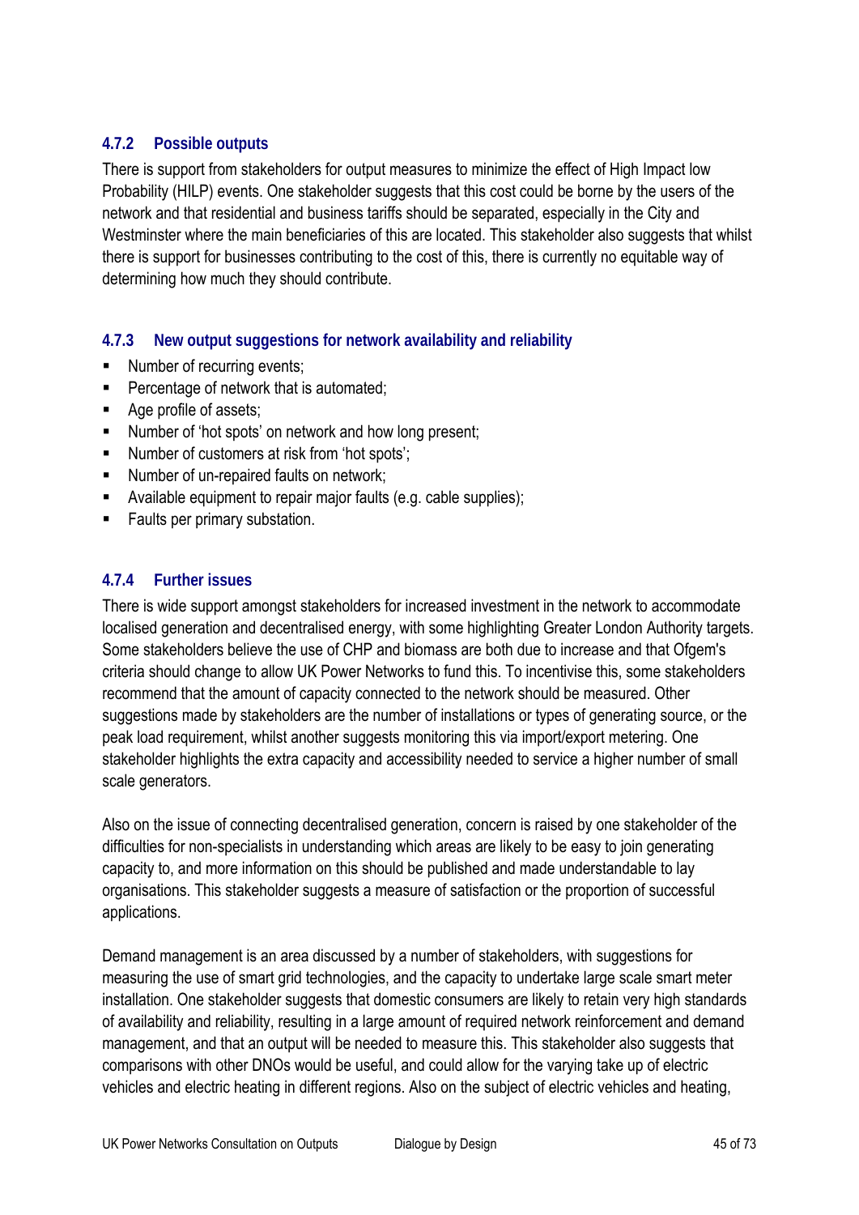### 4.7.2 Possible outputs

There is support from stakeholders for output measures to minimize the effect of High Impact low Probability (HILP) events. One stakeholder suggests that this cost could be borne by the users of the network and that residential and business tariffs should be separated, especially in the City and Westminster where the main beneficiaries of this are located. This stakeholder also suggests that whilst there is support for businesses contributing to the cost of this, there is currently no equitable way of determining how much they should contribute.

### 4.7.3 New output suggestions for network availability and reliability

- Number of recurring events;
- Percentage of network that is automated;
- Age profile of assets;
- Number of 'hot spots' on network and how long present;
- Number of customers at risk from 'hot spots';
- Number of un-repaired faults on network;
- Available equipment to repair major faults (e.g. cable supplies);
- Faults per primary substation.

### 4.7.4 Further issues

There is wide support amongst stakeholders for increased investment in the network to accommodate localised generation and decentralised energy, with some highlighting Greater London Authority targets. Some stakeholders believe the use of CHP and biomass are both due to increase and that Ofgem's criteria should change to allow UK Power Networks to fund this. To incentivise this, some stakeholders recommend that the amount of capacity connected to the network should be measured. Other suggestions made by stakeholders are the number of installations or types of generating source, or the peak load requirement, whilst another suggests monitoring this via import/export metering. One stakeholder highlights the extra capacity and accessibility needed to service a higher number of small scale generators.

Also on the issue of connecting decentralised generation, concern is raised by one stakeholder of the difficulties for non-specialists in understanding which areas are likely to be easy to join generating capacity to, and more information on this should be published and made understandable to lay organisations. This stakeholder suggests a measure of satisfaction or the proportion of successful applications.

Demand management is an area discussed by a number of stakeholders, with suggestions for measuring the use of smart grid technologies, and the capacity to undertake large scale smart meter installation. One stakeholder suggests that domestic consumers are likely to retain very high standards of availability and reliability, resulting in a large amount of required network reinforcement and demand management, and that an output will be needed to measure this. This stakeholder also suggests that comparisons with other DNOs would be useful, and could allow for the varying take up of electric vehicles and electric heating in different regions. Also on the subject of electric vehicles and heating,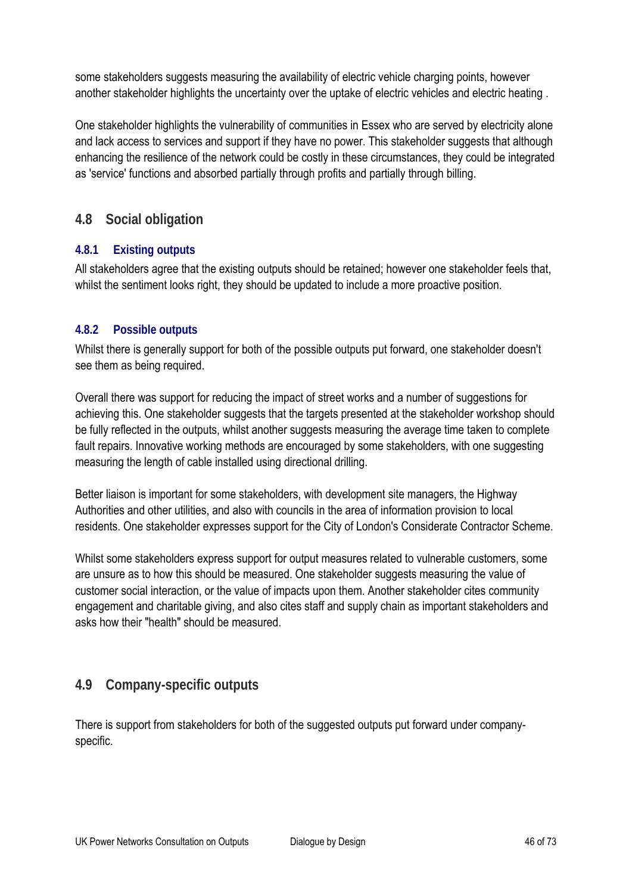some stakeholders suggests measuring the availability of electric vehicle charging points, however another stakeholder highlights the uncertainty over the uptake of electric vehicles and electric heating .

One stakeholder highlights the vulnerability of communities in Essex who are served by electricity alone and lack access to services and support if they have no power. This stakeholder suggests that although enhancing the resilience of the network could be costly in these circumstances, they could be integrated as 'service' functions and absorbed partially through profits and partially through billing.

## 4.8 Social obligation

### 4.8.1 Existing outputs

All stakeholders agree that the existing outputs should be retained; however one stakeholder feels that, whilst the sentiment looks right, they should be updated to include a more proactive position.

### 4.8.2 Possible outputs

Whilst there is generally support for both of the possible outputs put forward, one stakeholder doesn't see them as being required.

Overall there was support for reducing the impact of street works and a number of suggestions for achieving this. One stakeholder suggests that the targets presented at the stakeholder workshop should be fully reflected in the outputs, whilst another suggests measuring the average time taken to complete fault repairs. Innovative working methods are encouraged by some stakeholders, with one suggesting measuring the length of cable installed using directional drilling.

Better liaison is important for some stakeholders, with development site managers, the Highway Authorities and other utilities, and also with councils in the area of information provision to local residents. One stakeholder expresses support for the City of London's Considerate Contractor Scheme.

Whilst some stakeholders express support for output measures related to vulnerable customers, some are unsure as to how this should be measured. One stakeholder suggests measuring the value of customer social interaction, or the value of impacts upon them. Another stakeholder cites community engagement and charitable giving, and also cites staff and supply chain as important stakeholders and asks how their "health" should be measured.

## 4.9 Company-specific outputs

There is support from stakeholders for both of the suggested outputs put forward under company-specific.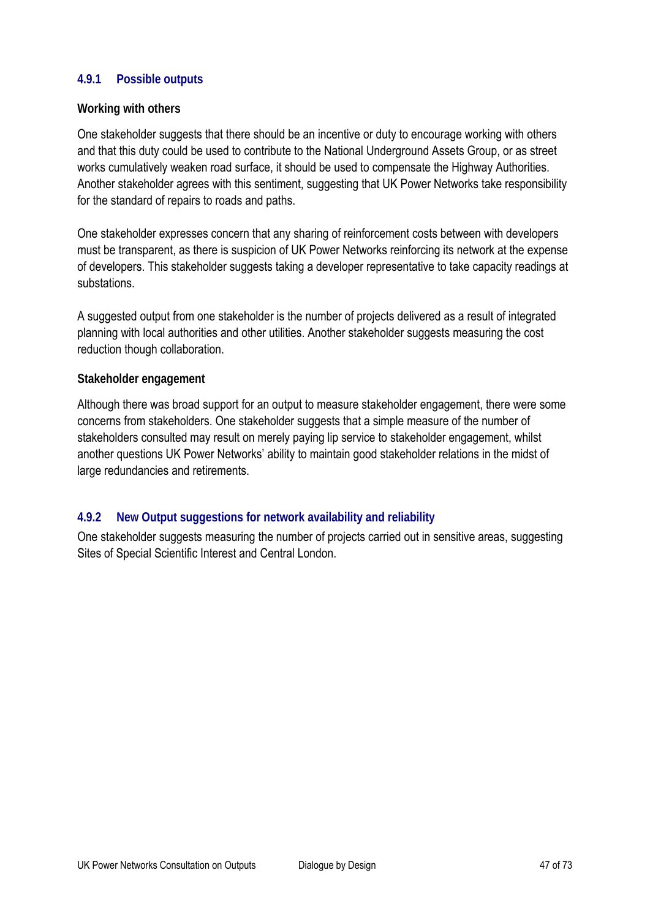### 4.9.1 Possible outputs

**Working with others**

One stakeholder suggests that there should be an incentive or duty to encourage working with others and that this duty could be used to contribute to the National Underground Assets Group, or as street works cumulatively weaken road surface, it should be used to compensate the Highway Authorities. Another stakeholder agrees with this sentiment, suggesting that UK Power Networks take responsibility for the standard of repairs to roads and paths.

One stakeholder expresses concern that any sharing of reinforcement costs between with developers must be transparent, as there is suspicion of UK Power Networks reinforcing its network at the expense of developers. This stakeholder suggests taking a developer representative to take capacity readings at substations.

A suggested output from one stakeholder is the number of projects delivered as a result of integrated planning with local authorities and other utilities. Another stakeholder suggests measuring the cost reduction though collaboration.

**Stakeholder engagement**

Although there was broad support for an output to measure stakeholder engagement, there were some concerns from stakeholders. One stakeholder suggests that a simple measure of the number of stakeholders consulted may result on merely paying lip service to stakeholder engagement, whilst another questions UK Power Networks' ability to maintain good stakeholder relations in the midst of large redundancies and retirements.

### 4.9.2 New Output suggestions for network availability and reliability

One stakeholder suggests measuring the number of projects carried out in sensitive areas, suggesting Sites of Special Scientific Interest and Central London.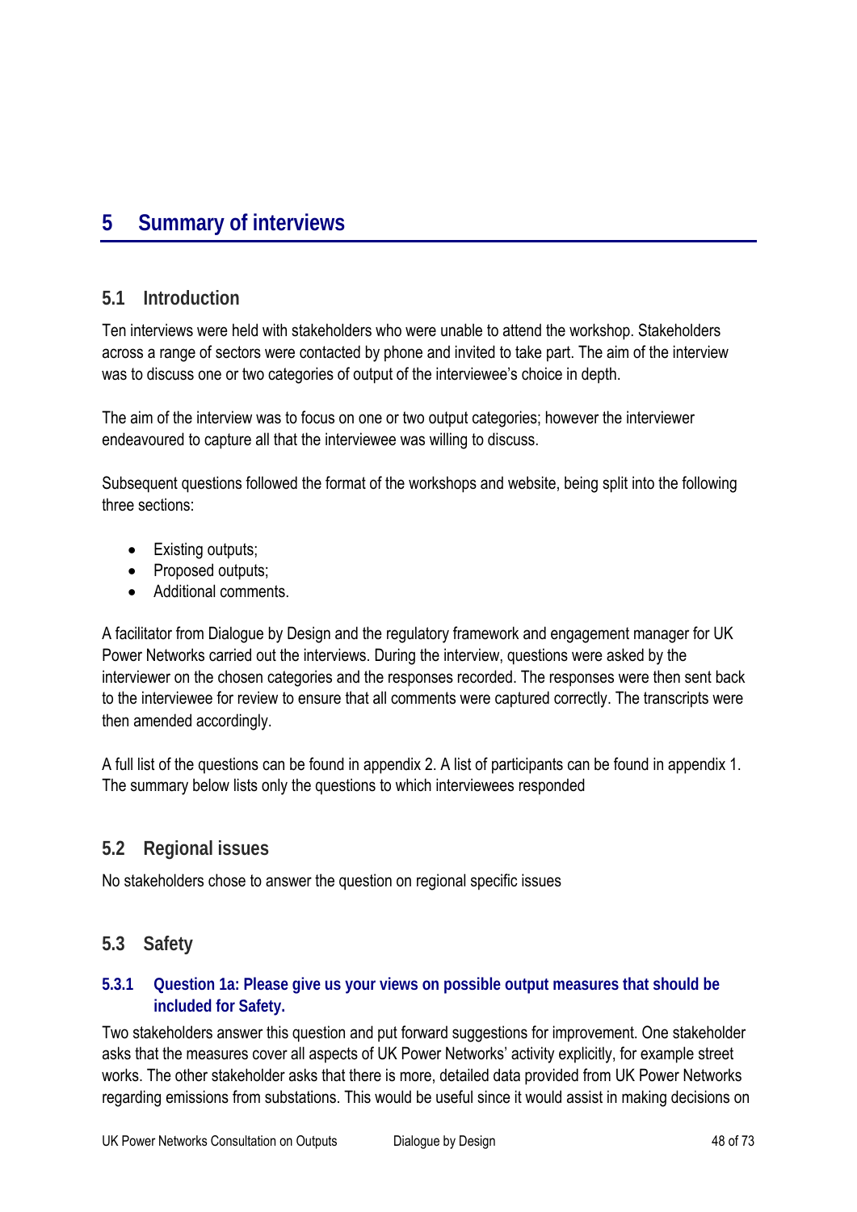# 5 Summary of interviews

## 5.1 Introduction

Ten interviews were held with stakeholders who were unable to attend the workshop. Stakeholders across a range of sectors were contacted by phone and invited to take part. The aim of the interview was to discuss one or two categories of output of the interviewee's choice in depth.

The aim of the interview was to focus on one or two output categories; however the interviewer endeavoured to capture all that the interviewee was willing to discuss.

Subsequent questions followed the format of the workshops and website, being split into the following three sections:

- Existing outputs;
- Proposed outputs;
- Additional comments.

A facilitator from Dialogue by Design and the regulatory framework and engagement manager for UK Power Networks carried out the interviews. During the interview, questions were asked by the interviewer on the chosen categories and the responses recorded. The responses were then sent back to the interviewee for review to ensure that all comments were captured correctly. The transcripts were then amended accordingly.

A full list of the questions can be found in appendix 2. A list of participants can be found in appendix 1. The summary below lists only the questions to which interviewees responded

## 5.2 Regional issues

No stakeholders chose to answer the question on regional specific issues

## 5.3 Safety

### 5.3.1 Question 1a: Please give us your views on possible output measures that should be included for Safety.

Two stakeholders answer this question and put forward suggestions for improvement. One stakeholder asks that the measures cover all aspects of UK Power Networks' activity explicitly, for example street works. The other stakeholder asks that there is more, detailed data provided from UK Power Networks regarding emissions from substations. This would be useful since it would assist in making decisions on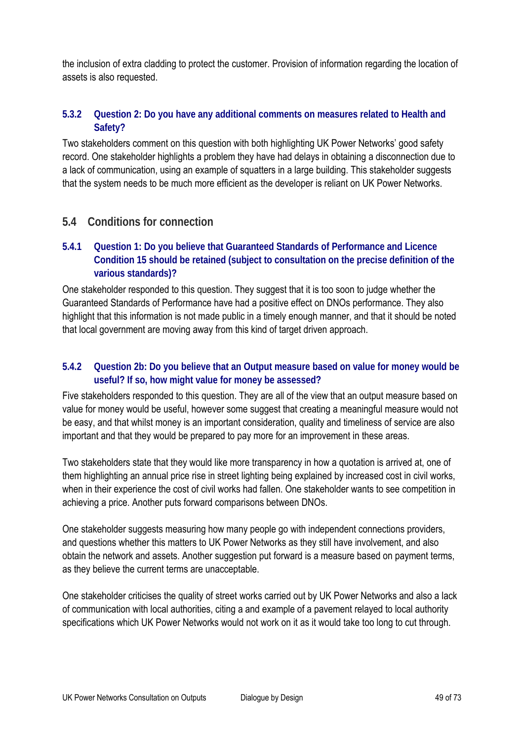the inclusion of extra cladding to protect the customer. Provision of information regarding the location of assets is also requested.

### 5.3.2 Question 2: Do you have any additional comments on measures related to Health and Safety?

Two stakeholders comment on this question with both highlighting UK Power Networks' good safety record. One stakeholder highlights a problem they have had delays in obtaining a disconnection due to a lack of communication, using an example of squatters in a large building. This stakeholder suggests that the system needs to be much more efficient as the developer is reliant on UK Power Networks.

## 5.4 Conditions for connection

### 5.4.1 Question 1: Do you believe that Guaranteed Standards of Performance and Licence Condition 15 should be retained (subject to consultation on the precise definition of the various standards)?

One stakeholder responded to this question. They suggest that it is too soon to judge whether the Guaranteed Standards of Performance have had a positive effect on DNOs performance. They also highlight that this information is not made public in a timely enough manner, and that it should be noted that local government are moving away from this kind of target driven approach.

### 5.4.2 Question 2b: Do you believe that an Output measure based on value for money would be useful? If so, how might value for money be assessed?

Five stakeholders responded to this question. They are all of the view that an output measure based on value for money would be useful, however some suggest that creating a meaningful measure would not be easy, and that whilst money is an important consideration, quality and timeliness of service are also important and that they would be prepared to pay more for an improvement in these areas.

Two stakeholders state that they would like more transparency in how a quotation is arrived at, one of them highlighting an annual price rise in street lighting being explained by increased cost in civil works, when in their experience the cost of civil works had fallen. One stakeholder wants to see competition in achieving a price. Another puts forward comparisons between DNOs.

One stakeholder suggests measuring how many people go with independent connections providers, and questions whether this matters to UK Power Networks as they still have involvement, and also obtain the network and assets. Another suggestion put forward is a measure based on payment terms, as they believe the current terms are unacceptable.

One stakeholder criticises the quality of street works carried out by UK Power Networks and also a lack of communication with local authorities, citing a and example of a pavement relayed to local authority specifications which UK Power Networks would not work on it as it would take too long to cut through.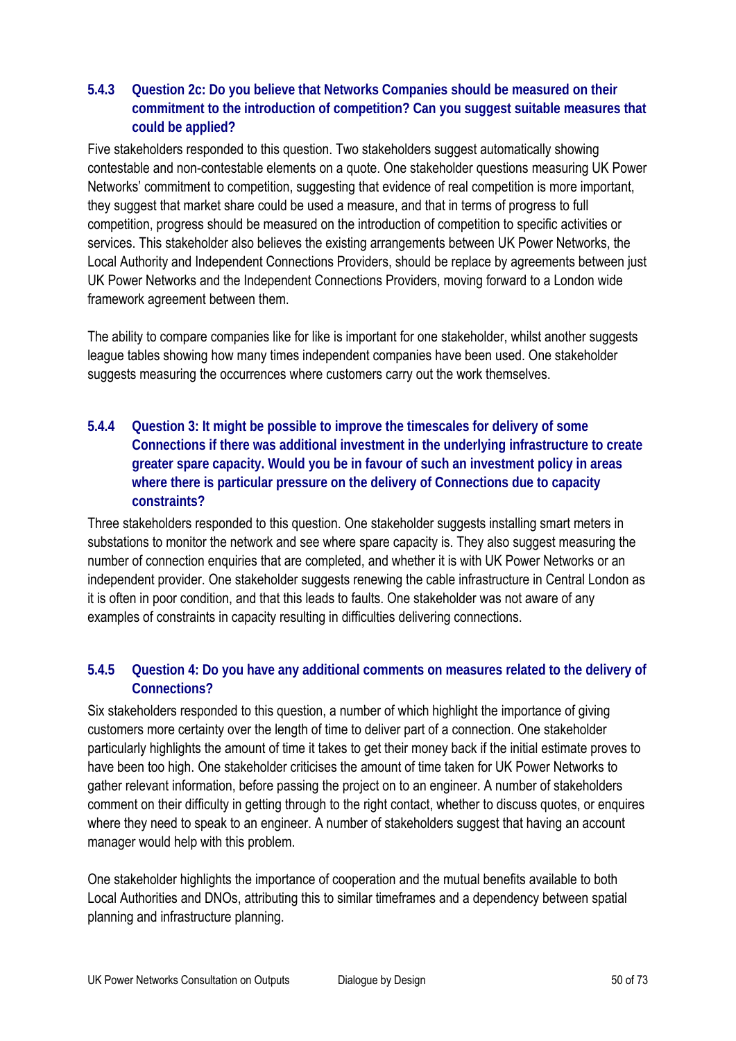### 5.4.3 Question 2c: Do you believe that Networks Companies should be measured on their commitment to the introduction of competition? Can you suggest suitable measures that could be applied?

Five stakeholders responded to this question. Two stakeholders suggest automatically showing contestable and non-contestable elements on a quote. One stakeholder questions measuring UK Power Networks' commitment to competition, suggesting that evidence of real competition is more important, they suggest that market share could be used a measure, and that in terms of progress to full competition, progress should be measured on the introduction of competition to specific activities or services. This stakeholder also believes the existing arrangements between UK Power Networks, the Local Authority and Independent Connections Providers, should be replace by agreements between just UK Power Networks and the Independent Connections Providers, moving forward to a London wide framework agreement between them.

The ability to compare companies like for like is important for one stakeholder, whilst another suggests league tables showing how many times independent companies have been used. One stakeholder suggests measuring the occurrences where customers carry out the work themselves.

### 5.4.4 Question 3: It might be possible to improve the timescales for delivery of some Connections if there was additional investment in the underlying infrastructure to create greater spare capacity. Would you be in favour of such an investment policy in areas where there is particular pressure on the delivery of Connections due to capacity constraints?

Three stakeholders responded to this question. One stakeholder suggests installing smart meters in substations to monitor the network and see where spare capacity is. They also suggest measuring the number of connection enquiries that are completed, and whether it is with UK Power Networks or an independent provider. One stakeholder suggests renewing the cable infrastructure in Central London as it is often in poor condition, and that this leads to faults. One stakeholder was not aware of any examples of constraints in capacity resulting in difficulties delivering connections.

### 5.4.5 Question 4: Do you have any additional comments on measures related to the delivery of Connections?

Six stakeholders responded to this question, a number of which highlight the importance of giving customers more certainty over the length of time to deliver part of a connection. One stakeholder particularly highlights the amount of time it takes to get their money back if the initial estimate proves to have been too high. One stakeholder criticises the amount of time taken for UK Power Networks to gather relevant information, before passing the project on to an engineer. A number of stakeholders comment on their difficulty in getting through to the right contact, whether to discuss quotes, or enquires where they need to speak to an engineer. A number of stakeholders suggest that having an account manager would help with this problem.

One stakeholder highlights the importance of cooperation and the mutual benefits available to both Local Authorities and DNOs, attributing this to similar timeframes and a dependency between spatial planning and infrastructure planning.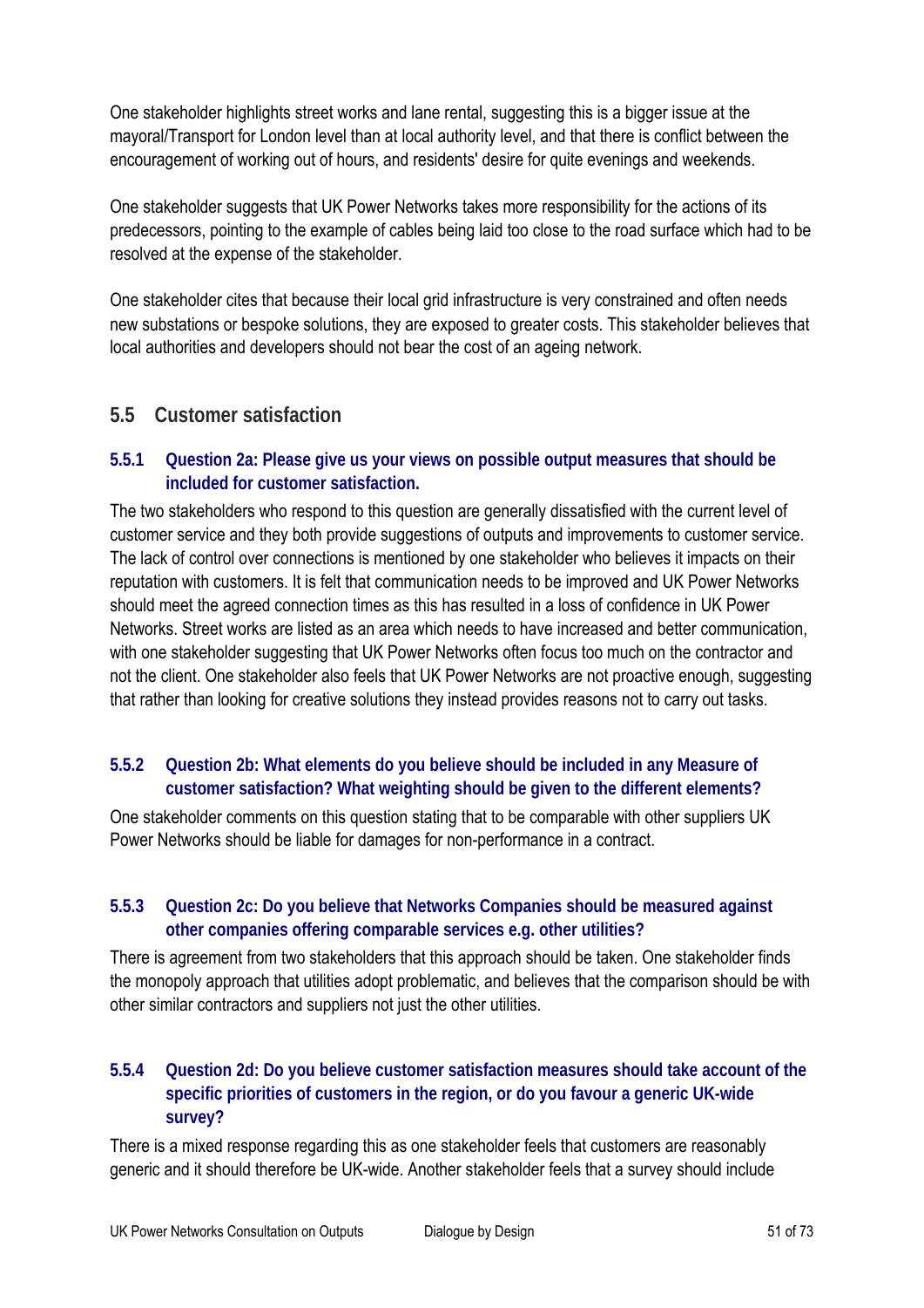One stakeholder highlights street works and lane rental, suggesting this is a bigger issue at the mayoral/Transport for London level than at local authority level, and that there is conflict between the encouragement of working out of hours, and residents' desire for quite evenings and weekends.

One stakeholder suggests that UK Power Networks takes more responsibility for the actions of its predecessors, pointing to the example of cables being laid too close to the road surface which had to be resolved at the expense of the stakeholder.

One stakeholder cites that because their local grid infrastructure is very constrained and often needs new substations or bespoke solutions, they are exposed to greater costs. This stakeholder believes that local authorities and developers should not bear the cost of an ageing network.

## 5.5 Customer satisfaction

### 5.5.1 Question 2a: Please give us your views on possible output measures that should be included for customer satisfaction.

The two stakeholders who respond to this question are generally dissatisfied with the current level of customer service and they both provide suggestions of outputs and improvements to customer service. The lack of control over connections is mentioned by one stakeholder who believes it impacts on their reputation with customers. It is felt that communication needs to be improved and UK Power Networks should meet the agreed connection times as this has resulted in a loss of confidence in UK Power Networks. Street works are listed as an area which needs to have increased and better communication, with one stakeholder suggesting that UK Power Networks often focus too much on the contractor and not the client. One stakeholder also feels that UK Power Networks are not proactive enough, suggesting that rather than looking for creative solutions they instead provides reasons not to carry out tasks.

### 5.5.2 Question 2b: What elements do you believe should be included in any Measure of customer satisfaction? What weighting should be given to the different elements?

One stakeholder comments on this question stating that to be comparable with other suppliers UK Power Networks should be liable for damages for non-performance in a contract.

### 5.5.3 Question 2c: Do you believe that Networks Companies should be measured against other companies offering comparable services e.g. other utilities?

There is agreement from two stakeholders that this approach should be taken. One stakeholder finds the monopoly approach that utilities adopt problematic, and believes that the comparison should be with other similar contractors and suppliers not just the other utilities.

### 5.5.4 Question 2d: Do you believe customer satisfaction measures should take account of the specific priorities of customers in the region, or do you favour a generic UK-wide survey?

There is a mixed response regarding this as one stakeholder feels that customers are reasonably generic and it should therefore be UK-wide. Another stakeholder feels that a survey should include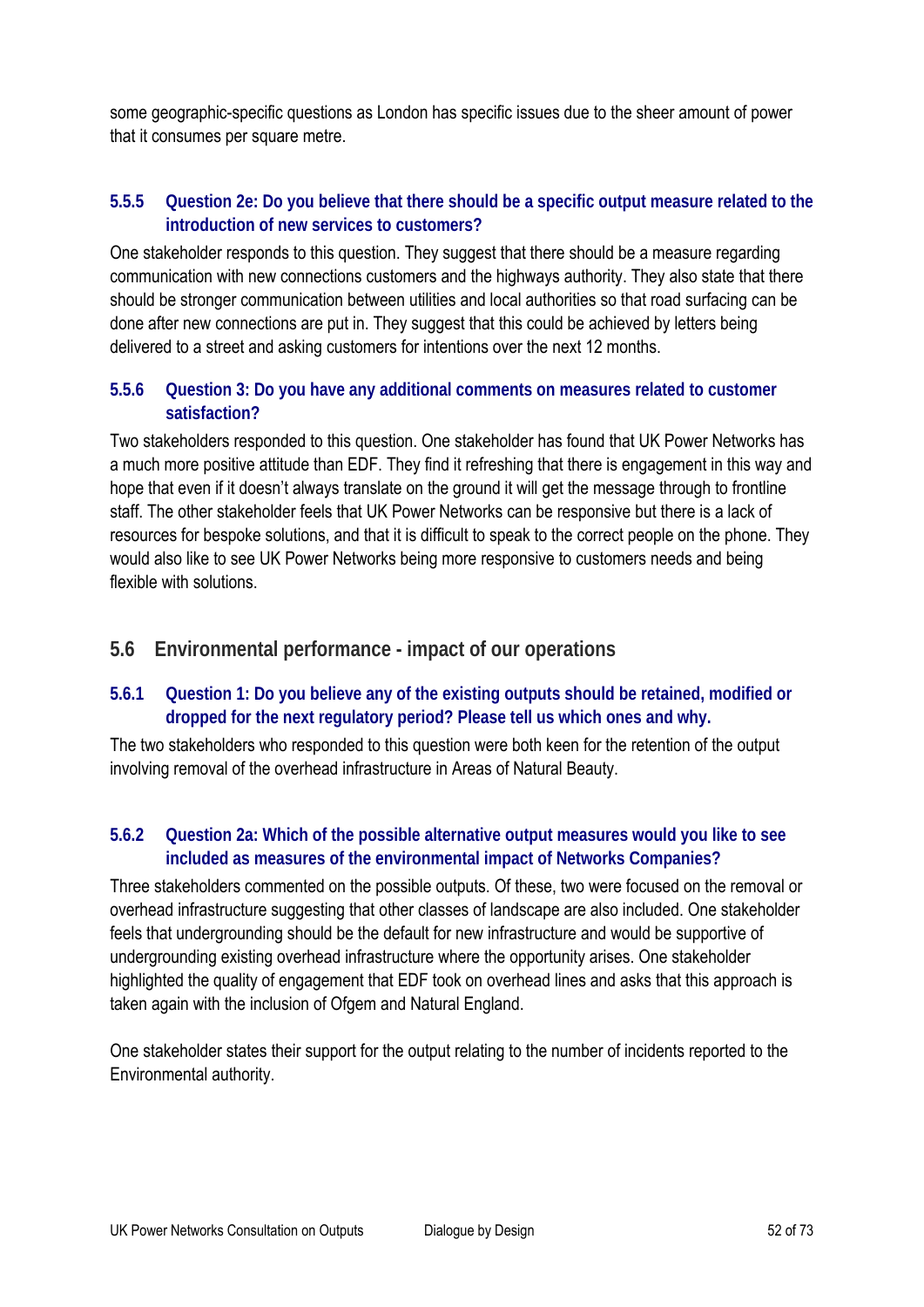some geographic-specific questions as London has specific issues due to the sheer amount of power that it consumes per square metre.

### 5.5.5 Question 2e: Do you believe that there should be a specific output measure related to the introduction of new services to customers?

One stakeholder responds to this question. They suggest that there should be a measure regarding communication with new connections customers and the highways authority. They also state that there should be stronger communication between utilities and local authorities so that road surfacing can be done after new connections are put in. They suggest that this could be achieved by letters being delivered to a street and asking customers for intentions over the next 12 months.

### 5.5.6 Question 3: Do you have any additional comments on measures related to customer satisfaction?

Two stakeholders responded to this question. One stakeholder has found that UK Power Networks has a much more positive attitude than EDF. They find it refreshing that there is engagement in this way and hope that even if it doesn't always translate on the ground it will get the message through to frontline staff. The other stakeholder feels that UK Power Networks can be responsive but there is a lack of resources for bespoke solutions, and that it is difficult to speak to the correct people on the phone. They would also like to see UK Power Networks being more responsive to customers needs and being flexible with solutions.

## 5.6 Environmental performance - impact of our operations

### 5.6.1 Question 1: Do you believe any of the existing outputs should be retained, modified or dropped for the next regulatory period? Please tell us which ones and why.

The two stakeholders who responded to this question were both keen for the retention of the output involving removal of the overhead infrastructure in Areas of Natural Beauty.

### 5.6.2 Question 2a: Which of the possible alternative output measures would you like to see included as measures of the environmental impact of Networks Companies?

Three stakeholders commented on the possible outputs. Of these, two were focused on the removal or overhead infrastructure suggesting that other classes of landscape are also included. One stakeholder feels that undergrounding should be the default for new infrastructure and would be supportive of undergrounding existing overhead infrastructure where the opportunity arises. One stakeholder highlighted the quality of engagement that EDF took on overhead lines and asks that this approach is taken again with the inclusion of Ofgem and Natural England.

One stakeholder states their support for the output relating to the number of incidents reported to the Environmental authority.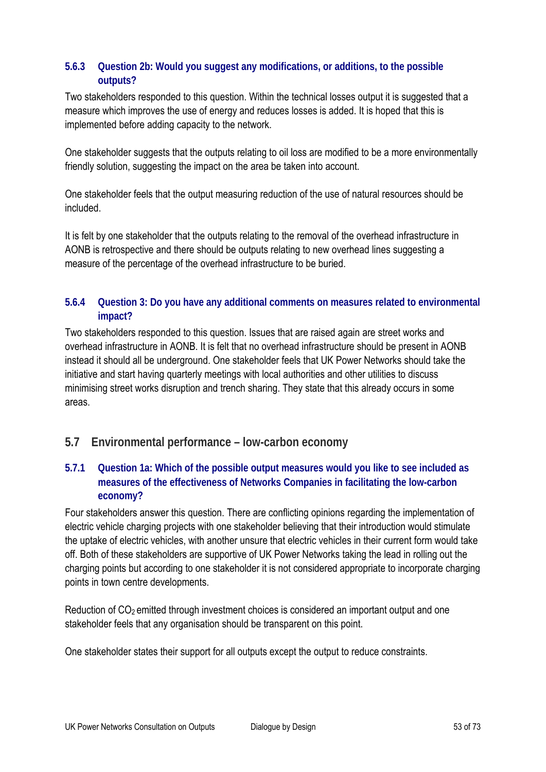### 5.6.3 Question 2b: Would you suggest any modifications, or additions, to the possible outputs?

Two stakeholders responded to this question. Within the technical losses output it is suggested that a measure which improves the use of energy and reduces losses is added. It is hoped that this is implemented before adding capacity to the network.

One stakeholder suggests that the outputs relating to oil loss are modified to be a more environmentally friendly solution, suggesting the impact on the area be taken into account.

One stakeholder feels that the output measuring reduction of the use of natural resources should be included.

It is felt by one stakeholder that the outputs relating to the removal of the overhead infrastructure in AONB is retrospective and there should be outputs relating to new overhead lines suggesting a measure of the percentage of the overhead infrastructure to be buried.

### 5.6.4 Question 3: Do you have any additional comments on measures related to environmental impact?

Two stakeholders responded to this question. Issues that are raised again are street works and overhead infrastructure in AONB. It is felt that no overhead infrastructure should be present in AONB instead it should all be underground. One stakeholder feels that UK Power Networks should take the initiative and start having quarterly meetings with local authorities and other utilities to discuss minimising street works disruption and trench sharing. They state that this already occurs in some areas.

## 5.7 Environmental performance – low-carbon economy

### 5.7.1 Question 1a: Which of the possible output measures would you like to see included as measures of the effectiveness of Networks Companies in facilitating the low-carbon economy?

Four stakeholders answer this question. There are conflicting opinions regarding the implementation of electric vehicle charging projects with one stakeholder believing that their introduction would stimulate the uptake of electric vehicles, with another unsure that electric vehicles in their current form would take off. Both of these stakeholders are supportive of UK Power Networks taking the lead in rolling out the charging points but according to one stakeholder it is not considered appropriate to incorporate charging points in town centre developments.

Reduction of $CO_2$ emitted through investment choices is considered an important output and one stakeholder feels that any organisation should be transparent on this point.

One stakeholder states their support for all outputs except the output to reduce constraints.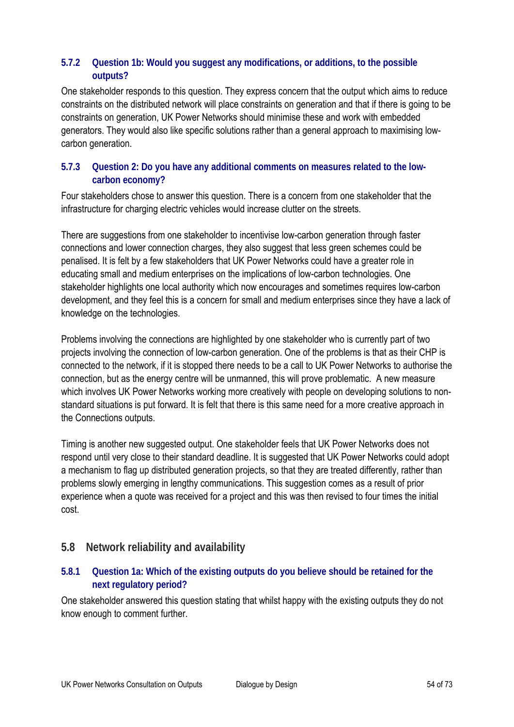#### 5.7.2 Question 1b: Would you suggest any modifications, or additions, to the possible outputs?

One stakeholder responds to this question. They express concern that the output which aims to reduce constraints on the distributed network will place constraints on generation and that if there is going to be constraints on generation, UK Power Networks should minimise these and work with embedded generators. They would also like specific solutions rather than a general approach to maximising low-carbon generation.

#### 5.7.3 Question 2: Do you have any additional comments on measures related to the low-carbon economy?

Four stakeholders chose to answer this question. There is a concern from one stakeholder that the infrastructure for charging electric vehicles would increase clutter on the streets.

There are suggestions from one stakeholder to incentivise low-carbon generation through faster connections and lower connection charges, they also suggest that less green schemes could be penalised. It is felt by a few stakeholders that UK Power Networks could have a greater role in educating small and medium enterprises on the implications of low-carbon technologies. One stakeholder highlights one local authority which now encourages and sometimes requires low-carbon development, and they feel this is a concern for small and medium enterprises since they have a lack of knowledge on the technologies.

Problems involving the connections are highlighted by one stakeholder who is currently part of two projects involving the connection of low-carbon generation. One of the problems is that as their CHP is connected to the network, if it is stopped there needs to be a call to UK Power Networks to authorise the connection, but as the energy centre will be unmanned, this will prove problematic. A new measure which involves UK Power Networks working more creatively with people on developing solutions to non-standard situations is put forward. It is felt that there is this same need for a more creative approach in the Connections outputs.

Timing is another new suggested output. One stakeholder feels that UK Power Networks does not respond until very close to their standard deadline. It is suggested that UK Power Networks could adopt a mechanism to flag up distributed generation projects, so that they are treated differently, rather than problems slowly emerging in lengthy communications. This suggestion comes as a result of prior experience when a quote was received for a project and this was then revised to four times the initial cost.

### 5.8 Network reliability and availability

#### 5.8.1 Question 1a: Which of the existing outputs do you believe should be retained for the next regulatory period?

One stakeholder answered this question stating that whilst happy with the existing outputs they do not know enough to comment further.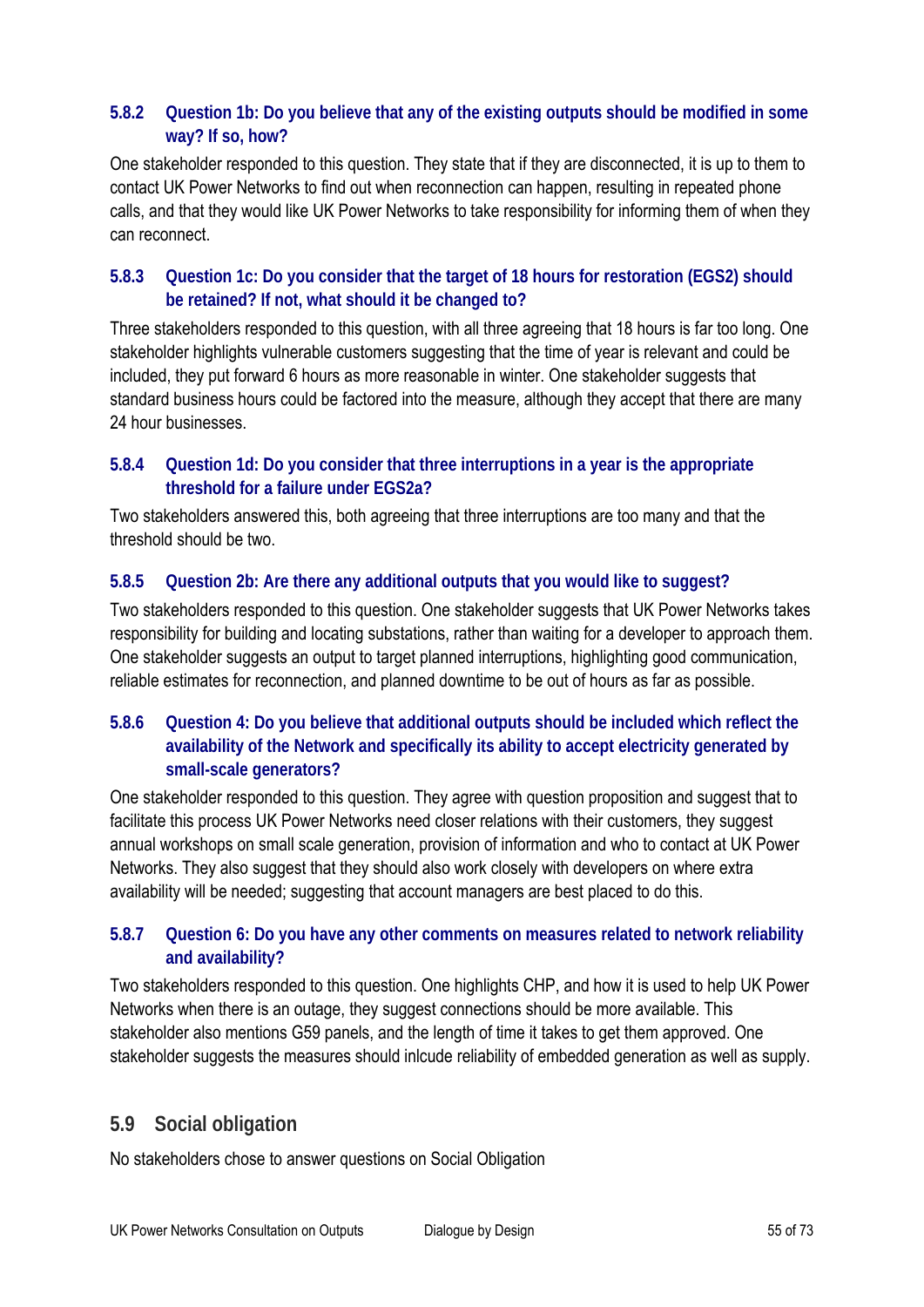### 5.8.2 Question 1b: Do you believe that any of the existing outputs should be modified in some way? If so, how?

One stakeholder responded to this question. They state that if they are disconnected, it is up to them to contact UK Power Networks to find out when reconnection can happen, resulting in repeated phone calls, and that they would like UK Power Networks to take responsibility for informing them of when they can reconnect.

### 5.8.3 Question 1c: Do you consider that the target of 18 hours for restoration (EGS2) should be retained? If not, what should it be changed to?

Three stakeholders responded to this question, with all three agreeing that 18 hours is far too long. One stakeholder highlights vulnerable customers suggesting that the time of year is relevant and could be included, they put forward 6 hours as more reasonable in winter. One stakeholder suggests that standard business hours could be factored into the measure, although they accept that there are many 24 hour businesses.

### 5.8.4 Question 1d: Do you consider that three interruptions in a year is the appropriate threshold for a failure under EGS2a?

Two stakeholders answered this, both agreeing that three interruptions are too many and that the threshold should be two.

### 5.8.5 Question 2b: Are there any additional outputs that you would like to suggest?

Two stakeholders responded to this question. One stakeholder suggests that UK Power Networks takes responsibility for building and locating substations, rather than waiting for a developer to approach them. One stakeholder suggests an output to target planned interruptions, highlighting good communication, reliable estimates for reconnection, and planned downtime to be out of hours as far as possible.

### 5.8.6 Question 4: Do you believe that additional outputs should be included which reflect the availability of the Network and specifically its ability to accept electricity generated by small-scale generators?

One stakeholder responded to this question. They agree with question proposition and suggest that to facilitate this process UK Power Networks need closer relations with their customers, they suggest annual workshops on small scale generation, provision of information and who to contact at UK Power Networks. They also suggest that they should also work closely with developers on where extra availability will be needed; suggesting that account managers are best placed to do this.

### 5.8.7 Question 6: Do you have any other comments on measures related to network reliability and availability?

Two stakeholders responded to this question. One highlights CHP, and how it is used to help UK Power Networks when there is an outage, they suggest connections should be more available. This stakeholder also mentions G59 panels, and the length of time it takes to get them approved. One stakeholder suggests the measures should inlcude reliability of embedded generation as well as supply.

## 5.9 Social obligation

No stakeholders chose to answer questions on Social Obligation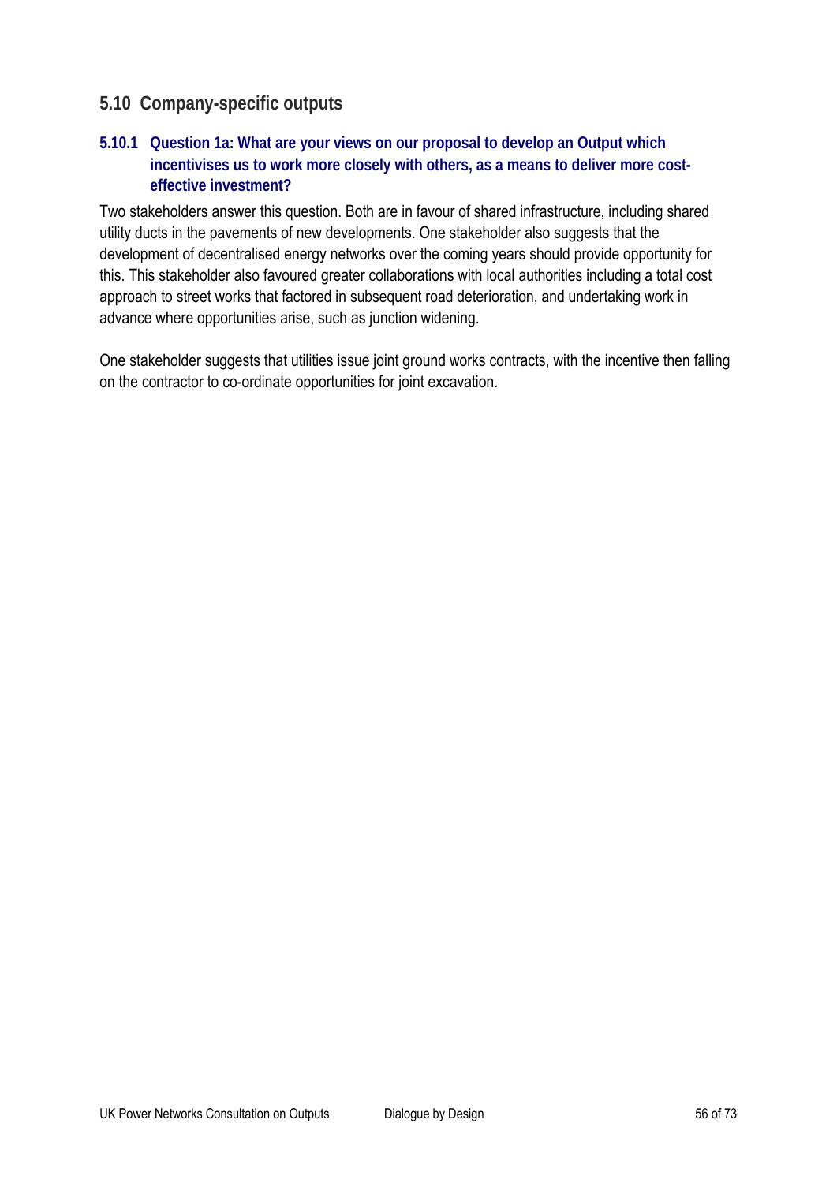## 5.10 Company-specific outputs

### 5.10.1 Question 1a: What are your views on our proposal to develop an Output which incentivises us to work more closely with others, as a means to deliver more cost-effective investment?

Two stakeholders answer this question. Both are in favour of shared infrastructure, including shared utility ducts in the pavements of new developments. One stakeholder also suggests that the development of decentralised energy networks over the coming years should provide opportunity for this. This stakeholder also favoured greater collaborations with local authorities including a total cost approach to street works that factored in subsequent road deterioration, and undertaking work in advance where opportunities arise, such as junction widening.

One stakeholder suggests that utilities issue joint ground works contracts, with the incentive then falling on the contractor to co-ordinate opportunities for joint excavation.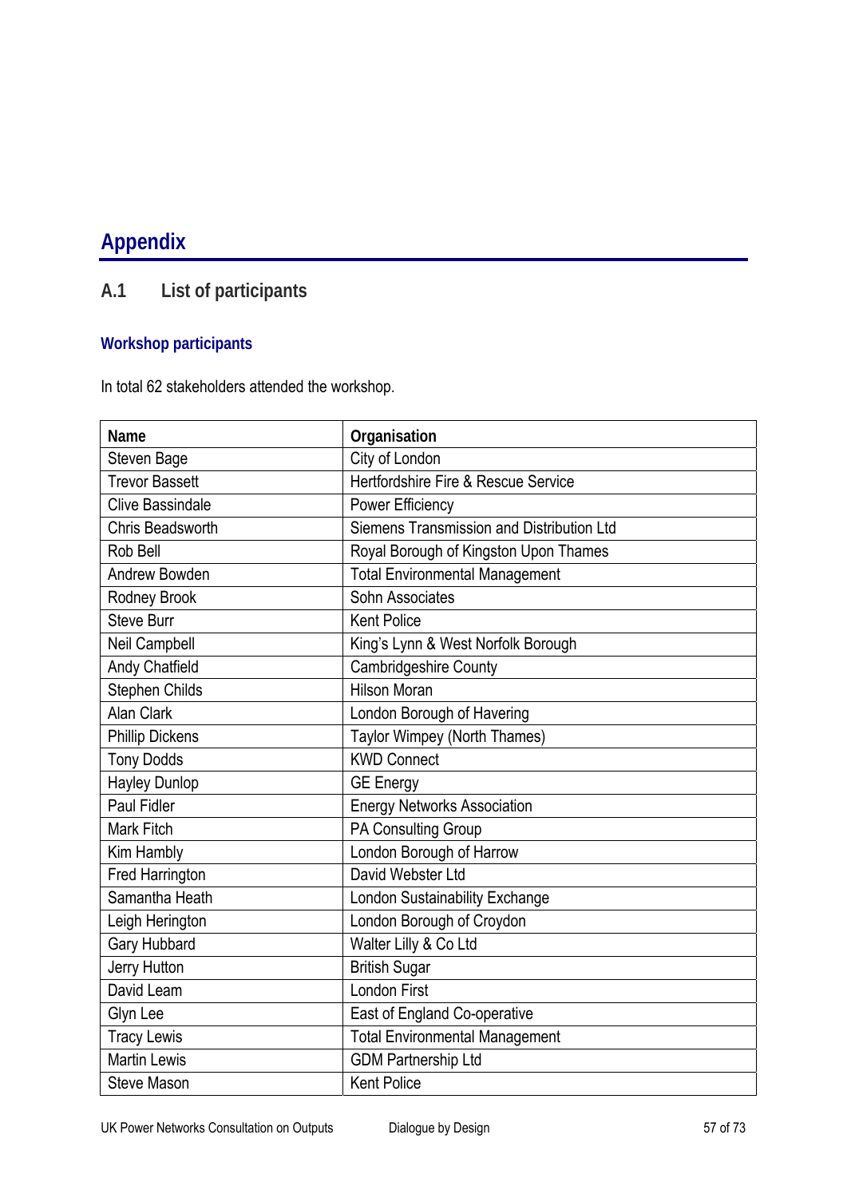# Appendix

## A.1 List of participants

### Workshop participants

In total 62 stakeholders attended the workshop.

| Name | Organisation |
|---|---|
| Steven Bage | City of London |
| Trevor Bassett | Hertfordshire Fire & Rescue Service |
| Clive Bassindale | Power Efficiency |
| Chris Beadsworth | Siemens Transmission and Distribution Ltd |
| Rob Bell | Royal Borough of Kingston Upon Thames |
| Andrew Bowden | Total Environmental Management |
| Rodney Brook | Sohn Associates |
| Steve Burr | Kent Police |
| Neil Campbell | King's Lynn & West Norfolk Borough |
| Andy Chatfield | Cambridgeshire County |
| Stephen Childs | Hilson Moran |
| Alan Clark | London Borough of Havering |
| Phillip Dickens | Taylor Wimpey (North Thames) |
| Tony Dodds | KWD Connect |
| Hayley Dunlop | GE Energy |
| Paul Fidler | Energy Networks Association |
| Mark Fitch | PA Consulting Group |
| Kim Hambly | London Borough of Harrow |
| Fred Harrington | David Webster Ltd |
| Samantha Heath | London Sustainability Exchange |
| Leigh Herington | London Borough of Croydon |
| Gary Hubbard | Walter Lilly & Co Ltd |
| Jerry Hutton | British Sugar |
| David Leam | London First |
| Glyn Lee | East of England Co-operative |
| Tracy Lewis | Total Environmental Management |
| Martin Lewis | GDM Partnership Ltd |
| Steve Mason | Kent Police |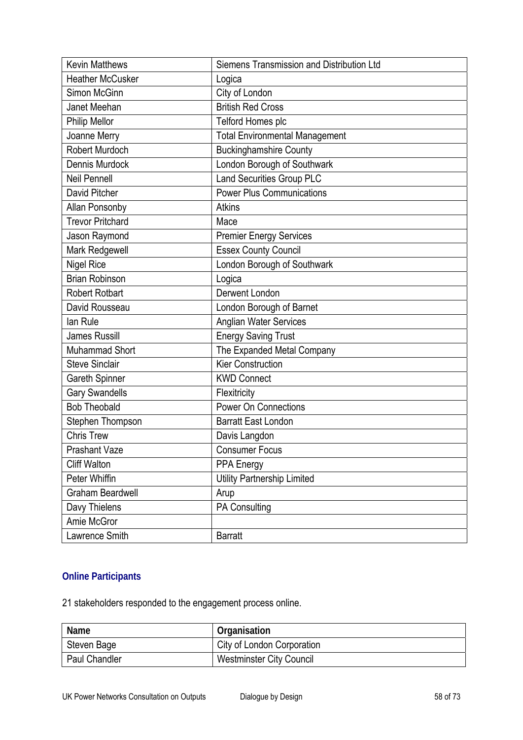| | |
|---|---|
| Kevin Matthews | Siemens Transmission and Distribution Ltd |
| Heather McCusker | Logica |
| Simon McGinn | City of London |
| Janet Meehan | British Red Cross |
| Philip Mellor | Telford Homes plc |
| Joanne Merry | Total Environmental Management |
| Robert Murdoch | Buckinghamshire County |
| Dennis Murdock | London Borough of Southwark |
| Neil Pennell | Land Securities Group PLC |
| David Pitcher | Power Plus Communications |
| Allan Ponsonby | Atkins |
| Trevor Pritchard | Mace |
| Jason Raymond | Premier Energy Services |
| Mark Redgewell | Essex County Council |
| Nigel Rice | London Borough of Southwark |
| Brian Robinson | Logica |
| Robert Rotbart | Derwent London |
| David Rousseau | London Borough of Barnet |
| Ian Rule | Anglian Water Services |
| James Russill | Energy Saving Trust |
| Muhammad Short | The Expanded Metal Company |
| Steve Sinclair | Kier Construction |
| Gareth Spinner | KWD Connect |
| Gary Swandells | Flexitricity |
| Bob Theobald | Power On Connections |
| Stephen Thompson | Barratt East London |
| Chris Trew | Davis Langdon |
| Prashant Vaze | Consumer Focus |
| Cliff Walton | PPA Energy |
| Peter Whiffin | Utility Partnership Limited |
| Graham Beardwell | Arup |
| Davy Thielens | PA Consulting |
| Amie McGror | |
| Lawrence Smith | Barratt |

### Online Participants

21 stakeholders responded to the engagement process online.

| Name | Organisation |
|---|---|
| Steven Bage | City of London Corporation |
| Paul Chandler | Westminster City Council |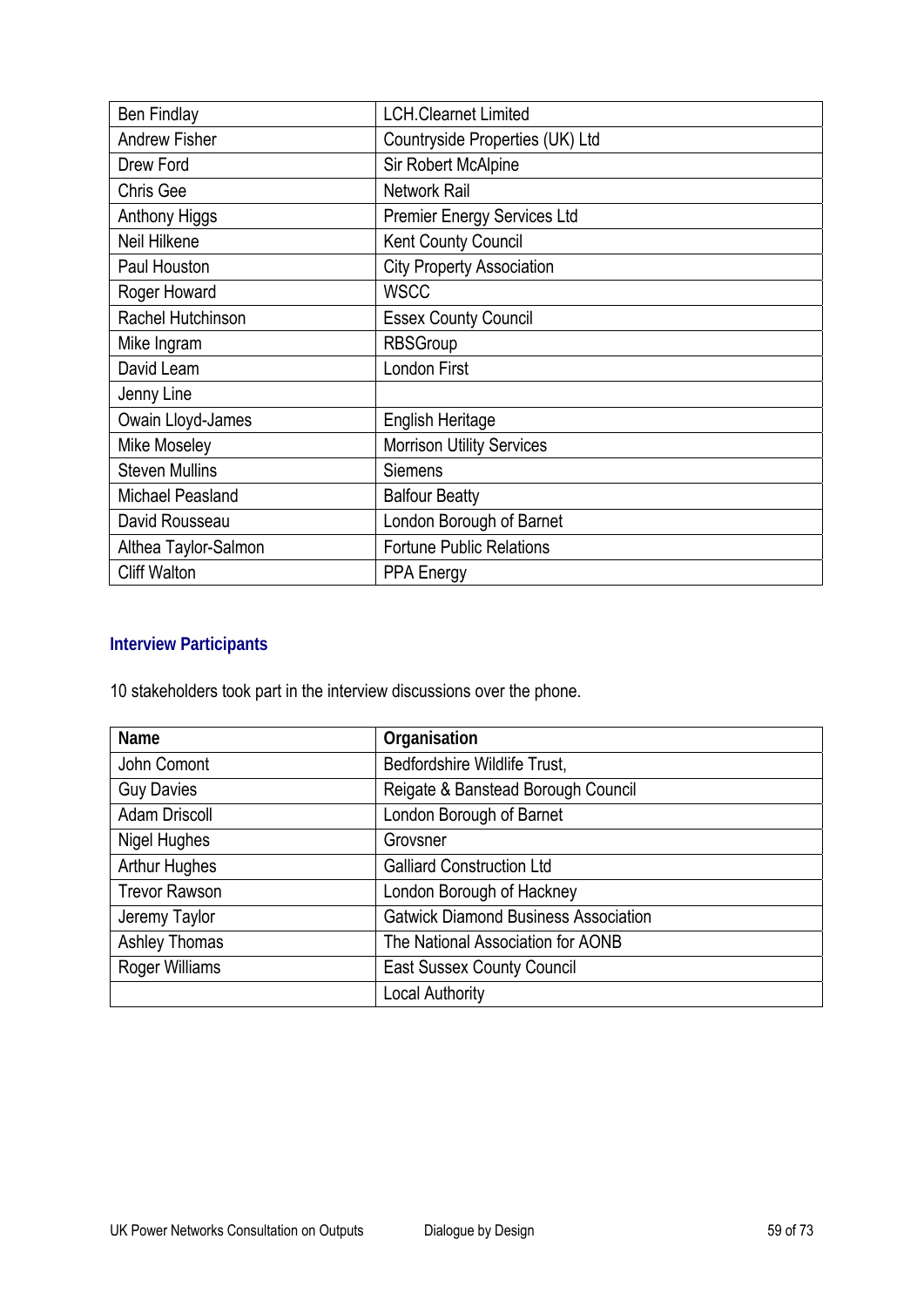| | |
|---|---|
| Ben Findlay | LCH.Clearnet Limited |
| Andrew Fisher | Countryside Properties (UK) Ltd |
| Drew Ford | Sir Robert McAlpine |
| Chris Gee | Network Rail |
| Anthony Higgs | Premier Energy Services Ltd |
| Neil Hilkene | Kent County Council |
| Paul Houston | City Property Association |
| Roger Howard | WSCC |
| Rachel Hutchinson | Essex County Council |
| Mike Ingram | RBSGroup |
| David Leam | London First |
| Jenny Line | |
| Owain Lloyd-James | English Heritage |
| Mike Moseley | Morrison Utility Services |
| Steven Mullins | Siemens |
| Michael Peasland | Balfour Beatty |
| David Rousseau | London Borough of Barnet |
| Althea Taylor-Salmon | Fortune Public Relations |
| Cliff Walton | PPA Energy |

## Interview Participants

10 stakeholders took part in the interview discussions over the phone.

| Name | Organisation |
|---|---|
| John Comont | Bedfordshire Wildlife Trust, |
| Guy Davies | Reigate & Banstead Borough Council |
| Adam Driscoll | London Borough of Barnet |
| Nigel Hughes | Grovsner |
| Arthur Hughes | Galliard Construction Ltd |
| Trevor Rawson | London Borough of Hackney |
| Jeremy Taylor | Gatwick Diamond Business Association |
| Ashley Thomas | The National Association for AONB |
| Roger Williams | East Sussex County Council |
| | Local Authority |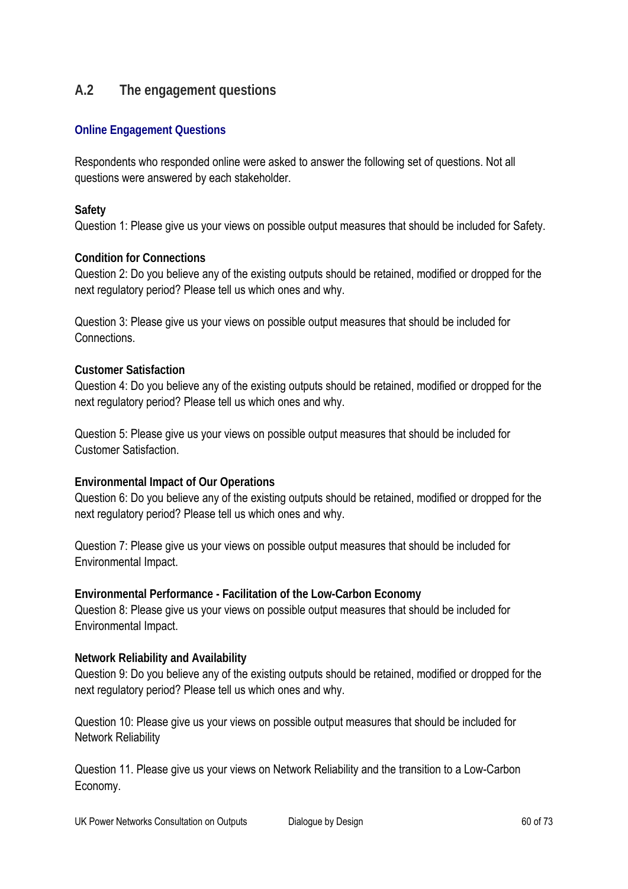## A.2 The engagement questions

### Online Engagement Questions

Respondents who responded online were asked to answer the following set of questions. Not all questions were answered by each stakeholder.

**Safety**
Question 1: Please give us your views on possible output measures that should be included for Safety.

**Condition for Connections**
Question 2: Do you believe any of the existing outputs should be retained, modified or dropped for the next regulatory period? Please tell us which ones and why.

Question 3: Please give us your views on possible output measures that should be included for Connections.

**Customer Satisfaction**
Question 4: Do you believe any of the existing outputs should be retained, modified or dropped for the next regulatory period? Please tell us which ones and why.

Question 5: Please give us your views on possible output measures that should be included for Customer Satisfaction.

**Environmental Impact of Our Operations**
Question 6: Do you believe any of the existing outputs should be retained, modified or dropped for the next regulatory period? Please tell us which ones and why.

Question 7: Please give us your views on possible output measures that should be included for Environmental Impact.

**Environmental Performance - Facilitation of the Low-Carbon Economy**
Question 8: Please give us your views on possible output measures that should be included for Environmental Impact.

**Network Reliability and Availability**
Question 9: Do you believe any of the existing outputs should be retained, modified or dropped for the next regulatory period? Please tell us which ones and why.

Question 10: Please give us your views on possible output measures that should be included for Network Reliability

Question 11. Please give us your views on Network Reliability and the transition to a Low-Carbon Economy.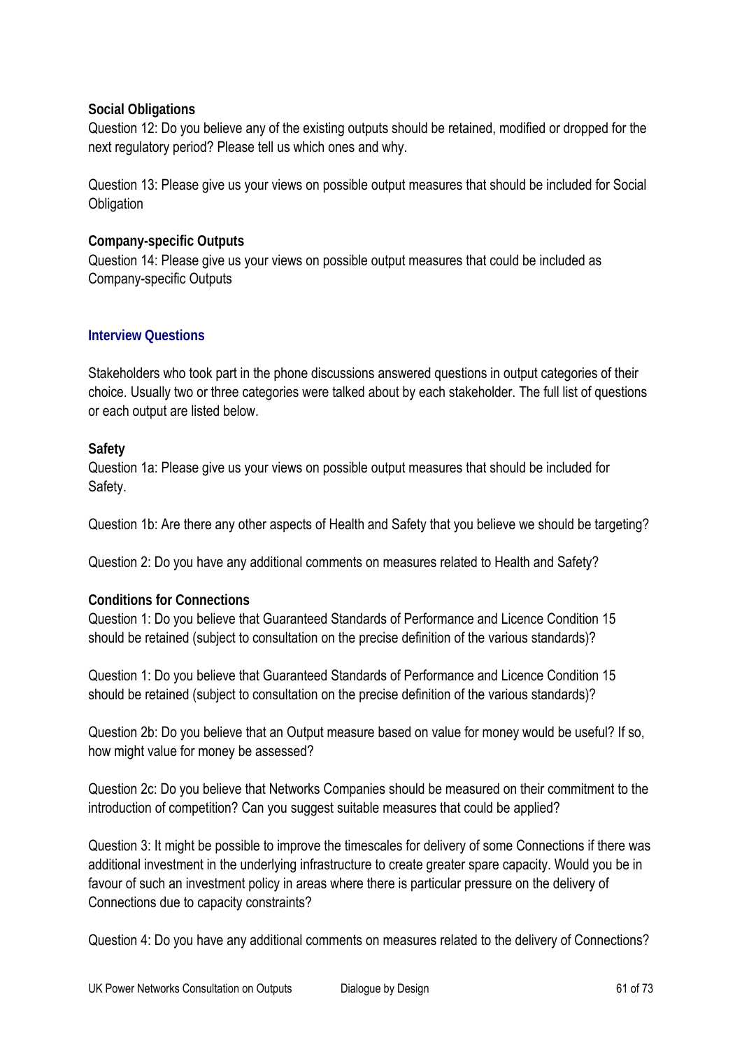**Social Obligations**

Question 12: Do you believe any of the existing outputs should be retained, modified or dropped for the next regulatory period? Please tell us which ones and why.

Question 13: Please give us your views on possible output measures that should be included for Social Obligation

**Company-specific Outputs**

Question 14: Please give us your views on possible output measures that could be included as Company-specific Outputs

## Interview Questions

Stakeholders who took part in the phone discussions answered questions in output categories of their choice. Usually two or three categories were talked about by each stakeholder. The full list of questions or each output are listed below.

**Safety**

Question 1a: Please give us your views on possible output measures that should be included for Safety.

Question 1b: Are there any other aspects of Health and Safety that you believe we should be targeting?

Question 2: Do you have any additional comments on measures related to Health and Safety?

**Conditions for Connections**

Question 1: Do you believe that Guaranteed Standards of Performance and Licence Condition 15 should be retained (subject to consultation on the precise definition of the various standards)?

Question 1: Do you believe that Guaranteed Standards of Performance and Licence Condition 15 should be retained (subject to consultation on the precise definition of the various standards)?

Question 2b: Do you believe that an Output measure based on value for money would be useful? If so, how might value for money be assessed?

Question 2c: Do you believe that Networks Companies should be measured on their commitment to the introduction of competition? Can you suggest suitable measures that could be applied?

Question 3: It might be possible to improve the timescales for delivery of some Connections if there was additional investment in the underlying infrastructure to create greater spare capacity. Would you be in favour of such an investment policy in areas where there is particular pressure on the delivery of Connections due to capacity constraints?

Question 4: Do you have any additional comments on measures related to the delivery of Connections?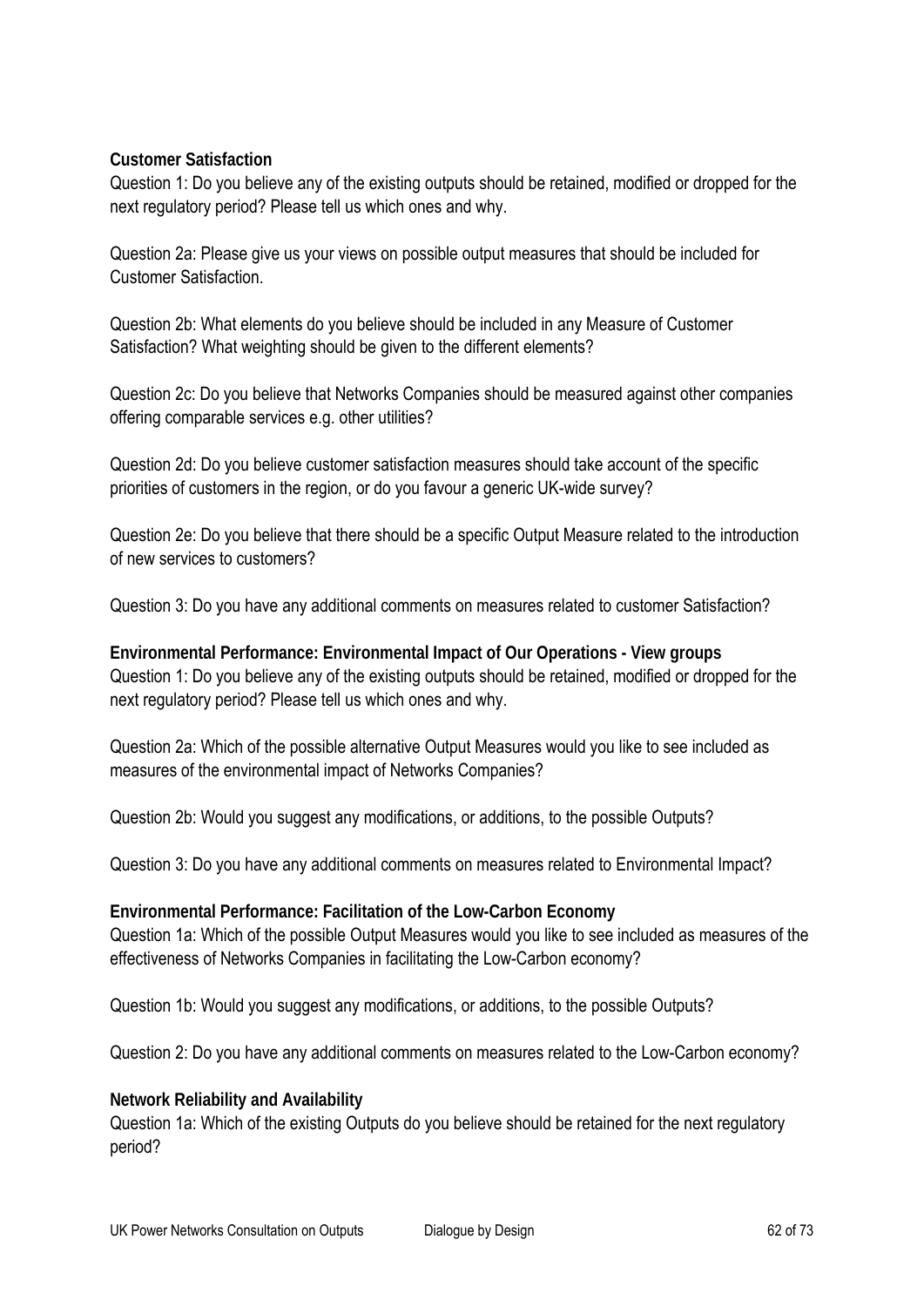**Customer Satisfaction**

Question 1: Do you believe any of the existing outputs should be retained, modified or dropped for the next regulatory period? Please tell us which ones and why.

Question 2a: Please give us your views on possible output measures that should be included for Customer Satisfaction.

Question 2b: What elements do you believe should be included in any Measure of Customer Satisfaction? What weighting should be given to the different elements?

Question 2c: Do you believe that Networks Companies should be measured against other companies offering comparable services e.g. other utilities?

Question 2d: Do you believe customer satisfaction measures should take account of the specific priorities of customers in the region, or do you favour a generic UK-wide survey?

Question 2e: Do you believe that there should be a specific Output Measure related to the introduction of new services to customers?

Question 3: Do you have any additional comments on measures related to customer Satisfaction?

**Environmental Performance: Environmental Impact of Our Operations - View groups**

Question 1: Do you believe any of the existing outputs should be retained, modified or dropped for the next regulatory period? Please tell us which ones and why.

Question 2a: Which of the possible alternative Output Measures would you like to see included as measures of the environmental impact of Networks Companies?

Question 2b: Would you suggest any modifications, or additions, to the possible Outputs?

Question 3: Do you have any additional comments on measures related to Environmental Impact?

**Environmental Performance: Facilitation of the Low-Carbon Economy**

Question 1a: Which of the possible Output Measures would you like to see included as measures of the effectiveness of Networks Companies in facilitating the Low-Carbon economy?

Question 1b: Would you suggest any modifications, or additions, to the possible Outputs?

Question 2: Do you have any additional comments on measures related to the Low-Carbon economy?

**Network Reliability and Availability**

Question 1a: Which of the existing Outputs do you believe should be retained for the next regulatory period?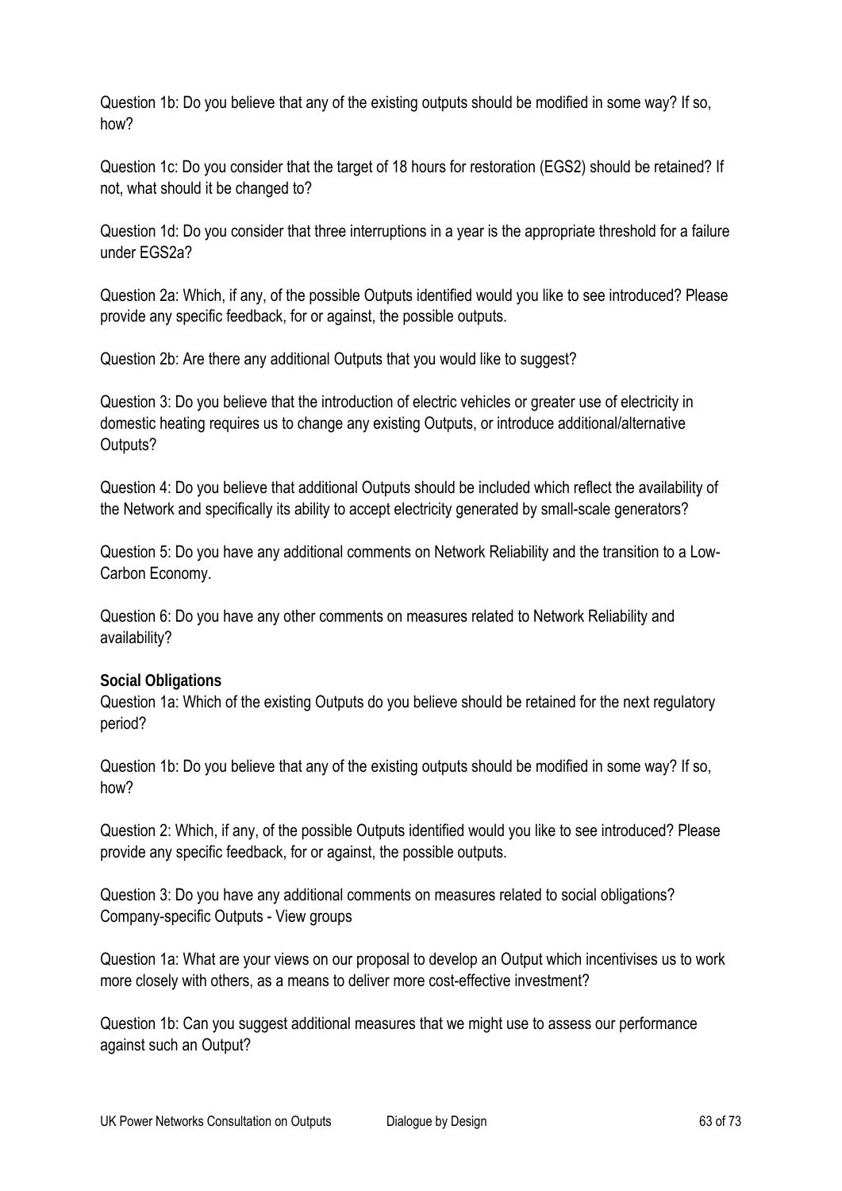Question 1b: Do you believe that any of the existing outputs should be modified in some way? If so, how?

Question 1c: Do you consider that the target of 18 hours for restoration (EGS2) should be retained? If not, what should it be changed to?

Question 1d: Do you consider that three interruptions in a year is the appropriate threshold for a failure under EGS2a?

Question 2a: Which, if any, of the possible Outputs identified would you like to see introduced? Please provide any specific feedback, for or against, the possible outputs.

Question 2b: Are there any additional Outputs that you would like to suggest?

Question 3: Do you believe that the introduction of electric vehicles or greater use of electricity in domestic heating requires us to change any existing Outputs, or introduce additional/alternative Outputs?

Question 4: Do you believe that additional Outputs should be included which reflect the availability of the Network and specifically its ability to accept electricity generated by small-scale generators?

Question 5: Do you have any additional comments on Network Reliability and the transition to a Low-Carbon Economy.

Question 6: Do you have any other comments on measures related to Network Reliability and availability?

**Social Obligations**

Question 1a: Which of the existing Outputs do you believe should be retained for the next regulatory period?

Question 1b: Do you believe that any of the existing outputs should be modified in some way? If so, how?

Question 2: Which, if any, of the possible Outputs identified would you like to see introduced? Please provide any specific feedback, for or against, the possible outputs.

Question 3: Do you have any additional comments on measures related to social obligations?
Company-specific Outputs - View groups

Question 1a: What are your views on our proposal to develop an Output which incentivises us to work more closely with others, as a means to deliver more cost-effective investment?

Question 1b: Can you suggest additional measures that we might use to assess our performance against such an Output?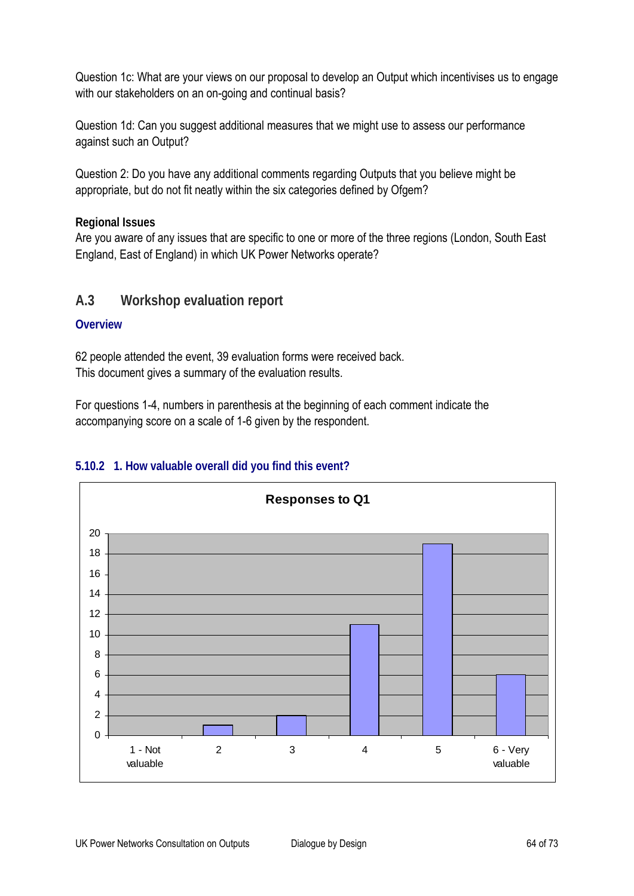Question 1c: What are your views on our proposal to develop an Output which incentivises us to engage with our stakeholders on an on-going and continual basis?

Question 1d: Can you suggest additional measures that we might use to assess our performance against such an Output?

Question 2: Do you have any additional comments regarding Outputs that you believe might be appropriate, but do not fit neatly within the six categories defined by Ofgem?

**Regional Issues**

Are you aware of any issues that are specific to one or more of the three regions (London, South East England, East of England) in which UK Power Networks operate?

## A.3 Workshop evaluation report

### Overview

62 people attended the event, 39 evaluation forms were received back.
This document gives a summary of the evaluation results.

For questions 1-4, numbers in parenthesis at the beginning of each comment indicate the accompanying score on a scale of 1-6 given by the respondent.

### 5.10.2 1. How valuable overall did you find this event?

**Responses to Q1**

| Score | Responses |
|---|---|
| 1 - Not valuable | 0 |
| 2 | 1 |
| 3 | 2 |
| 4 | 11 |
| 5 | 19 |
| 6 - Very valuable | 6 |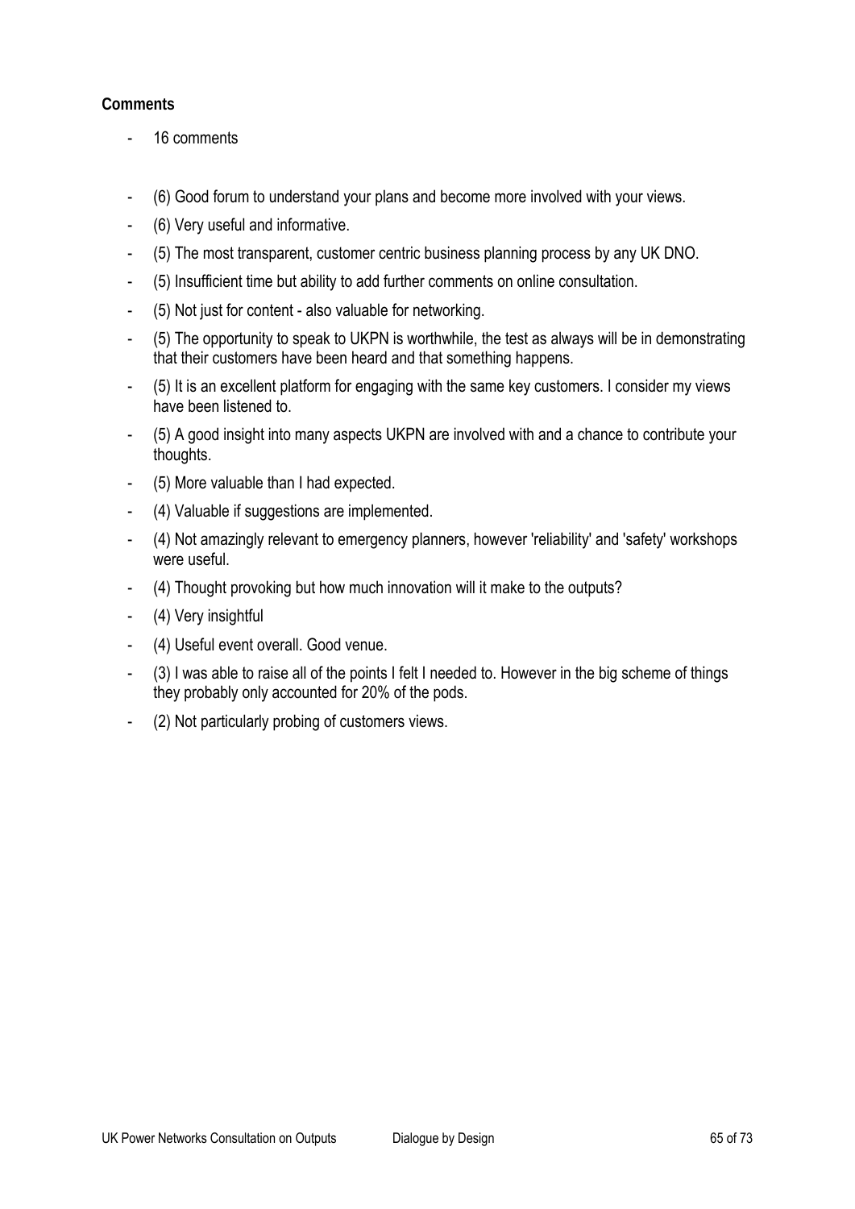**Comments**

- 16 comments

- (6) Good forum to understand your plans and become more involved with your views.
- (6) Very useful and informative.
- (5) The most transparent, customer centric business planning process by any UK DNO.
- (5) Insufficient time but ability to add further comments on online consultation.
- (5) Not just for content - also valuable for networking.
- (5) The opportunity to speak to UKPN is worthwhile, the test as always will be in demonstrating that their customers have been heard and that something happens.
- (5) It is an excellent platform for engaging with the same key customers. I consider my views have been listened to.
- (5) A good insight into many aspects UKPN are involved with and a chance to contribute your thoughts.
- (5) More valuable than I had expected.
- (4) Valuable if suggestions are implemented.
- (4) Not amazingly relevant to emergency planners, however 'reliability' and 'safety' workshops were useful.
- (4) Thought provoking but how much innovation will it make to the outputs?
- (4) Very insightful
- (4) Useful event overall. Good venue.
- (3) I was able to raise all of the points I felt I needed to. However in the big scheme of things they probably only accounted for 20% of the pods.
- (2) Not particularly probing of customers views.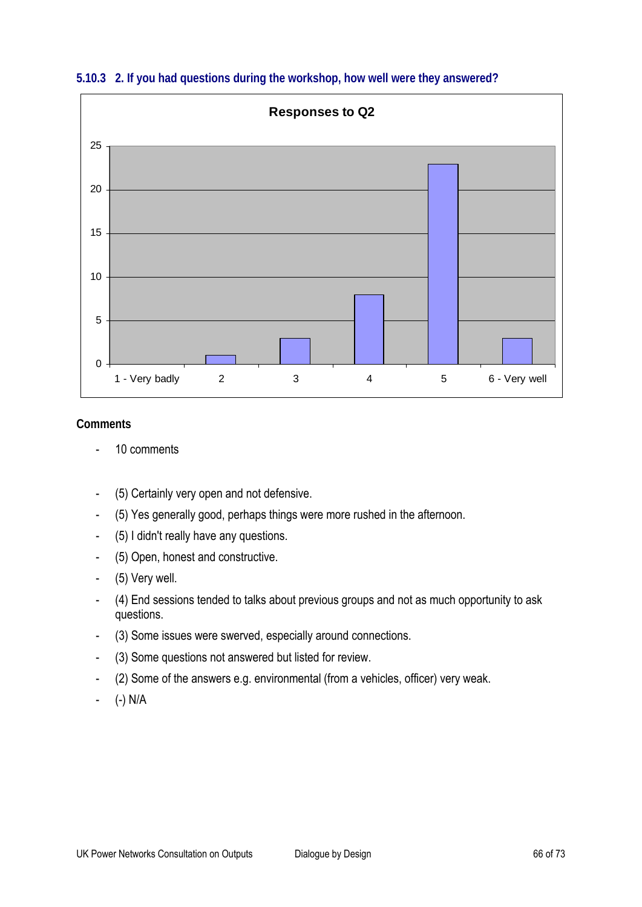### 5.10.3 2. If you had questions during the workshop, how well were they answered?

**Responses to Q2**

| Response | Count |
|---|---|
| 1 - Very badly | 0 |
| 2 | 1 |
| 3 | 3 |
| 4 | 8 |
| 5 | 23 |
| 6 - Very well | 3 |

**Comments**

- 10 comments

- (5) Certainly very open and not defensive.
- (5) Yes generally good, perhaps things were more rushed in the afternoon.
- (5) I didn't really have any questions.
- (5) Open, honest and constructive.
- (5) Very well.
- (4) End sessions tended to talks about previous groups and not as much opportunity to ask questions.
- (3) Some issues were swerved, especially around connections.
- (3) Some questions not answered but listed for review.
- (2) Some of the answers e.g. environmental (from a vehicles, officer) very weak.
- (-) N/A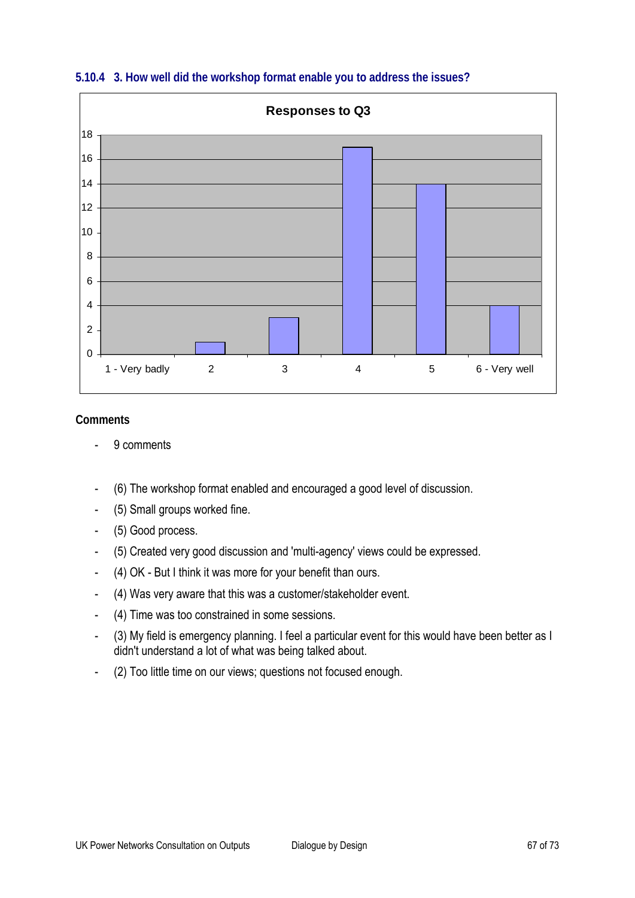### 5.10.4 3. How well did the workshop format enable you to address the issues?

**Responses to Q3**

| Response | Count |
|---|---|
| 1 - Very badly | 0 |
| 2 | 1 |
| 3 | 3 |
| 4 | 17 |
| 5 | 14 |
| 6 - Very well | 4 |

**Comments**

- 9 comments

- (6) The workshop format enabled and encouraged a good level of discussion.
- (5) Small groups worked fine.
- (5) Good process.
- (5) Created very good discussion and 'multi-agency' views could be expressed.
- (4) OK - But I think it was more for your benefit than ours.
- (4) Was very aware that this was a customer/stakeholder event.
- (4) Time was too constrained in some sessions.
- (3) My field is emergency planning. I feel a particular event for this would have been better as I didn't understand a lot of what was being talked about.
- (2) Too little time on our views; questions not focused enough.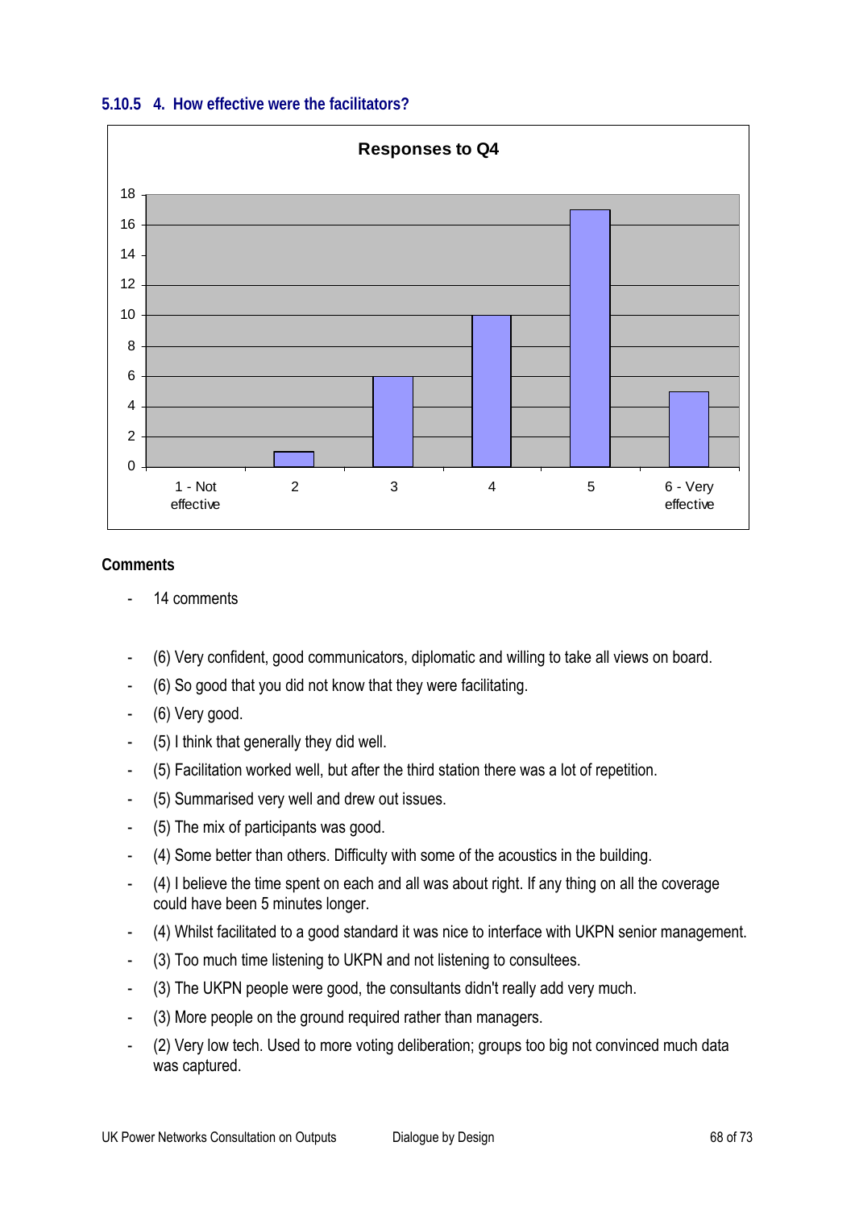### 5.10.5 4. How effective were the facilitators?

**Responses to Q4**

| Response | Count |
|---|---|
| 1 - Not effective | 0 |
| 2 | 1 |
| 3 | 6 |
| 4 | 10 |
| 5 | 17 |
| 6 - Very effective | 5 |

**Comments**

- 14 comments

- (6) Very confident, good communicators, diplomatic and willing to take all views on board.
- (6) So good that you did not know that they were facilitating.
- (6) Very good.
- (5) I think that generally they did well.
- (5) Facilitation worked well, but after the third station there was a lot of repetition.
- (5) Summarised very well and drew out issues.
- (5) The mix of participants was good.
- (4) Some better than others. Difficulty with some of the acoustics in the building.
- (4) I believe the time spent on each and all was about right. If any thing on all the coverage could have been 5 minutes longer.
- (4) Whilst facilitated to a good standard it was nice to interface with UKPN senior management.
- (3) Too much time listening to UKPN and not listening to consultees.
- (3) The UKPN people were good, the consultants didn't really add very much.
- (3) More people on the ground required rather than managers.
- (2) Very low tech. Used to more voting deliberation; groups too big not convinced much data was captured.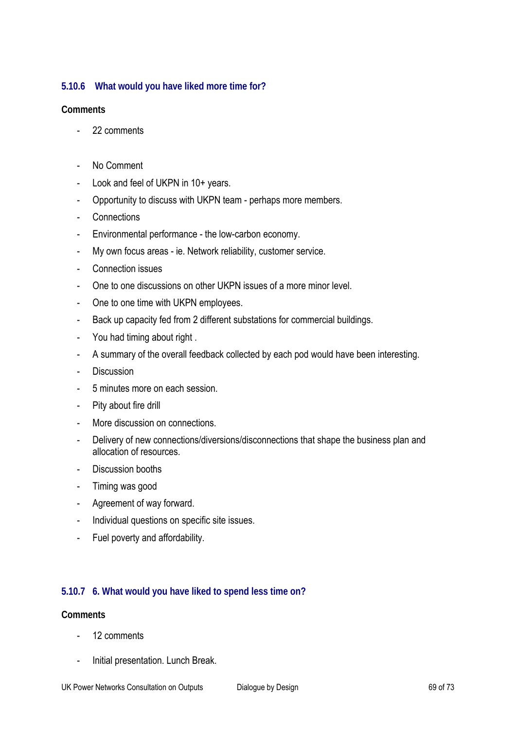### 5.10.6 What would you have liked more time for?

**Comments**

- 22 comments

- No Comment
- Look and feel of UKPN in 10+ years.
- Opportunity to discuss with UKPN team - perhaps more members.
- Connections
- Environmental performance - the low-carbon economy.
- My own focus areas - ie. Network reliability, customer service.
- Connection issues
- One to one discussions on other UKPN issues of a more minor level.
- One to one time with UKPN employees.
- Back up capacity fed from 2 different substations for commercial buildings.
- You had timing about right .
- A summary of the overall feedback collected by each pod would have been interesting.
- Discussion
- 5 minutes more on each session.
- Pity about fire drill
- More discussion on connections.
- Delivery of new connections/diversions/disconnections that shape the business plan and allocation of resources.
- Discussion booths
- Timing was good
- Agreement of way forward.
- Individual questions on specific site issues.
- Fuel poverty and affordability.

### 5.10.7 6. What would you have liked to spend less time on?

**Comments**

- 12 comments

- Initial presentation. Lunch Break.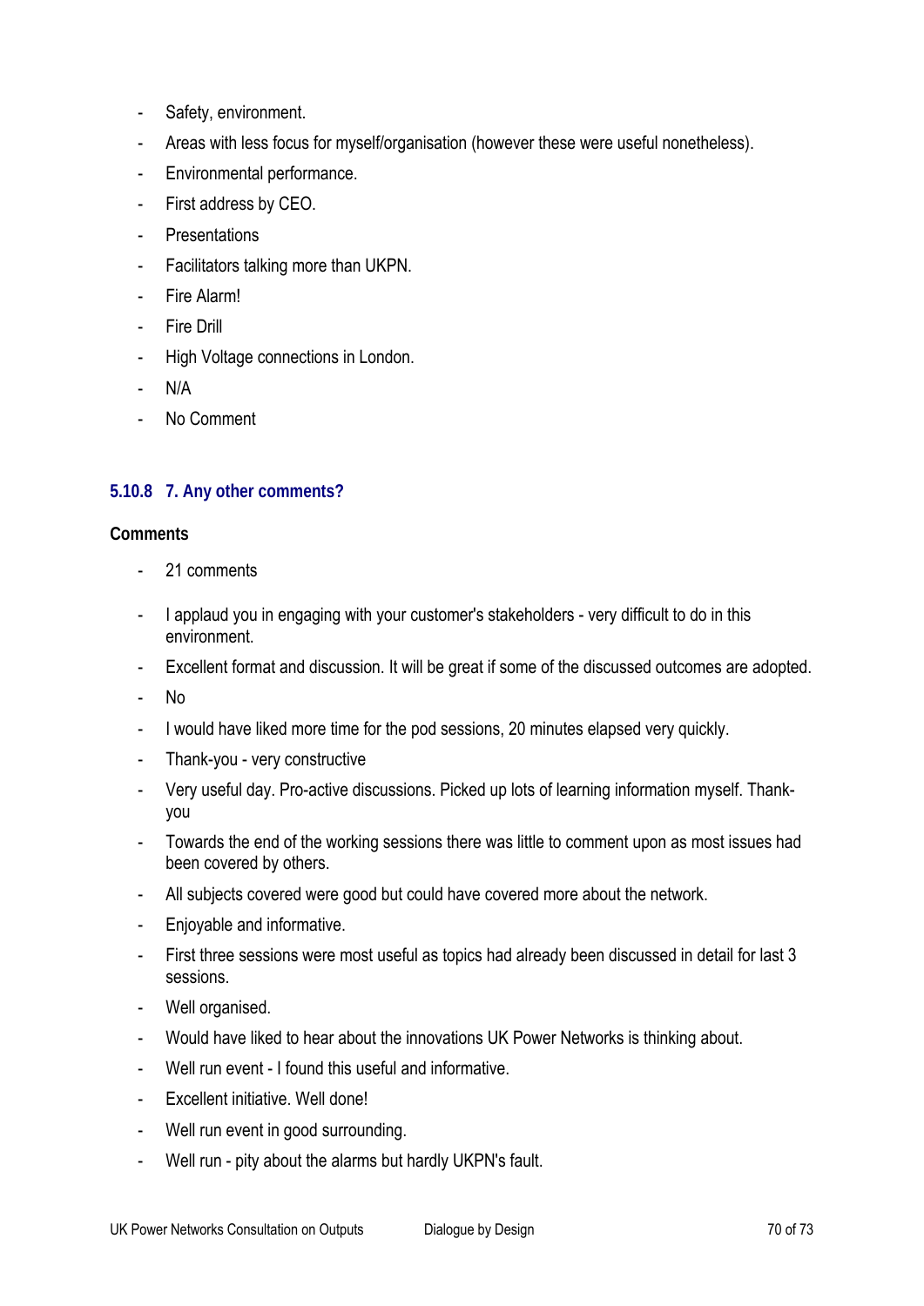- Safety, environment.
- Areas with less focus for myself/organisation (however these were useful nonetheless).
- Environmental performance.
- First address by CEO.
- Presentations
- Facilitators talking more than UKPN.
- Fire Alarm!
- Fire Drill
- High Voltage connections in London.
- N/A
- No Comment

### 5.10.8 7. Any other comments?

**Comments**

- 21 comments

- I applaud you in engaging with your customer's stakeholders - very difficult to do in this environment.
- Excellent format and discussion. It will be great if some of the discussed outcomes are adopted.
- No
- I would have liked more time for the pod sessions, 20 minutes elapsed very quickly.
- Thank-you - very constructive
- Very useful day. Pro-active discussions. Picked up lots of learning information myself. Thank-you
- Towards the end of the working sessions there was little to comment upon as most issues had been covered by others.
- All subjects covered were good but could have covered more about the network.
- Enjoyable and informative.
- First three sessions were most useful as topics had already been discussed in detail for last 3 sessions.
- Well organised.
- Would have liked to hear about the innovations UK Power Networks is thinking about.
- Well run event - I found this useful and informative.
- Excellent initiative. Well done!
- Well run event in good surrounding.
- Well run - pity about the alarms but hardly UKPN's fault.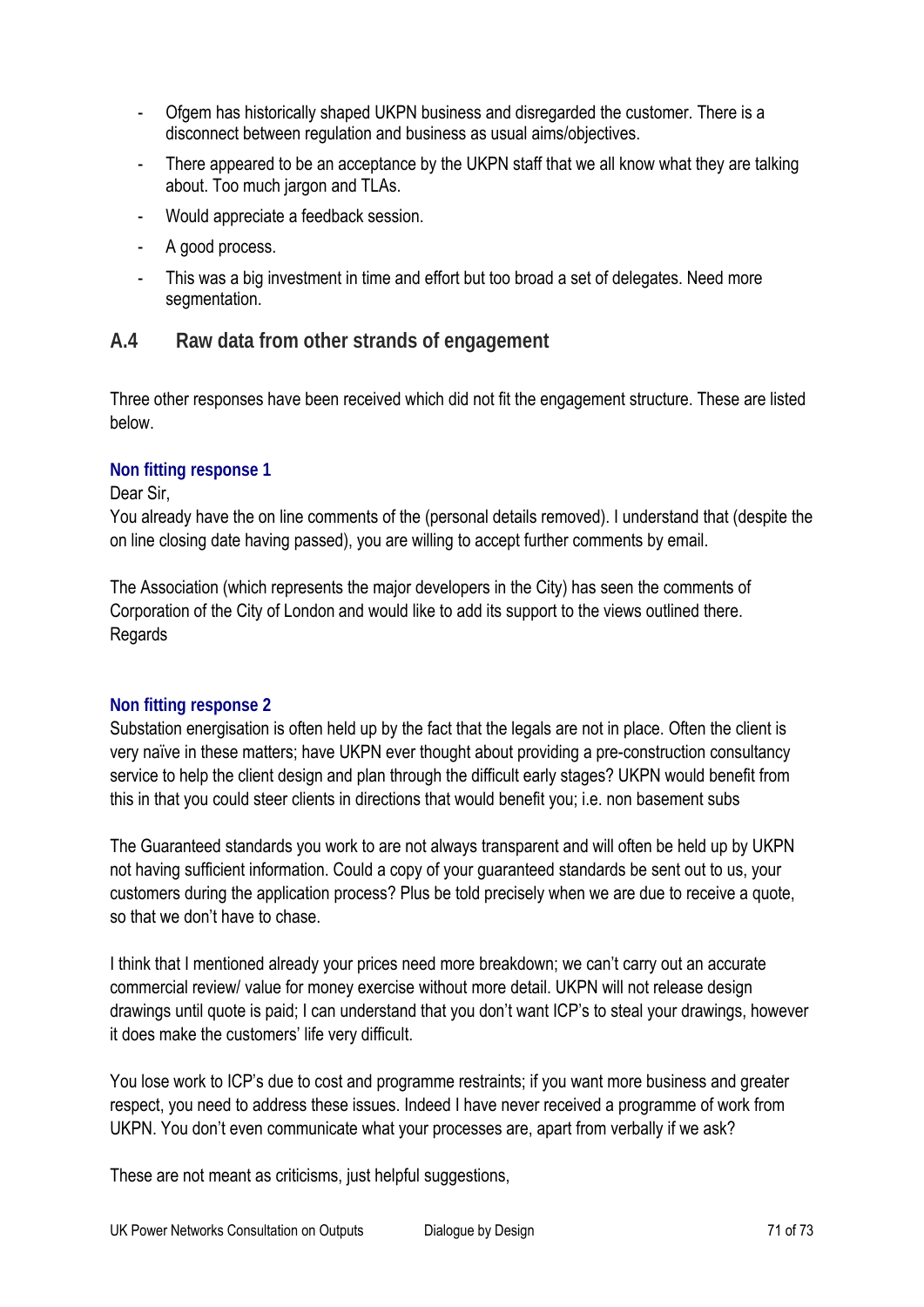- Ofgem has historically shaped UKPN business and disregarded the customer. There is a disconnect between regulation and business as usual aims/objectives.
- There appeared to be an acceptance by the UKPN staff that we all know what they are talking about. Too much jargon and TLAs.
- Would appreciate a feedback session.
- A good process.
- This was a big investment in time and effort but too broad a set of delegates. Need more segmentation.

## A.4 Raw data from other strands of engagement

Three other responses have been received which did not fit the engagement structure. These are listed below.

### Non fitting response 1

Dear Sir,
You already have the on line comments of the (personal details removed). I understand that (despite the on line closing date having passed), you are willing to accept further comments by email.

The Association (which represents the major developers in the City) has seen the comments of Corporation of the City of London and would like to add its support to the views outlined there.
Regards

### Non fitting response 2

Substation energisation is often held up by the fact that the legals are not in place. Often the client is very naïve in these matters; have UKPN ever thought about providing a pre-construction consultancy service to help the client design and plan through the difficult early stages? UKPN would benefit from this in that you could steer clients in directions that would benefit you; i.e. non basement subs

The Guaranteed standards you work to are not always transparent and will often be held up by UKPN not having sufficient information. Could a copy of your guaranteed standards be sent out to us, your customers during the application process? Plus be told precisely when we are due to receive a quote, so that we don't have to chase.

I think that I mentioned already your prices need more breakdown; we can't carry out an accurate commercial review/ value for money exercise without more detail. UKPN will not release design drawings until quote is paid; I can understand that you don't want ICP's to steal your drawings, however it does make the customers' life very difficult.

You lose work to ICP's due to cost and programme restraints; if you want more business and greater respect, you need to address these issues. Indeed I have never received a programme of work from UKPN. You don't even communicate what your processes are, apart from verbally if we ask?

These are not meant as criticisms, just helpful suggestions,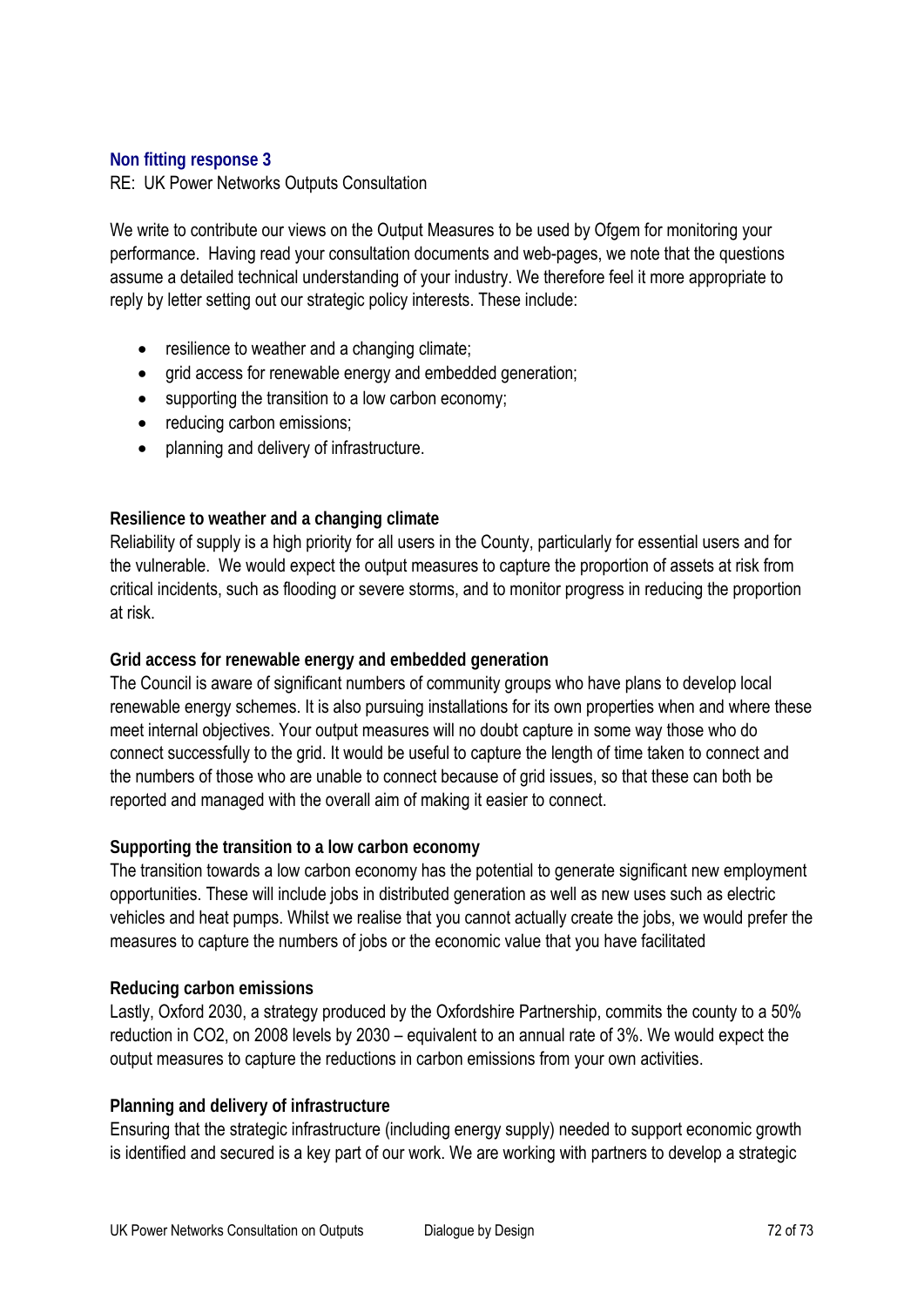### Non fitting response 3

RE: UK Power Networks Outputs Consultation

We write to contribute our views on the Output Measures to be used by Ofgem for monitoring your performance. Having read your consultation documents and web-pages, we note that the questions assume a detailed technical understanding of your industry. We therefore feel it more appropriate to reply by letter setting out our strategic policy interests. These include:

- resilience to weather and a changing climate;
- grid access for renewable energy and embedded generation;
- supporting the transition to a low carbon economy;
- reducing carbon emissions;
- planning and delivery of infrastructure.

**Resilience to weather and a changing climate**

Reliability of supply is a high priority for all users in the County, particularly for essential users and for the vulnerable. We would expect the output measures to capture the proportion of assets at risk from critical incidents, such as flooding or severe storms, and to monitor progress in reducing the proportion at risk.

**Grid access for renewable energy and embedded generation**

The Council is aware of significant numbers of community groups who have plans to develop local renewable energy schemes. It is also pursuing installations for its own properties when and where these meet internal objectives. Your output measures will no doubt capture in some way those who do connect successfully to the grid. It would be useful to capture the length of time taken to connect and the numbers of those who are unable to connect because of grid issues, so that these can both be reported and managed with the overall aim of making it easier to connect.

**Supporting the transition to a low carbon economy**

The transition towards a low carbon economy has the potential to generate significant new employment opportunities. These will include jobs in distributed generation as well as new uses such as electric vehicles and heat pumps. Whilst we realise that you cannot actually create the jobs, we would prefer the measures to capture the numbers of jobs or the economic value that you have facilitated

**Reducing carbon emissions**

Lastly, Oxford 2030, a strategy produced by the Oxfordshire Partnership, commits the county to a 50% reduction in CO2, on 2008 levels by 2030 – equivalent to an annual rate of 3%. We would expect the output measures to capture the reductions in carbon emissions from your own activities.

**Planning and delivery of infrastructure**

Ensuring that the strategic infrastructure (including energy supply) needed to support economic growth is identified and secured is a key part of our work. We are working with partners to develop a strategic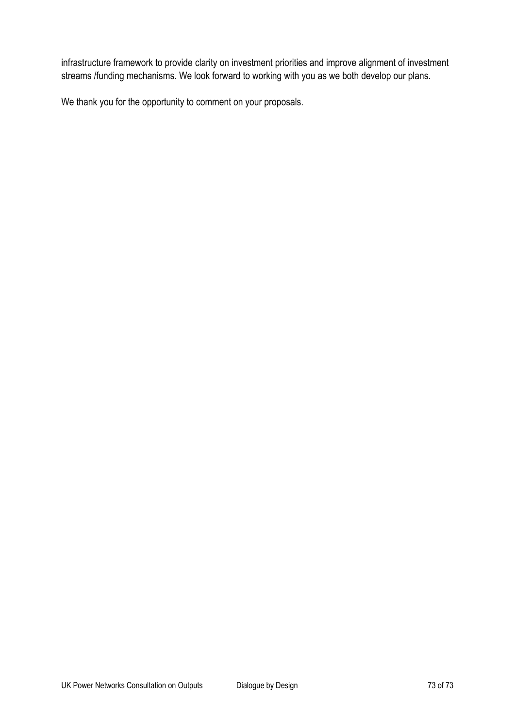infrastructure framework to provide clarity on investment priorities and improve alignment of investment streams /funding mechanisms. We look forward to working with you as we both develop our plans.

We thank you for the opportunity to comment on your proposals.